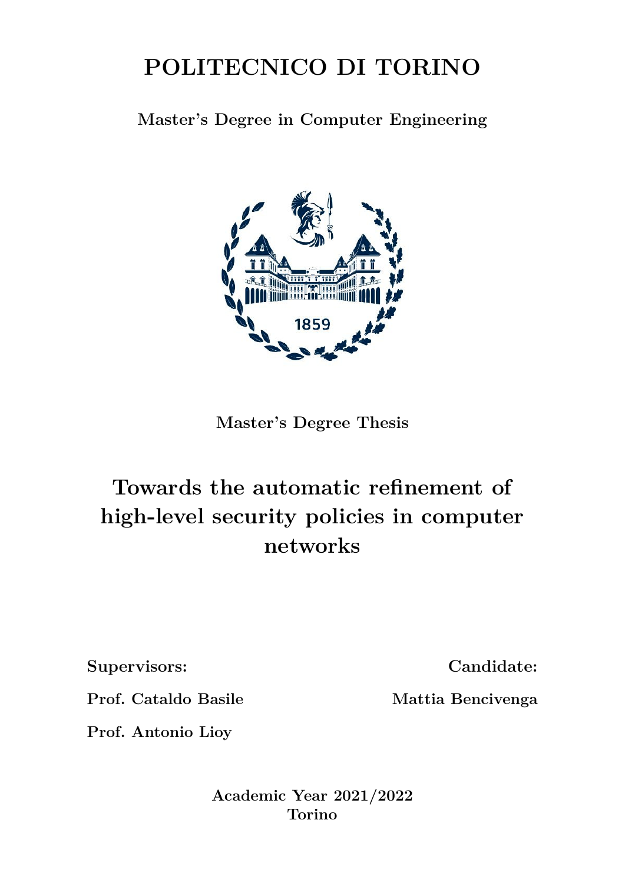# POLITECNICO DI TORINO

**Master's Degree in Computer Engineering**

**Master's Degree Thesis**

# Towards the automatic refinement of high-level security policies in computer networks

**Supervisors:**

**Prof. Cataldo Basile**

**Prof. Antonio Lioy**

**Candidate:**

**Mattia Bencivenga**

**Academic Year 2021/2022**
**Torino**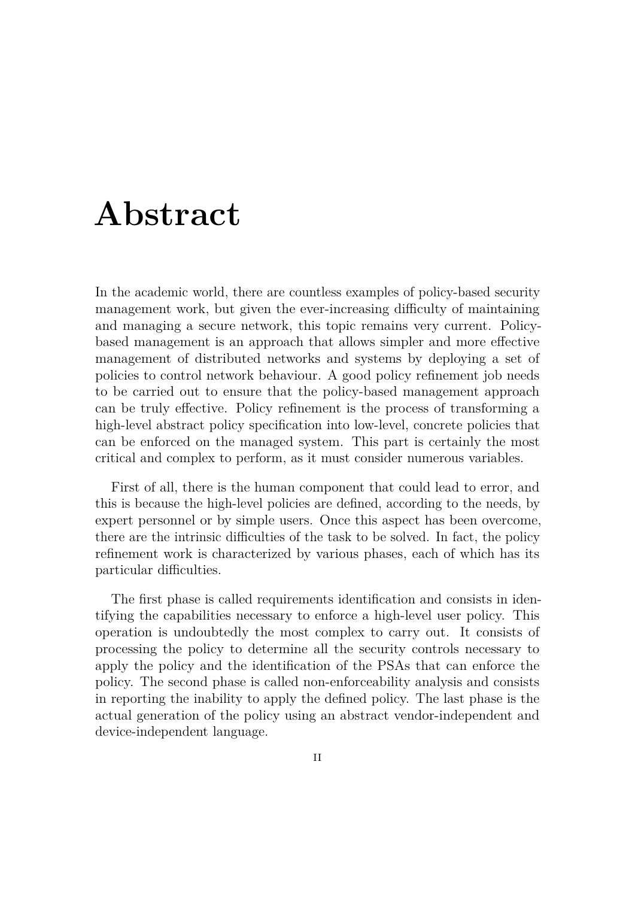# Abstract

In the academic world, there are countless examples of policy-based security management work, but given the ever-increasing difficulty of maintaining and managing a secure network, this topic remains very current. Policy-based management is an approach that allows simpler and more effective management of distributed networks and systems by deploying a set of policies to control network behaviour. A good policy refinement job needs to be carried out to ensure that the policy-based management approach can be truly effective. Policy refinement is the process of transforming a high-level abstract policy specification into low-level, concrete policies that can be enforced on the managed system. This part is certainly the most critical and complex to perform, as it must consider numerous variables.

First of all, there is the human component that could lead to error, and this is because the high-level policies are defined, according to the needs, by expert personnel or by simple users. Once this aspect has been overcome, there are the intrinsic difficulties of the task to be solved. In fact, the policy refinement work is characterized by various phases, each of which has its particular difficulties.

The first phase is called requirements identification and consists in identifying the capabilities necessary to enforce a high-level user policy. This operation is undoubtedly the most complex to carry out. It consists of processing the policy to determine all the security controls necessary to apply the policy and the identification of the PSAs that can enforce the policy. The second phase is called non-enforceability analysis and consists in reporting the inability to apply the defined policy. The last phase is the actual generation of the policy using an abstract vendor-independent and device-independent language.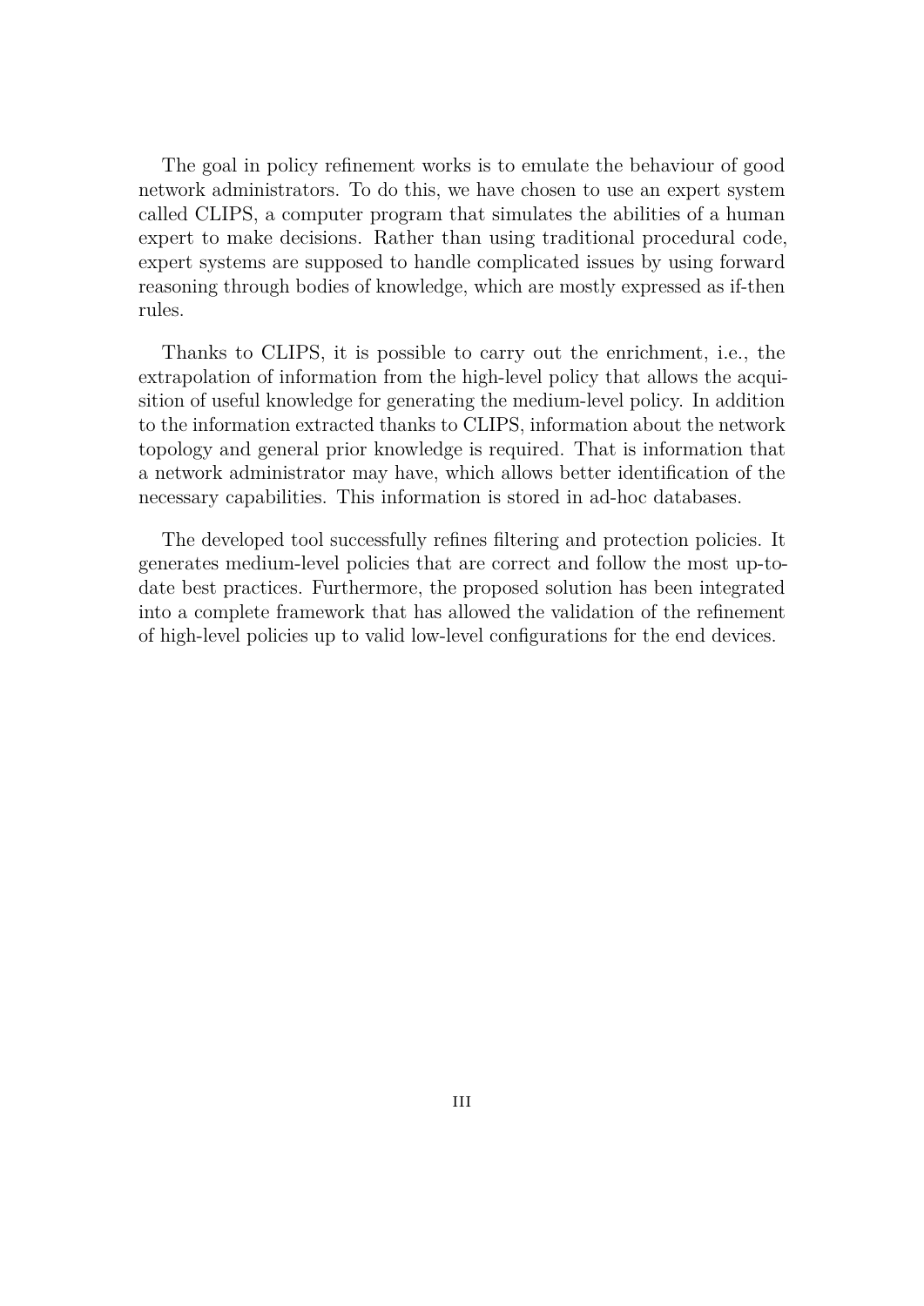The goal in policy refinement works is to emulate the behaviour of good network administrators. To do this, we have chosen to use an expert system called CLIPS, a computer program that simulates the abilities of a human expert to make decisions. Rather than using traditional procedural code, expert systems are supposed to handle complicated issues by using forward reasoning through bodies of knowledge, which are mostly expressed as if-then rules.

Thanks to CLIPS, it is possible to carry out the enrichment, i.e., the extrapolation of information from the high-level policy that allows the acquisition of useful knowledge for generating the medium-level policy. In addition to the information extracted thanks to CLIPS, information about the network topology and general prior knowledge is required. That is information that a network administrator may have, which allows better identification of the necessary capabilities. This information is stored in ad-hoc databases.

The developed tool successfully refines filtering and protection policies. It generates medium-level policies that are correct and follow the most up-to-date best practices. Furthermore, the proposed solution has been integrated into a complete framework that has allowed the validation of the refinement of high-level policies up to valid low-level configurations for the end devices.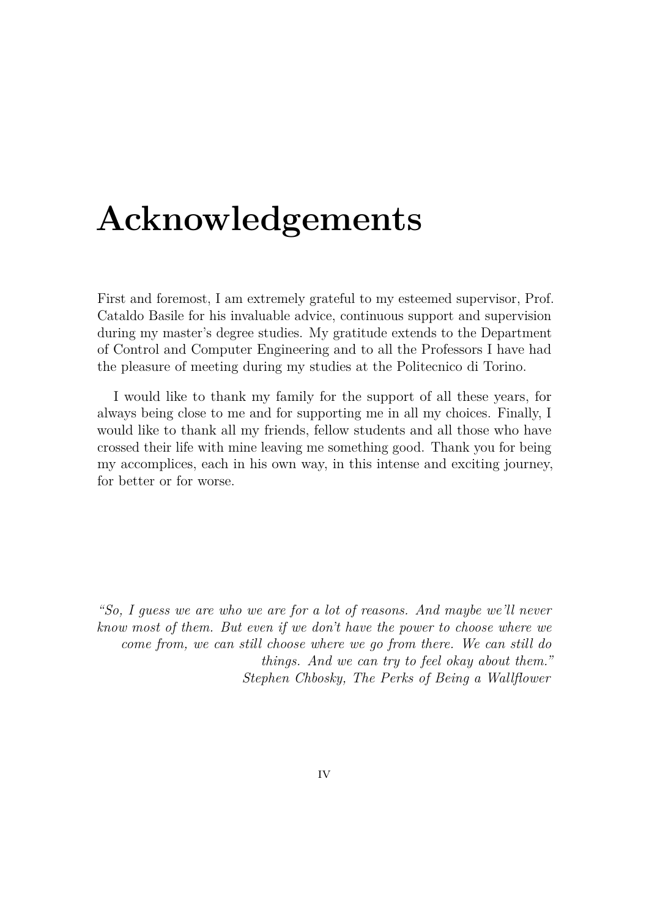# Acknowledgements

First and foremost, I am extremely grateful to my esteemed supervisor, Prof. Cataldo Basile for his invaluable advice, continuous support and supervision during my master's degree studies. My gratitude extends to the Department of Control and Computer Engineering and to all the Professors I have had the pleasure of meeting during my studies at the Politecnico di Torino.

I would like to thank my family for the support of all these years, for always being close to me and for supporting me in all my choices. Finally, I would like to thank all my friends, fellow students and all those who have crossed their life with mine leaving me something good. Thank you for being my accomplices, each in his own way, in this intense and exciting journey, for better or for worse.

*"So, I guess we are who we are for a lot of reasons. And maybe we'll never know most of them. But even if we don't have the power to choose where we come from, we can still choose where we go from there. We can still do things. And we can try to feel okay about them."*
*Stephen Chbosky, The Perks of Being a Wallflower*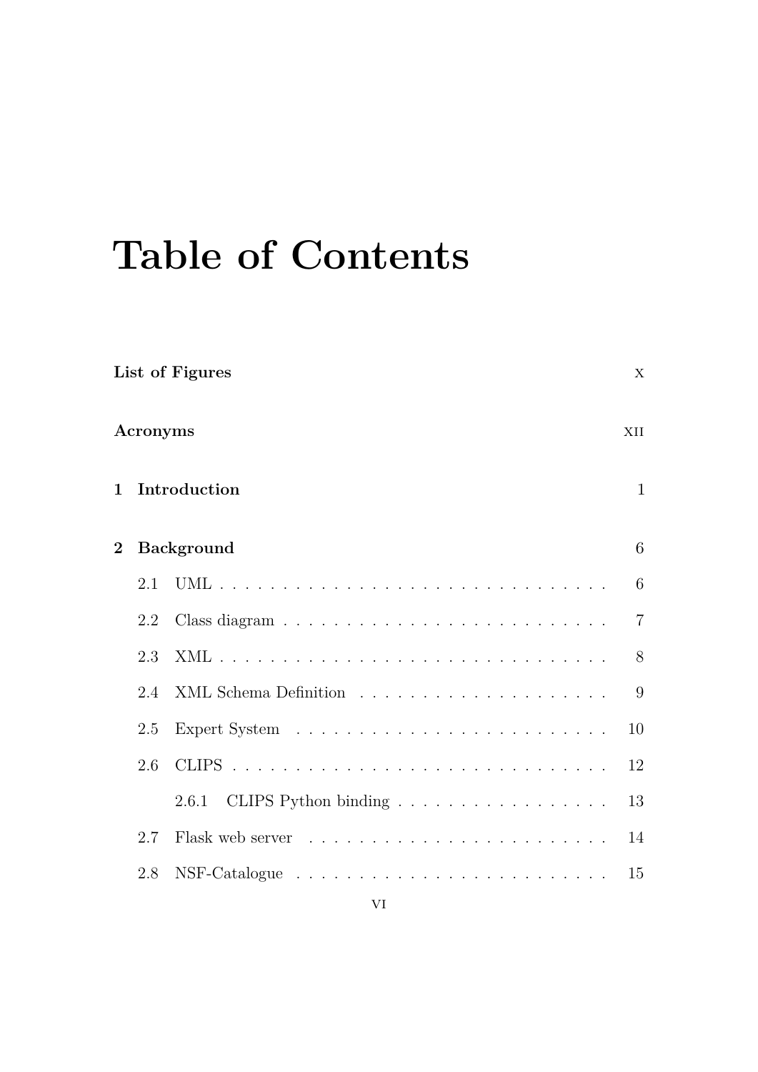# Table of Contents

**List of Figures** X

**Acronyms** XII

**1 Introduction** 1

**2 Background** 6

- 2.1 UML . . . . . . . . . . . . . . . . . . . . . . . . . . . . . . . . 6
- 2.2 Class diagram . . . . . . . . . . . . . . . . . . . . . . . . . . . 7
- 2.3 XML . . . . . . . . . . . . . . . . . . . . . . . . . . . . . . . . 8
- 2.4 XML Schema Definition . . . . . . . . . . . . . . . . . . . . 9
- 2.5 Expert System . . . . . . . . . . . . . . . . . . . . . . . . . 10
- 2.6 CLIPS . . . . . . . . . . . . . . . . . . . . . . . . . . . . . . . 12
  - 2.6.1 CLIPS Python binding . . . . . . . . . . . . . . . . . 13
- 2.7 Flask web server . . . . . . . . . . . . . . . . . . . . . . . . 14
- 2.8 NSF-Catalogue . . . . . . . . . . . . . . . . . . . . . . . . . 15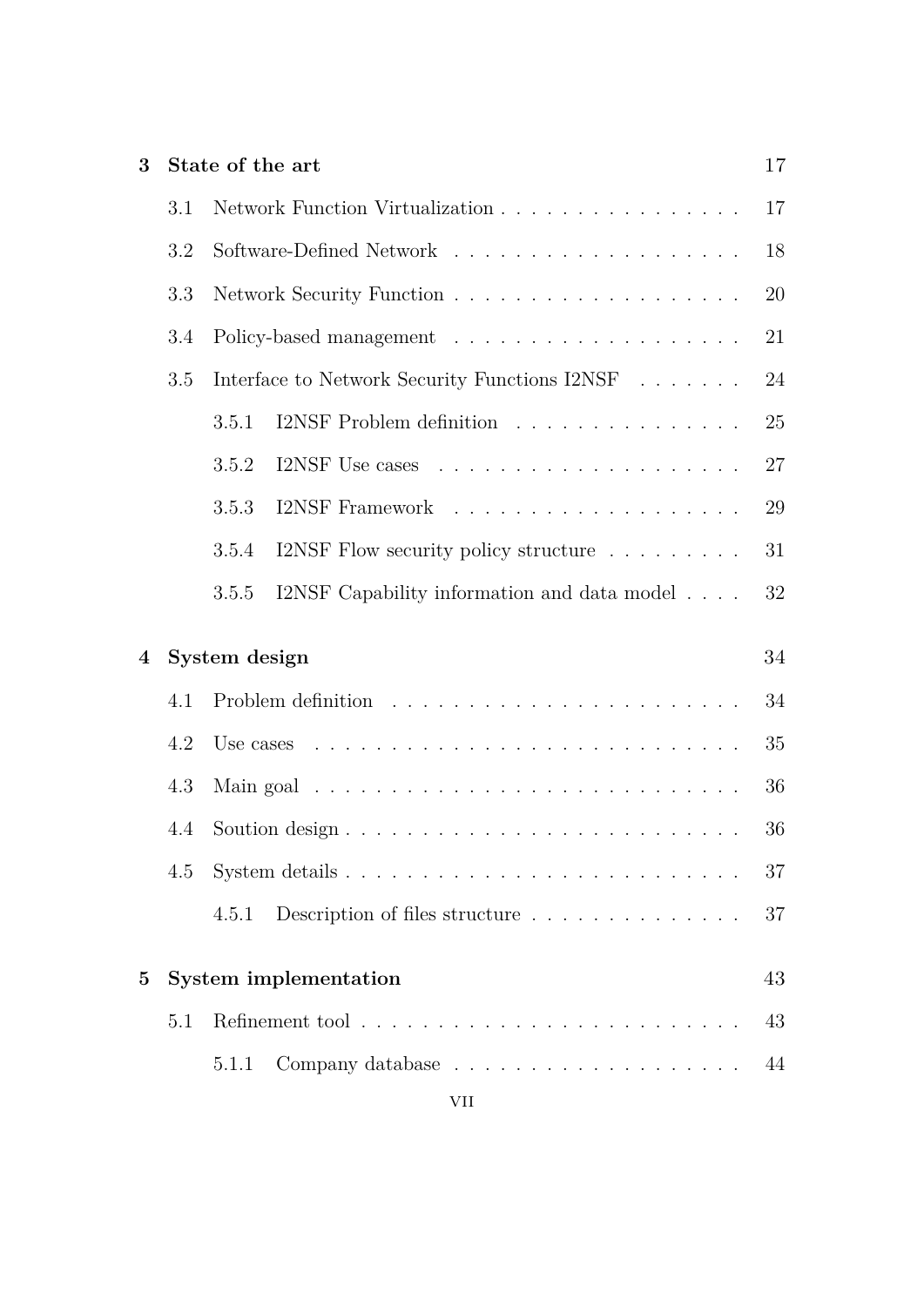**3 State of the art** 17

- 3.1 Network Function Virtualization . . . . . . . . . . . . . . . . 17
- 3.2 Software-Defined Network . . . . . . . . . . . . . . . . . . . . 18
- 3.3 Network Security Function . . . . . . . . . . . . . . . . . . . 20
- 3.4 Policy-based management . . . . . . . . . . . . . . . . . . . . 21
- 3.5 Interface to Network Security Functions I2NSF . . . . . . . 24
  - 3.5.1 I2NSF Problem definition . . . . . . . . . . . . . . . 25
  - 3.5.2 I2NSF Use cases . . . . . . . . . . . . . . . . . . . . 27
  - 3.5.3 I2NSF Framework . . . . . . . . . . . . . . . . . . . 29
  - 3.5.4 I2NSF Flow security policy structure . . . . . . . . . 31
  - 3.5.5 I2NSF Capability information and data model . . . . 32

**4 System design** 34

- 4.1 Problem definition . . . . . . . . . . . . . . . . . . . . . . . . 34
- 4.2 Use cases . . . . . . . . . . . . . . . . . . . . . . . . . . . . 35
- 4.3 Main goal . . . . . . . . . . . . . . . . . . . . . . . . . . . . 36
- 4.4 Soution design . . . . . . . . . . . . . . . . . . . . . . . . . . 36
- 4.5 System details . . . . . . . . . . . . . . . . . . . . . . . . . . 37
  - 4.5.1 Description of files structure . . . . . . . . . . . . . . 37

**5 System implementation** 43

- 5.1 Refinement tool . . . . . . . . . . . . . . . . . . . . . . . . . 43
  - 5.1.1 Company database . . . . . . . . . . . . . . . . . . . 44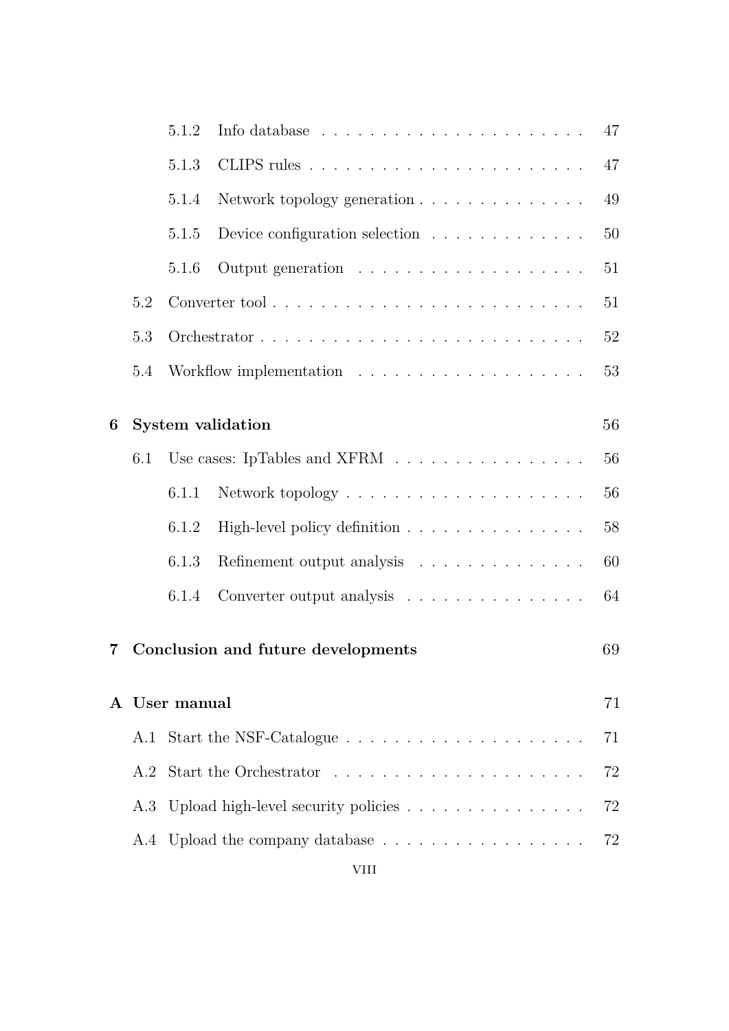- 5.1.2 Info database . . . . . . . . . . . . . . . . . . . . . . . 47
- 5.1.3 CLIPS rules . . . . . . . . . . . . . . . . . . . . . . . 47
- 5.1.4 Network topology generation . . . . . . . . . . . . . . 49
- 5.1.5 Device configuration selection . . . . . . . . . . . . . 50
- 5.1.6 Output generation . . . . . . . . . . . . . . . . . . . 51
- 5.2 Converter tool . . . . . . . . . . . . . . . . . . . . . . . . . 51
- 5.3 Orchestrator . . . . . . . . . . . . . . . . . . . . . . . . . 52
- 5.4 Workflow implementation . . . . . . . . . . . . . . . . . . . 53

**6 System validation** **56**

- 6.1 Use cases: IpTables and XFRM . . . . . . . . . . . . . . . . 56
  - 6.1.1 Network topology . . . . . . . . . . . . . . . . . . . . 56
  - 6.1.2 High-level policy definition . . . . . . . . . . . . . . . 58
  - 6.1.3 Refinement output analysis . . . . . . . . . . . . . . 60
  - 6.1.4 Converter output analysis . . . . . . . . . . . . . . . 64

**7 Conclusion and future developments** **69**

**A User manual** **71**

- A.1 Start the NSF-Catalogue . . . . . . . . . . . . . . . . . . . . 71
- A.2 Start the Orchestrator . . . . . . . . . . . . . . . . . . . . . 72
- A.3 Upload high-level security policies . . . . . . . . . . . . . . . 72
- A.4 Upload the company database . . . . . . . . . . . . . . . . . 72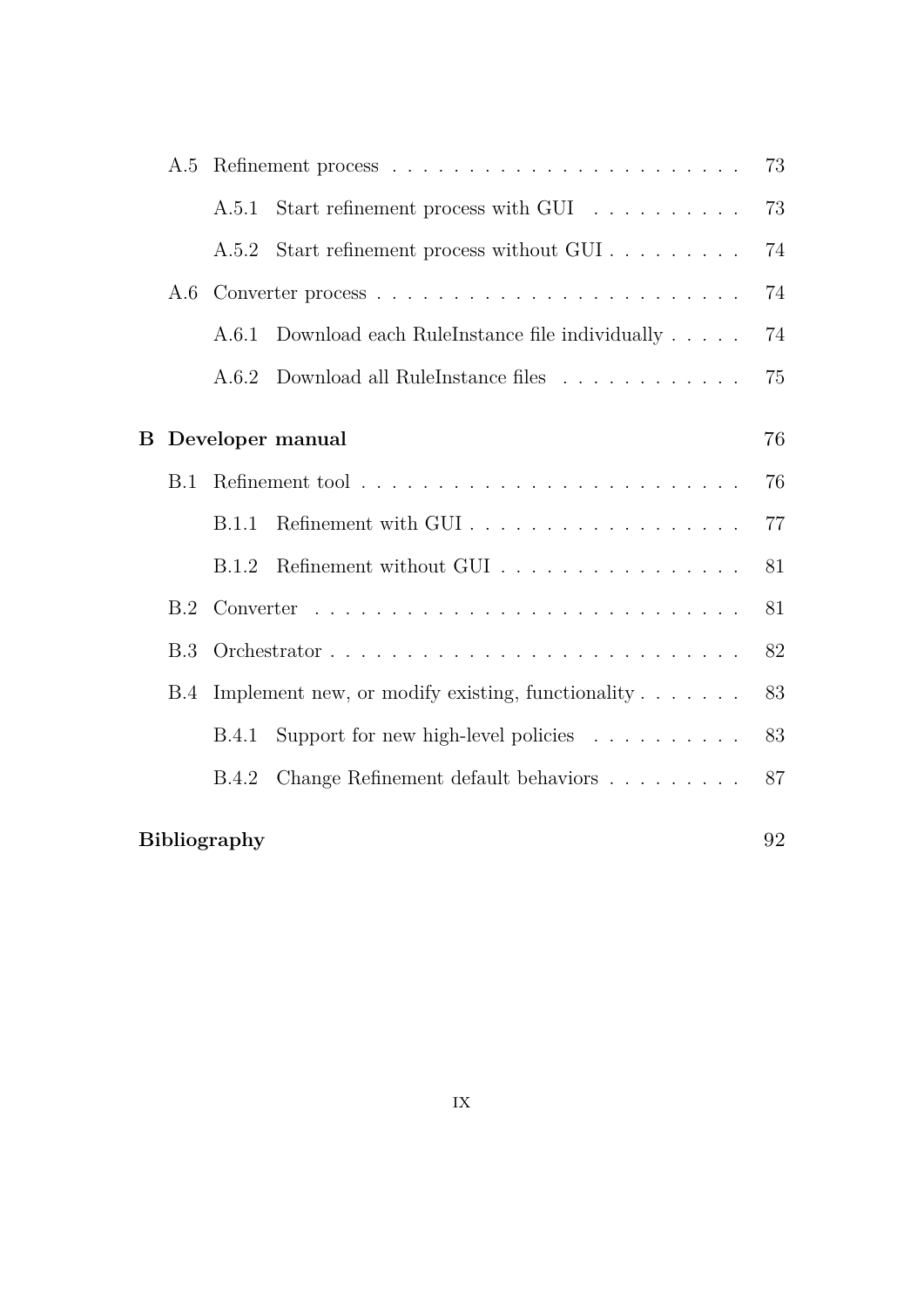- A.5 Refinement process . . . . . . . . . . . . . . . . . . . . . . . . 73
  - A.5.1 Start refinement process with GUI . . . . . . . . . . 73
  - A.5.2 Start refinement process without GUI . . . . . . . . . 74
- A.6 Converter process . . . . . . . . . . . . . . . . . . . . . . . . 74
  - A.6.1 Download each RuleInstance file individually . . . . . 74
  - A.6.2 Download all RuleInstance files . . . . . . . . . . . . 75

**B Developer manual** **76**

- B.1 Refinement tool . . . . . . . . . . . . . . . . . . . . . . . . . 76
  - B.1.1 Refinement with GUI . . . . . . . . . . . . . . . . . . 77
  - B.1.2 Refinement without GUI . . . . . . . . . . . . . . . . 81
- B.2 Converter . . . . . . . . . . . . . . . . . . . . . . . . . . . . 81
- B.3 Orchestrator . . . . . . . . . . . . . . . . . . . . . . . . . . . 82
- B.4 Implement new, or modify existing, functionality . . . . . . . 83
  - B.4.1 Support for new high-level policies . . . . . . . . . . 83
  - B.4.2 Change Refinement default behaviors . . . . . . . . . 87

**Bibliography** **92**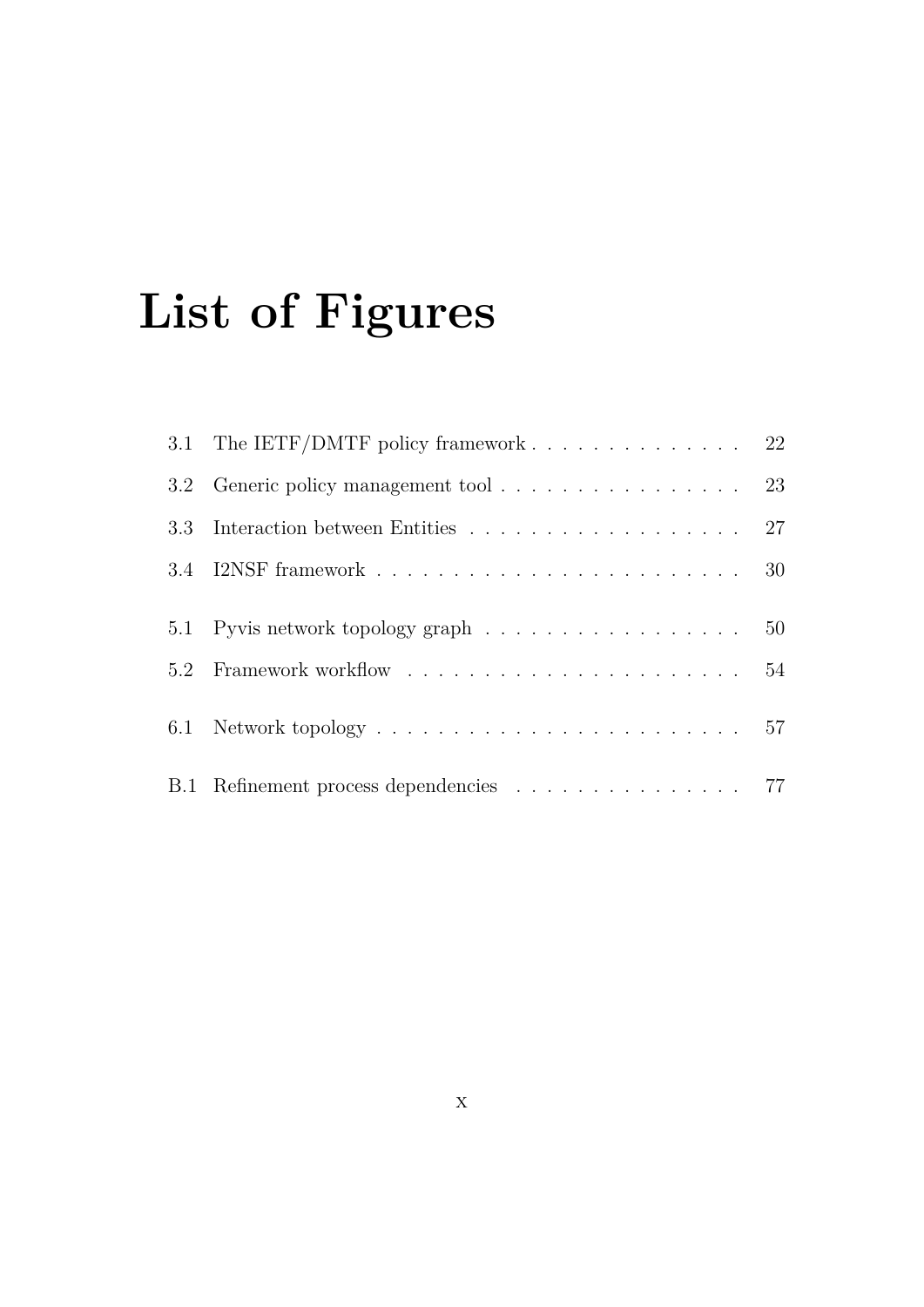# List of Figures

3.1 The IETF/DMTF policy framework . . . . . . . . . . . . . . 22

3.2 Generic policy management tool . . . . . . . . . . . . . . . . 23

3.3 Interaction between Entities . . . . . . . . . . . . . . . . . . 27

3.4 I2NSF framework . . . . . . . . . . . . . . . . . . . . . . . . 30

5.1 Pyvis network topology graph . . . . . . . . . . . . . . . . . 50

5.2 Framework workflow . . . . . . . . . . . . . . . . . . . . . . 54

6.1 Network topology . . . . . . . . . . . . . . . . . . . . . . . . 57

B.1 Refinement process dependencies . . . . . . . . . . . . . . . 77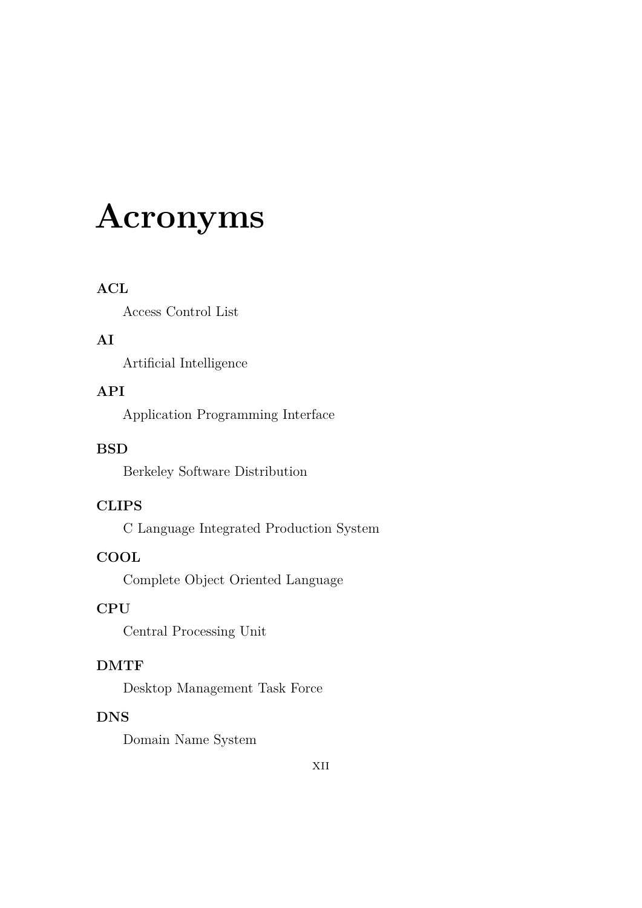# Acronyms

**ACL**

Access Control List

**AI**

Artificial Intelligence

**API**

Application Programming Interface

**BSD**

Berkeley Software Distribution

**CLIPS**

C Language Integrated Production System

**COOL**

Complete Object Oriented Language

**CPU**

Central Processing Unit

**DMTF**

Desktop Management Task Force

**DNS**

Domain Name System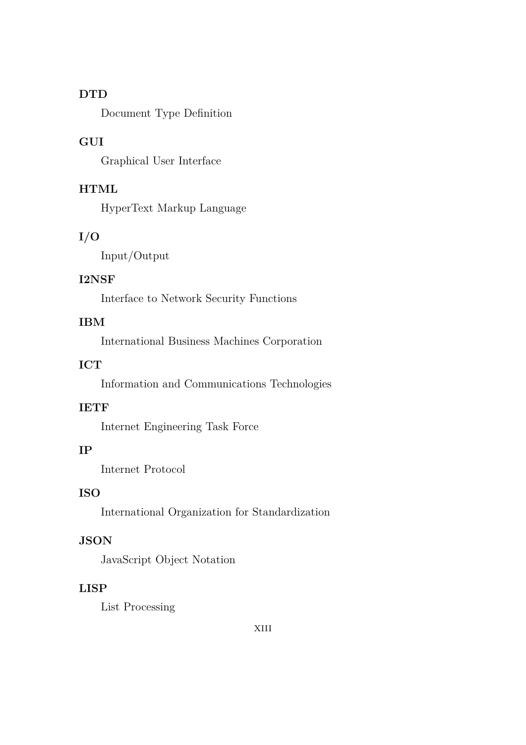**DTD**

Document Type Definition

**GUI**

Graphical User Interface

**HTML**

HyperText Markup Language

**I/O**

Input/Output

**I2NSF**

Interface to Network Security Functions

**IBM**

International Business Machines Corporation

**ICT**

Information and Communications Technologies

**IETF**

Internet Engineering Task Force

**IP**

Internet Protocol

**ISO**

International Organization for Standardization

**JSON**

JavaScript Object Notation

**LISP**

List Processing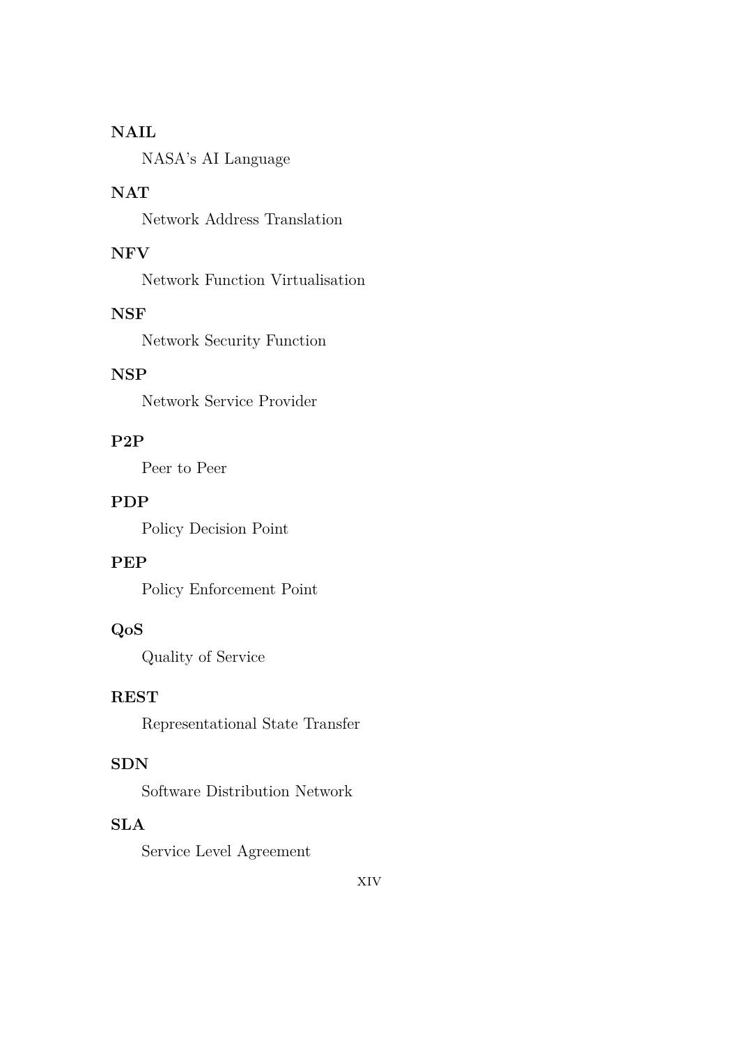**NAIL**

NASA's AI Language

**NAT**

Network Address Translation

**NFV**

Network Function Virtualisation

**NSF**

Network Security Function

**NSP**

Network Service Provider

**P2P**

Peer to Peer

**PDP**

Policy Decision Point

**PEP**

Policy Enforcement Point

**QoS**

Quality of Service

**REST**

Representational State Transfer

**SDN**

Software Distribution Network

**SLA**

Service Level Agreement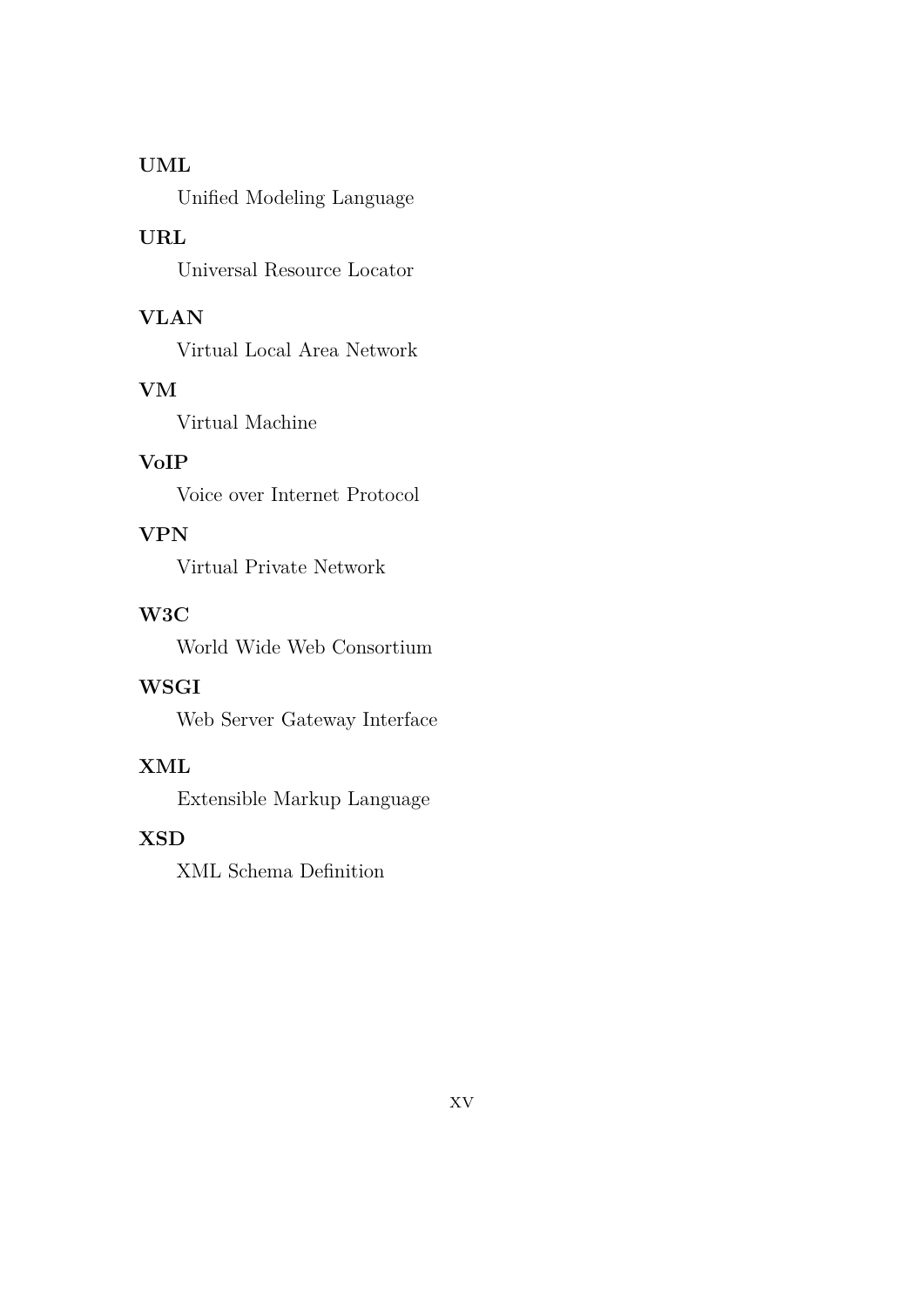**UML**

Unified Modeling Language

**URL**

Universal Resource Locator

**VLAN**

Virtual Local Area Network

**VM**

Virtual Machine

**VoIP**

Voice over Internet Protocol

**VPN**

Virtual Private Network

**W3C**

World Wide Web Consortium

**WSGI**

Web Server Gateway Interface

**XML**

Extensible Markup Language

**XSD**

XML Schema Definition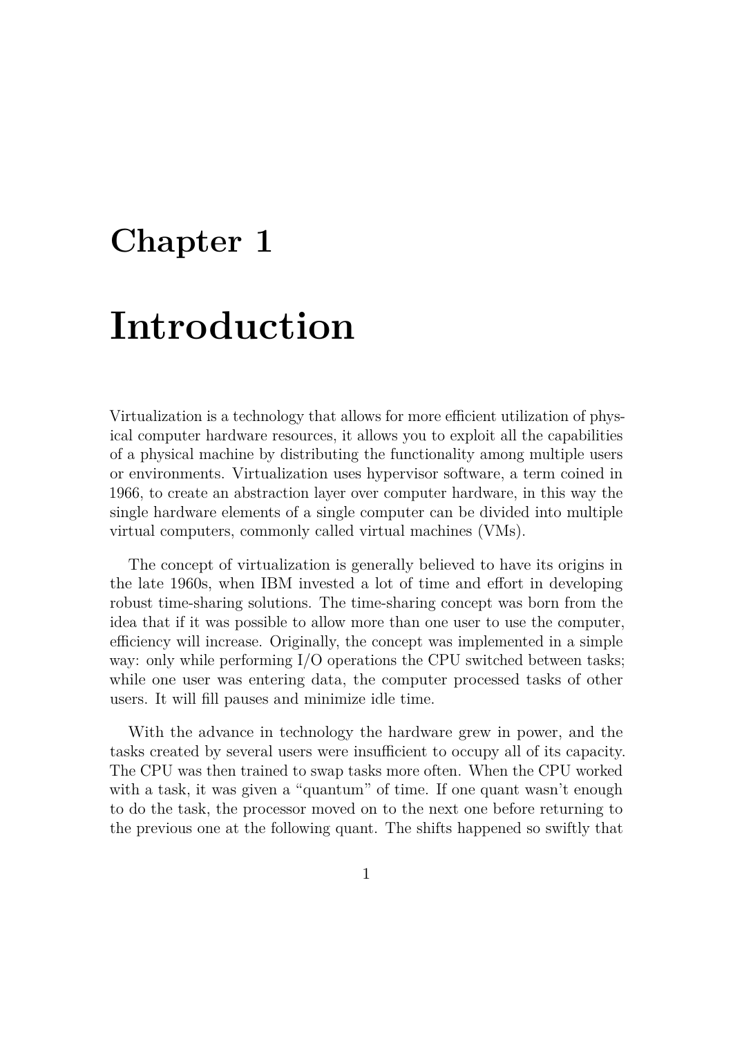# Chapter 1

# Introduction

Virtualization is a technology that allows for more efficient utilization of physical computer hardware resources, it allows you to exploit all the capabilities of a physical machine by distributing the functionality among multiple users or environments. Virtualization uses hypervisor software, a term coined in 1966, to create an abstraction layer over computer hardware, in this way the single hardware elements of a single computer can be divided into multiple virtual computers, commonly called virtual machines (VMs).

The concept of virtualization is generally believed to have its origins in the late 1960s, when IBM invested a lot of time and effort in developing robust time-sharing solutions. The time-sharing concept was born from the idea that if it was possible to allow more than one user to use the computer, efficiency will increase. Originally, the concept was implemented in a simple way: only while performing I/O operations the CPU switched between tasks; while one user was entering data, the computer processed tasks of other users. It will fill pauses and minimize idle time.

With the advance in technology the hardware grew in power, and the tasks created by several users were insufficient to occupy all of its capacity. The CPU was then trained to swap tasks more often. When the CPU worked with a task, it was given a "quantum" of time. If one quant wasn't enough to do the task, the processor moved on to the next one before returning to the previous one at the following quant. The shifts happened so swiftly that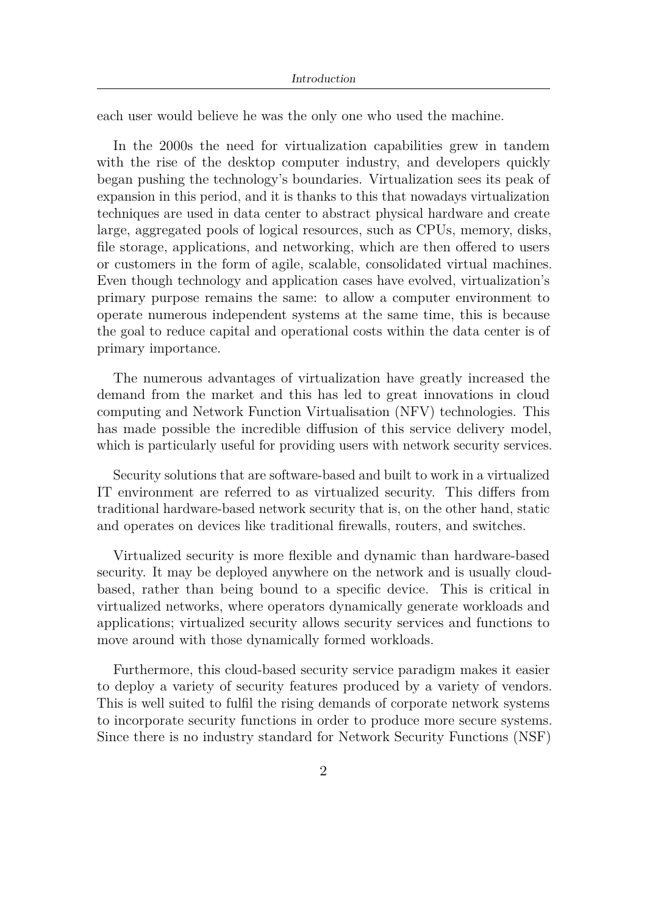each user would believe he was the only one who used the machine.

In the 2000s the need for virtualization capabilities grew in tandem with the rise of the desktop computer industry, and developers quickly began pushing the technology's boundaries. Virtualization sees its peak of expansion in this period, and it is thanks to this that nowadays virtualization techniques are used in data center to abstract physical hardware and create large, aggregated pools of logical resources, such as CPUs, memory, disks, file storage, applications, and networking, which are then offered to users or customers in the form of agile, scalable, consolidated virtual machines. Even though technology and application cases have evolved, virtualization's primary purpose remains the same: to allow a computer environment to operate numerous independent systems at the same time, this is because the goal to reduce capital and operational costs within the data center is of primary importance.

The numerous advantages of virtualization have greatly increased the demand from the market and this has led to great innovations in cloud computing and Network Function Virtualisation (NFV) technologies. This has made possible the incredible diffusion of this service delivery model, which is particularly useful for providing users with network security services.

Security solutions that are software-based and built to work in a virtualized IT environment are referred to as virtualized security. This differs from traditional hardware-based network security that is, on the other hand, static and operates on devices like traditional firewalls, routers, and switches.

Virtualized security is more flexible and dynamic than hardware-based security. It may be deployed anywhere on the network and is usually cloud-based, rather than being bound to a specific device. This is critical in virtualized networks, where operators dynamically generate workloads and applications; virtualized security allows security services and functions to move around with those dynamically formed workloads.

Furthermore, this cloud-based security service paradigm makes it easier to deploy a variety of security features produced by a variety of vendors. This is well suited to fulfil the rising demands of corporate network systems to incorporate security functions in order to produce more secure systems. Since there is no industry standard for Network Security Functions (NSF)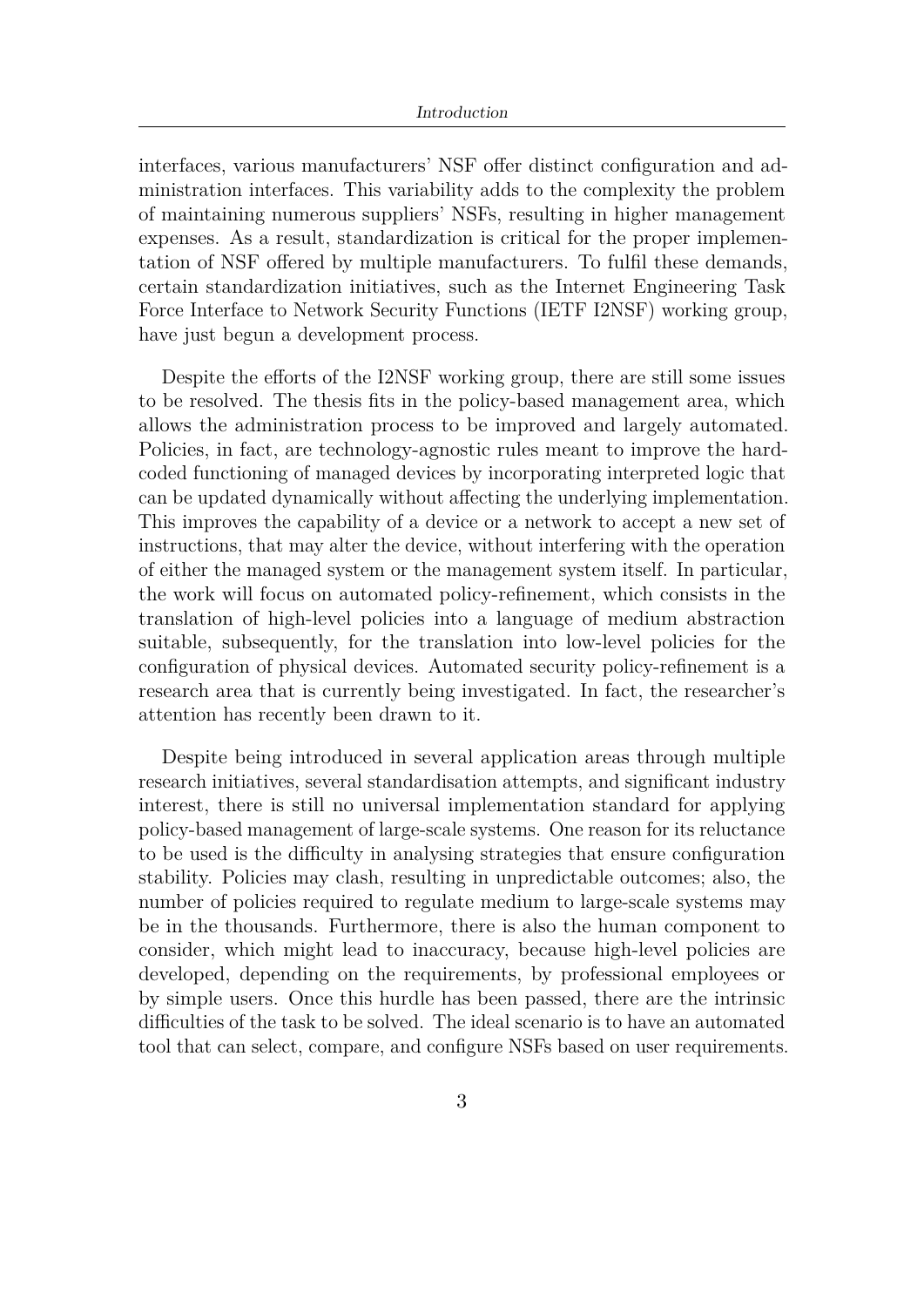interfaces, various manufacturers' NSF offer distinct configuration and administration interfaces. This variability adds to the complexity the problem of maintaining numerous suppliers' NSFs, resulting in higher management expenses. As a result, standardization is critical for the proper implementation of NSF offered by multiple manufacturers. To fulfil these demands, certain standardization initiatives, such as the Internet Engineering Task Force Interface to Network Security Functions (IETF I2NSF) working group, have just begun a development process.

Despite the efforts of the I2NSF working group, there are still some issues to be resolved. The thesis fits in the policy-based management area, which allows the administration process to be improved and largely automated. Policies, in fact, are technology-agnostic rules meant to improve the hard-coded functioning of managed devices by incorporating interpreted logic that can be updated dynamically without affecting the underlying implementation. This improves the capability of a device or a network to accept a new set of instructions, that may alter the device, without interfering with the operation of either the managed system or the management system itself. In particular, the work will focus on automated policy-refinement, which consists in the translation of high-level policies into a language of medium abstraction suitable, subsequently, for the translation into low-level policies for the configuration of physical devices. Automated security policy-refinement is a research area that is currently being investigated. In fact, the researcher's attention has recently been drawn to it.

Despite being introduced in several application areas through multiple research initiatives, several standardisation attempts, and significant industry interest, there is still no universal implementation standard for applying policy-based management of large-scale systems. One reason for its reluctance to be used is the difficulty in analysing strategies that ensure configuration stability. Policies may clash, resulting in unpredictable outcomes; also, the number of policies required to regulate medium to large-scale systems may be in the thousands. Furthermore, there is also the human component to consider, which might lead to inaccuracy, because high-level policies are developed, depending on the requirements, by professional employees or by simple users. Once this hurdle has been passed, there are the intrinsic difficulties of the task to be solved. The ideal scenario is to have an automated tool that can select, compare, and configure NSFs based on user requirements.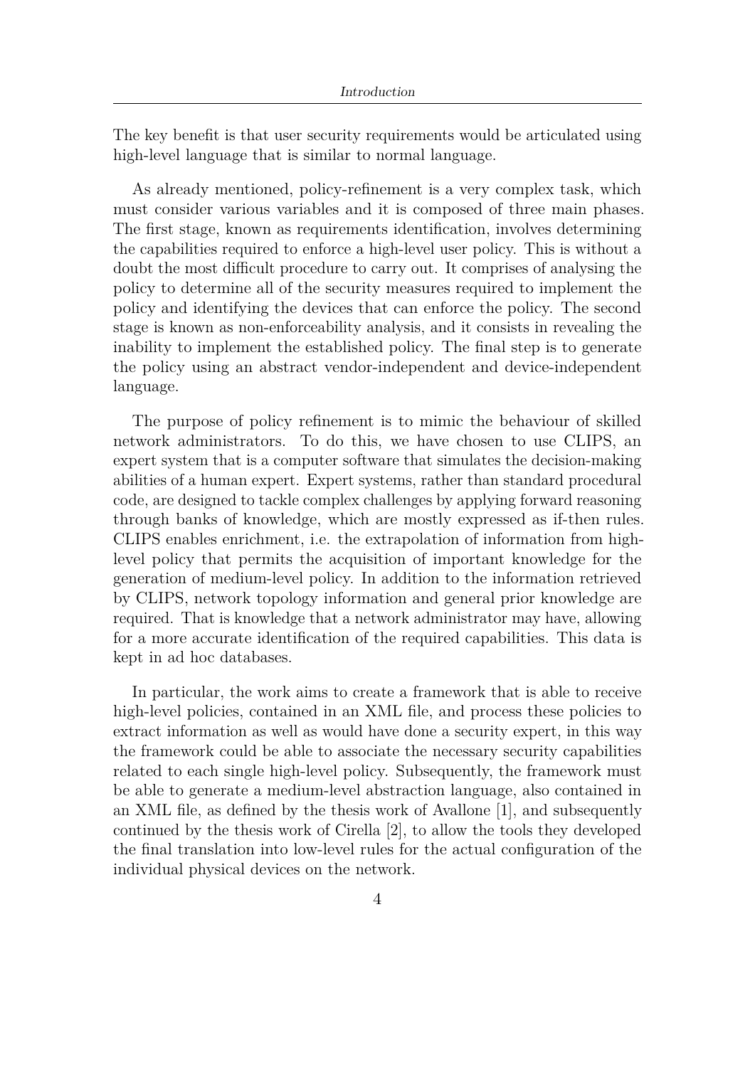The key benefit is that user security requirements would be articulated using high-level language that is similar to normal language.

As already mentioned, policy-refinement is a very complex task, which must consider various variables and it is composed of three main phases. The first stage, known as requirements identification, involves determining the capabilities required to enforce a high-level user policy. This is without a doubt the most difficult procedure to carry out. It comprises of analysing the policy to determine all of the security measures required to implement the policy and identifying the devices that can enforce the policy. The second stage is known as non-enforceability analysis, and it consists in revealing the inability to implement the established policy. The final step is to generate the policy using an abstract vendor-independent and device-independent language.

The purpose of policy refinement is to mimic the behaviour of skilled network administrators. To do this, we have chosen to use CLIPS, an expert system that is a computer software that simulates the decision-making abilities of a human expert. Expert systems, rather than standard procedural code, are designed to tackle complex challenges by applying forward reasoning through banks of knowledge, which are mostly expressed as if-then rules. CLIPS enables enrichment, i.e. the extrapolation of information from high-level policy that permits the acquisition of important knowledge for the generation of medium-level policy. In addition to the information retrieved by CLIPS, network topology information and general prior knowledge are required. That is knowledge that a network administrator may have, allowing for a more accurate identification of the required capabilities. This data is kept in ad hoc databases.

In particular, the work aims to create a framework that is able to receive high-level policies, contained in an XML file, and process these policies to extract information as well as would have done a security expert, in this way the framework could be able to associate the necessary security capabilities related to each single high-level policy. Subsequently, the framework must be able to generate a medium-level abstraction language, also contained in an XML file, as defined by the thesis work of Avallone [1], and subsequently continued by the thesis work of Cirella [2], to allow the tools they developed the final translation into low-level rules for the actual configuration of the individual physical devices on the network.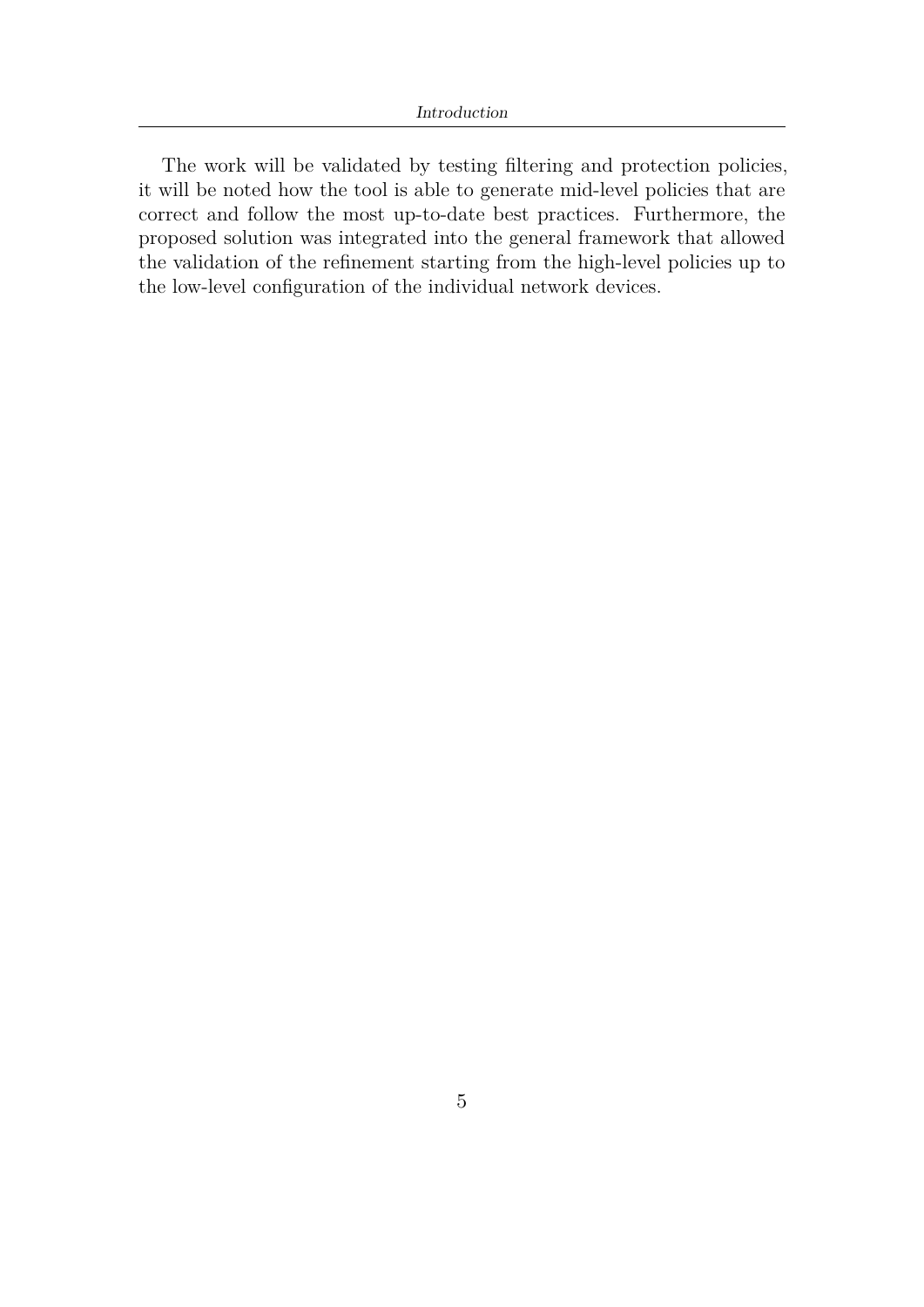The work will be validated by testing filtering and protection policies, it will be noted how the tool is able to generate mid-level policies that are correct and follow the most up-to-date best practices. Furthermore, the proposed solution was integrated into the general framework that allowed the validation of the refinement starting from the high-level policies up to the low-level configuration of the individual network devices.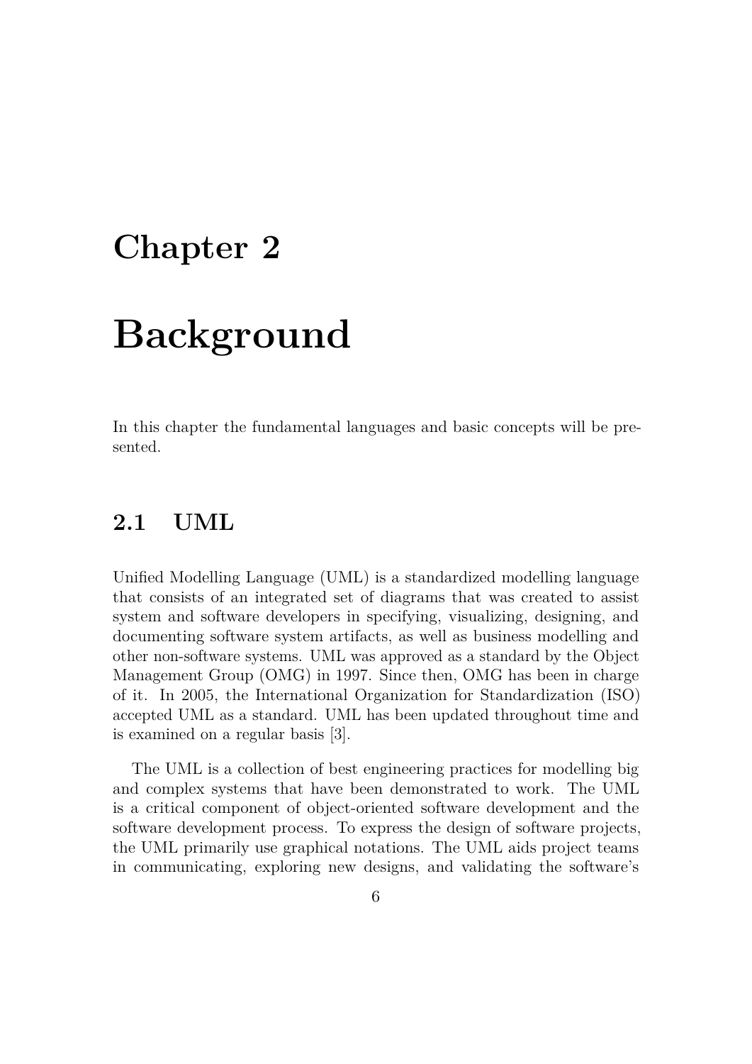# Chapter 2

# Background

In this chapter the fundamental languages and basic concepts will be presented.

## 2.1 UML

Unified Modelling Language (UML) is a standardized modelling language that consists of an integrated set of diagrams that was created to assist system and software developers in specifying, visualizing, designing, and documenting software system artifacts, as well as business modelling and other non-software systems. UML was approved as a standard by the Object Management Group (OMG) in 1997. Since then, OMG has been in charge of it. In 2005, the International Organization for Standardization (ISO) accepted UML as a standard. UML has been updated throughout time and is examined on a regular basis [3].

The UML is a collection of best engineering practices for modelling big and complex systems that have been demonstrated to work. The UML is a critical component of object-oriented software development and the software development process. To express the design of software projects, the UML primarily use graphical notations. The UML aids project teams in communicating, exploring new designs, and validating the software's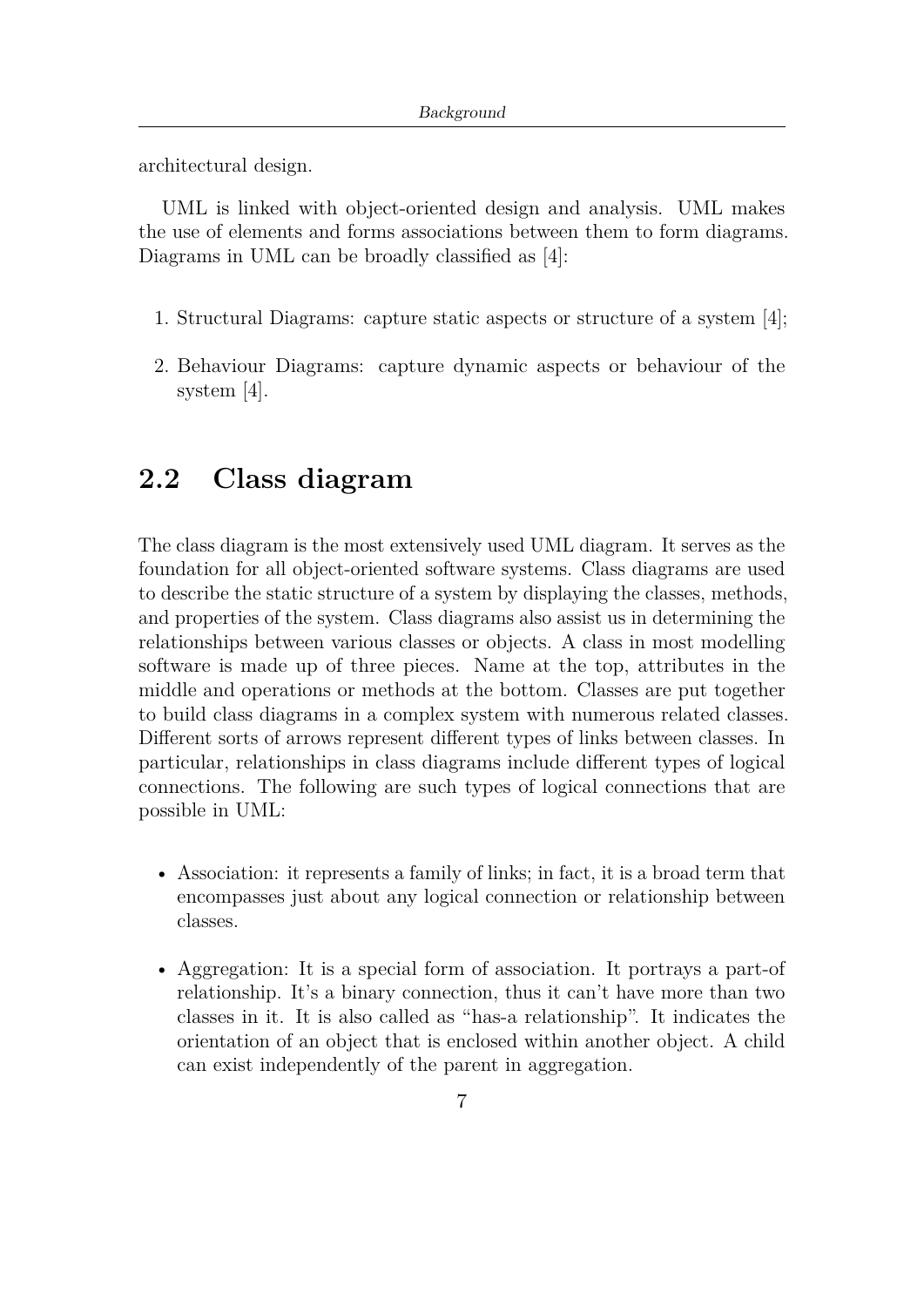architectural design.

UML is linked with object-oriented design and analysis. UML makes the use of elements and forms associations between them to form diagrams. Diagrams in UML can be broadly classified as [4]:

1. Structural Diagrams: capture static aspects or structure of a system [4];
2. Behaviour Diagrams: capture dynamic aspects or behaviour of the system [4].

## 2.2 Class diagram

The class diagram is the most extensively used UML diagram. It serves as the foundation for all object-oriented software systems. Class diagrams are used to describe the static structure of a system by displaying the classes, methods, and properties of the system. Class diagrams also assist us in determining the relationships between various classes or objects. A class in most modelling software is made up of three pieces. Name at the top, attributes in the middle and operations or methods at the bottom. Classes are put together to build class diagrams in a complex system with numerous related classes. Different sorts of arrows represent different types of links between classes. In particular, relationships in class diagrams include different types of logical connections. The following are such types of logical connections that are possible in UML:

- Association: it represents a family of links; in fact, it is a broad term that encompasses just about any logical connection or relationship between classes.
- Aggregation: It is a special form of association. It portrays a part-of relationship. It's a binary connection, thus it can't have more than two classes in it. It is also called as "has-a relationship". It indicates the orientation of an object that is enclosed within another object. A child can exist independently of the parent in aggregation.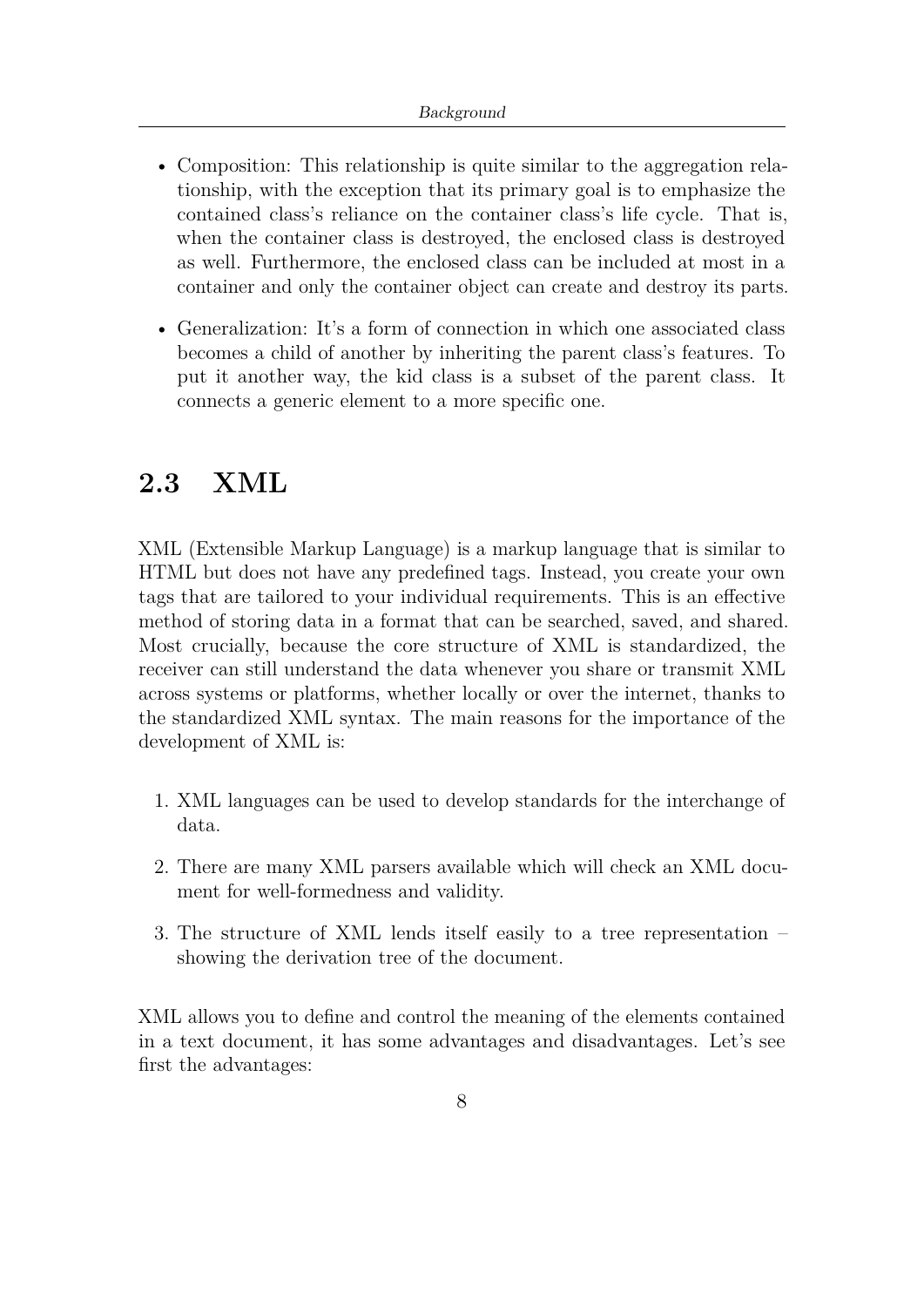- Composition: This relationship is quite similar to the aggregation relationship, with the exception that its primary goal is to emphasize the contained class's reliance on the container class's life cycle. That is, when the container class is destroyed, the enclosed class is destroyed as well. Furthermore, the enclosed class can be included at most in a container and only the container object can create and destroy its parts.
- Generalization: It's a form of connection in which one associated class becomes a child of another by inheriting the parent class's features. To put it another way, the kid class is a subset of the parent class. It connects a generic element to a more specific one.

## 2.3 XML

XML (Extensible Markup Language) is a markup language that is similar to HTML but does not have any predefined tags. Instead, you create your own tags that are tailored to your individual requirements. This is an effective method of storing data in a format that can be searched, saved, and shared. Most crucially, because the core structure of XML is standardized, the receiver can still understand the data whenever you share or transmit XML across systems or platforms, whether locally or over the internet, thanks to the standardized XML syntax. The main reasons for the importance of the development of XML is:

1. XML languages can be used to develop standards for the interchange of data.
2. There are many XML parsers available which will check an XML document for well-formedness and validity.
3. The structure of XML lends itself easily to a tree representation – showing the derivation tree of the document.

XML allows you to define and control the meaning of the elements contained in a text document, it has some advantages and disadvantages. Let's see first the advantages: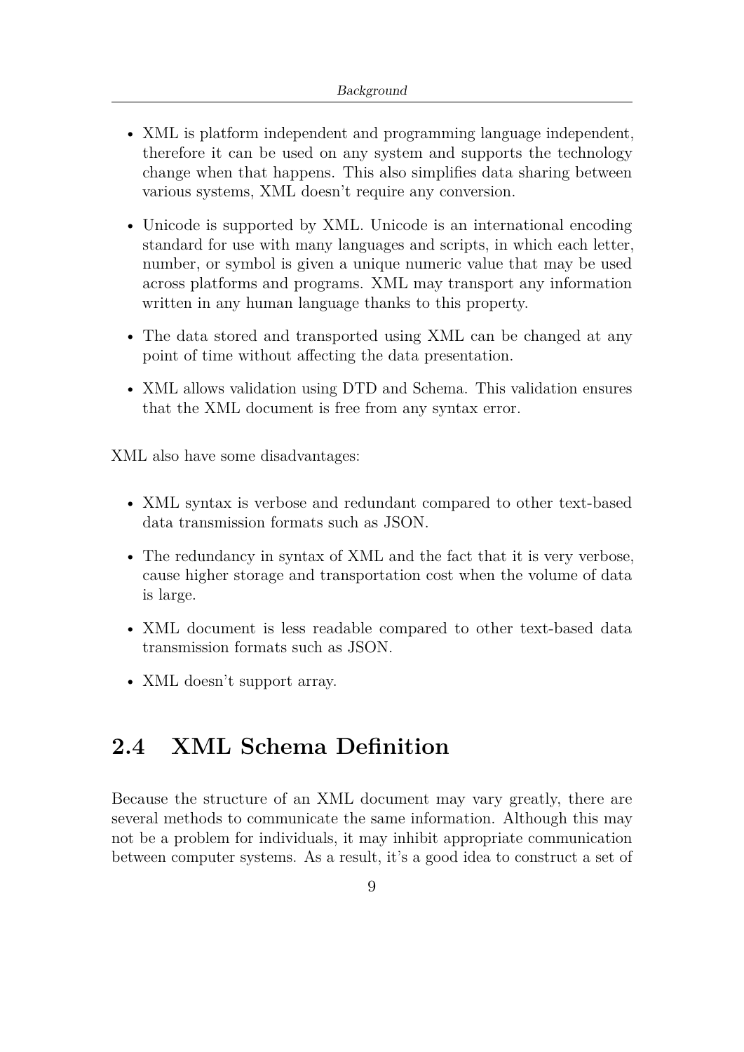- XML is platform independent and programming language independent, therefore it can be used on any system and supports the technology change when that happens. This also simplifies data sharing between various systems, XML doesn't require any conversion.

- Unicode is supported by XML. Unicode is an international encoding standard for use with many languages and scripts, in which each letter, number, or symbol is given a unique numeric value that may be used across platforms and programs. XML may transport any information written in any human language thanks to this property.

- The data stored and transported using XML can be changed at any point of time without affecting the data presentation.

- XML allows validation using DTD and Schema. This validation ensures that the XML document is free from any syntax error.

XML also have some disadvantages:

- XML syntax is verbose and redundant compared to other text-based data transmission formats such as JSON.

- The redundancy in syntax of XML and the fact that it is very verbose, cause higher storage and transportation cost when the volume of data is large.

- XML document is less readable compared to other text-based data transmission formats such as JSON.

- XML doesn't support array.

## 2.4 XML Schema Definition

Because the structure of an XML document may vary greatly, there are several methods to communicate the same information. Although this may not be a problem for individuals, it may inhibit appropriate communication between computer systems. As a result, it's a good idea to construct a set of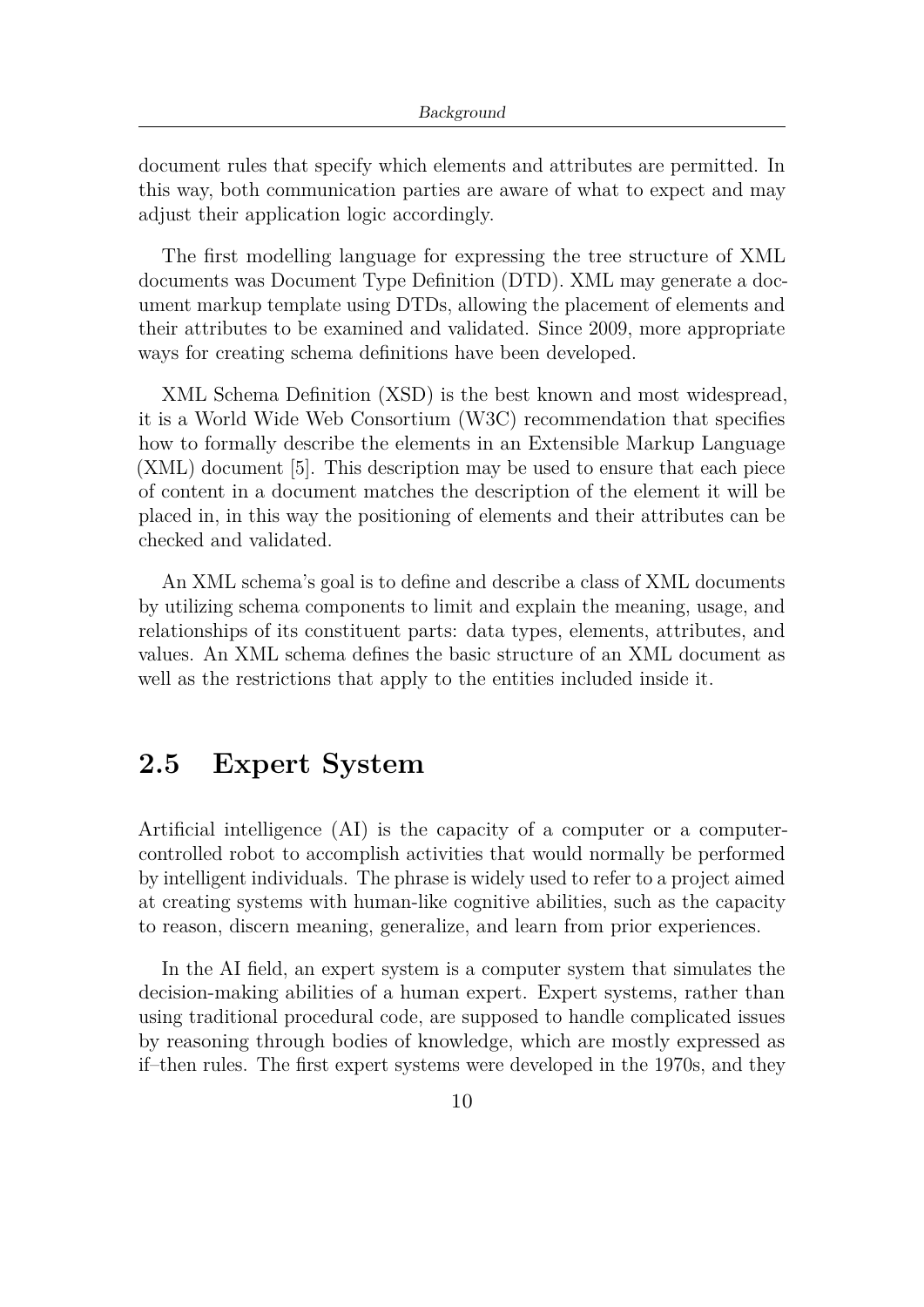document rules that specify which elements and attributes are permitted. In this way, both communication parties are aware of what to expect and may adjust their application logic accordingly.

The first modelling language for expressing the tree structure of XML documents was Document Type Definition (DTD). XML may generate a document markup template using DTDs, allowing the placement of elements and their attributes to be examined and validated. Since 2009, more appropriate ways for creating schema definitions have been developed.

XML Schema Definition (XSD) is the best known and most widespread, it is a World Wide Web Consortium (W3C) recommendation that specifies how to formally describe the elements in an Extensible Markup Language (XML) document [5]. This description may be used to ensure that each piece of content in a document matches the description of the element it will be placed in, in this way the positioning of elements and their attributes can be checked and validated.

An XML schema's goal is to define and describe a class of XML documents by utilizing schema components to limit and explain the meaning, usage, and relationships of its constituent parts: data types, elements, attributes, and values. An XML schema defines the basic structure of an XML document as well as the restrictions that apply to the entities included inside it.

## 2.5 Expert System

Artificial intelligence (AI) is the capacity of a computer or a computer-controlled robot to accomplish activities that would normally be performed by intelligent individuals. The phrase is widely used to refer to a project aimed at creating systems with human-like cognitive abilities, such as the capacity to reason, discern meaning, generalize, and learn from prior experiences.

In the AI field, an expert system is a computer system that simulates the decision-making abilities of a human expert. Expert systems, rather than using traditional procedural code, are supposed to handle complicated issues by reasoning through bodies of knowledge, which are mostly expressed as if–then rules. The first expert systems were developed in the 1970s, and they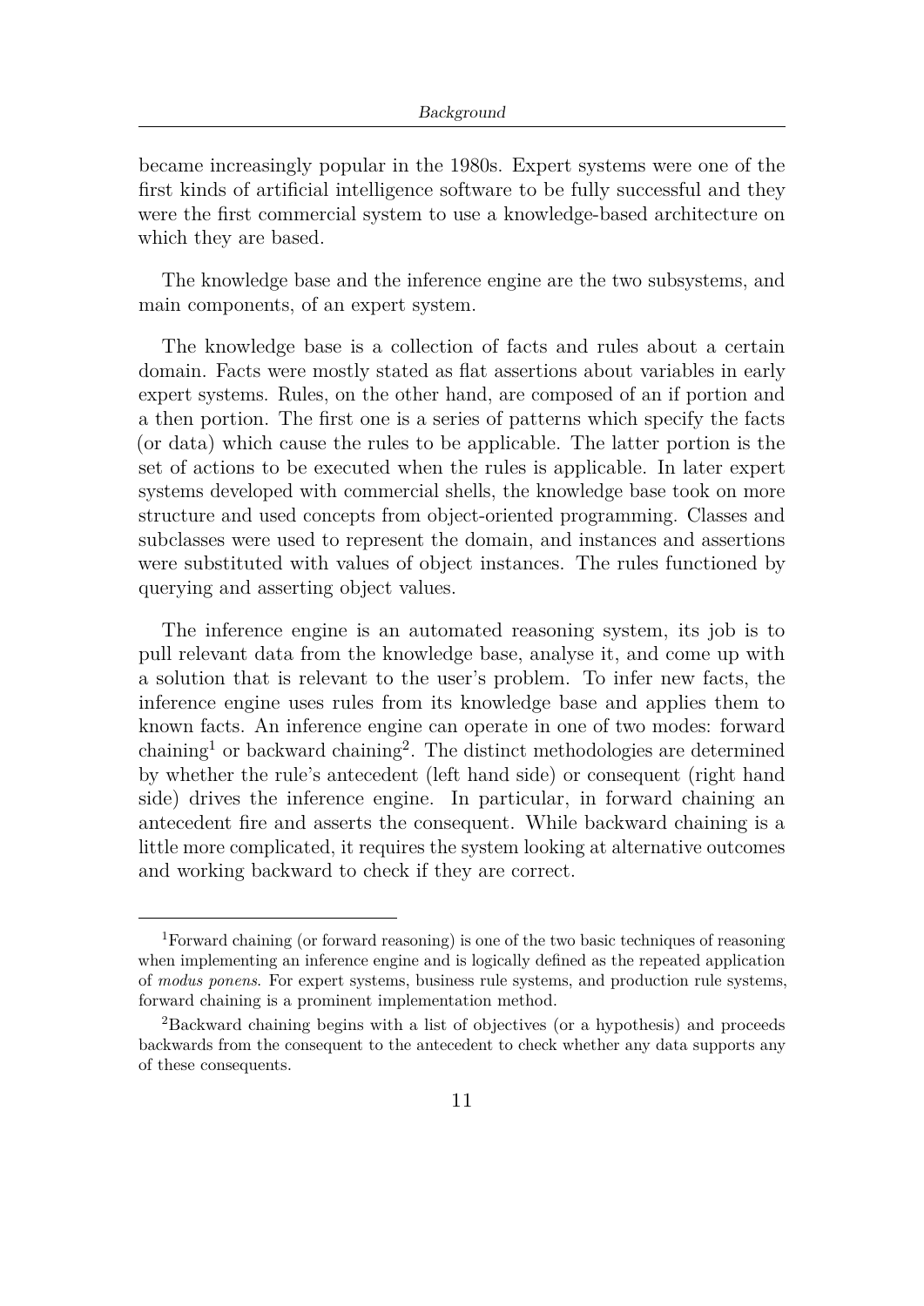became increasingly popular in the 1980s. Expert systems were one of the first kinds of artificial intelligence software to be fully successful and they were the first commercial system to use a knowledge-based architecture on which they are based.

The knowledge base and the inference engine are the two subsystems, and main components, of an expert system.

The knowledge base is a collection of facts and rules about a certain domain. Facts were mostly stated as flat assertions about variables in early expert systems. Rules, on the other hand, are composed of an if portion and a then portion. The first one is a series of patterns which specify the facts (or data) which cause the rules to be applicable. The latter portion is the set of actions to be executed when the rules is applicable. In later expert systems developed with commercial shells, the knowledge base took on more structure and used concepts from object-oriented programming. Classes and subclasses were used to represent the domain, and instances and assertions were substituted with values of object instances. The rules functioned by querying and asserting object values.

The inference engine is an automated reasoning system, its job is to pull relevant data from the knowledge base, analyse it, and come up with a solution that is relevant to the user's problem. To infer new facts, the inference engine uses rules from its knowledge base and applies them to known facts. An inference engine can operate in one of two modes: forward chaining[1] or backward chaining[2]. The distinct methodologies are determined by whether the rule's antecedent (left hand side) or consequent (right hand side) drives the inference engine. In particular, in forward chaining an antecedent fire and asserts the consequent. While backward chaining is a little more complicated, it requires the system looking at alternative outcomes and working backward to check if they are correct.

---

[1] Forward chaining (or forward reasoning) is one of the two basic techniques of reasoning when implementing an inference engine and is logically defined as the repeated application of *modus ponens*. For expert systems, business rule systems, and production rule systems, forward chaining is a prominent implementation method.

[2] Backward chaining begins with a list of objectives (or a hypothesis) and proceeds backwards from the consequent to the antecedent to check whether any data supports any of these consequents.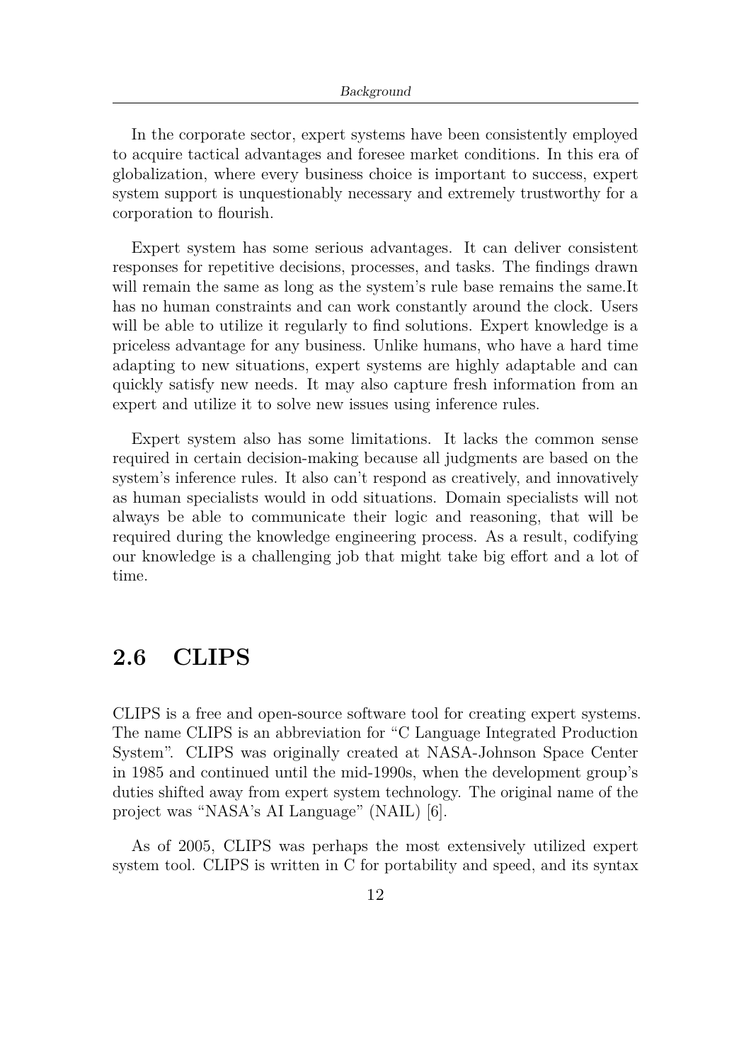In the corporate sector, expert systems have been consistently employed to acquire tactical advantages and foresee market conditions. In this era of globalization, where every business choice is important to success, expert system support is unquestionably necessary and extremely trustworthy for a corporation to flourish.

Expert system has some serious advantages. It can deliver consistent responses for repetitive decisions, processes, and tasks. The findings drawn will remain the same as long as the system's rule base remains the same.It has no human constraints and can work constantly around the clock. Users will be able to utilize it regularly to find solutions. Expert knowledge is a priceless advantage for any business. Unlike humans, who have a hard time adapting to new situations, expert systems are highly adaptable and can quickly satisfy new needs. It may also capture fresh information from an expert and utilize it to solve new issues using inference rules.

Expert system also has some limitations. It lacks the common sense required in certain decision-making because all judgments are based on the system's inference rules. It also can't respond as creatively, and innovatively as human specialists would in odd situations. Domain specialists will not always be able to communicate their logic and reasoning, that will be required during the knowledge engineering process. As a result, codifying our knowledge is a challenging job that might take big effort and a lot of time.

## 2.6 CLIPS

CLIPS is a free and open-source software tool for creating expert systems. The name CLIPS is an abbreviation for "C Language Integrated Production System". CLIPS was originally created at NASA-Johnson Space Center in 1985 and continued until the mid-1990s, when the development group's duties shifted away from expert system technology. The original name of the project was "NASA's AI Language" (NAIL) [6].

As of 2005, CLIPS was perhaps the most extensively utilized expert system tool. CLIPS is written in C for portability and speed, and its syntax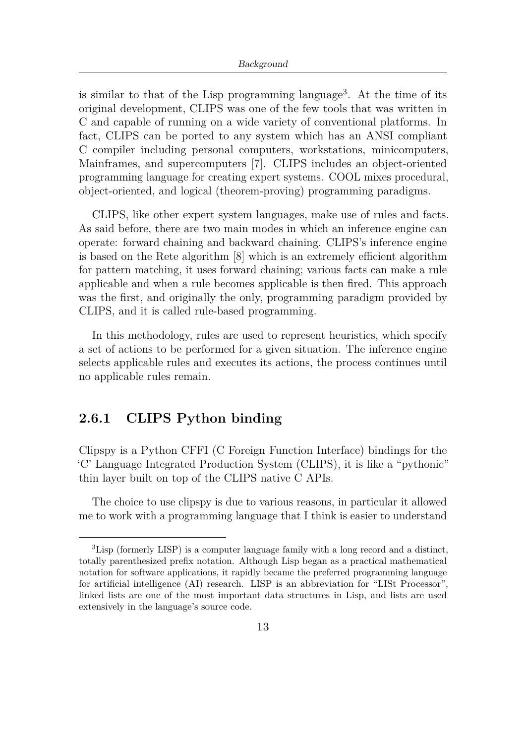is similar to that of the Lisp programming language[3]. At the time of its original development, CLIPS was one of the few tools that was written in C and capable of running on a wide variety of conventional platforms. In fact, CLIPS can be ported to any system which has an ANSI compliant C compiler including personal computers, workstations, minicomputers, Mainframes, and supercomputers [7]. CLIPS includes an object-oriented programming language for creating expert systems. COOL mixes procedural, object-oriented, and logical (theorem-proving) programming paradigms.

CLIPS, like other expert system languages, make use of rules and facts. As said before, there are two main modes in which an inference engine can operate: forward chaining and backward chaining. CLIPS's inference engine is based on the Rete algorithm [8] which is an extremely efficient algorithm for pattern matching, it uses forward chaining; various facts can make a rule applicable and when a rule becomes applicable is then fired. This approach was the first, and originally the only, programming paradigm provided by CLIPS, and it is called rule-based programming.

In this methodology, rules are used to represent heuristics, which specify a set of actions to be performed for a given situation. The inference engine selects applicable rules and executes its actions, the process continues until no applicable rules remain.

### 2.6.1 CLIPS Python binding

Clipspy is a Python CFFI (C Foreign Function Interface) bindings for the 'C' Language Integrated Production System (CLIPS), it is like a "pythonic" thin layer built on top of the CLIPS native C APIs.

The choice to use clipspy is due to various reasons, in particular it allowed me to work with a programming language that I think is easier to understand

[3]Lisp (formerly LISP) is a computer language family with a long record and a distinct, totally parenthesized prefix notation. Although Lisp began as a practical mathematical notation for software applications, it rapidly became the preferred programming language for artificial intelligence (AI) research. LISP is an abbreviation for "LISt Processor", linked lists are one of the most important data structures in Lisp, and lists are used extensively in the language's source code.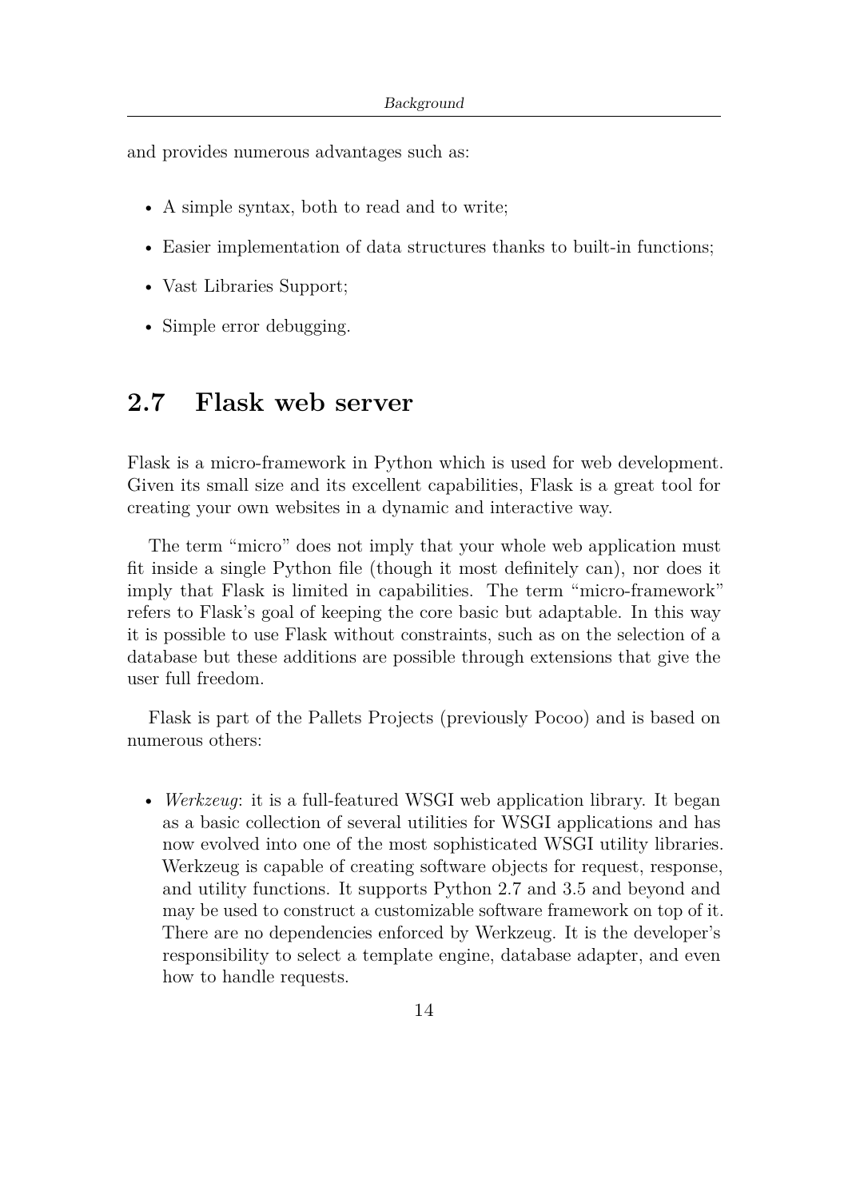and provides numerous advantages such as:

- A simple syntax, both to read and to write;
- Easier implementation of data structures thanks to built-in functions;
- Vast Libraries Support;
- Simple error debugging.

## 2.7 Flask web server

Flask is a micro-framework in Python which is used for web development. Given its small size and its excellent capabilities, Flask is a great tool for creating your own websites in a dynamic and interactive way.

The term “micro” does not imply that your whole web application must fit inside a single Python file (though it most definitely can), nor does it imply that Flask is limited in capabilities. The term “micro-framework” refers to Flask’s goal of keeping the core basic but adaptable. In this way it is possible to use Flask without constraints, such as on the selection of a database but these additions are possible through extensions that give the user full freedom.

Flask is part of the Pallets Projects (previously Pocoo) and is based on numerous others:

- *Werkzeug*: it is a full-featured WSGI web application library. It began as a basic collection of several utilities for WSGI applications and has now evolved into one of the most sophisticated WSGI utility libraries. Werkzeug is capable of creating software objects for request, response, and utility functions. It supports Python 2.7 and 3.5 and beyond and may be used to construct a customizable software framework on top of it. There are no dependencies enforced by Werkzeug. It is the developer’s responsibility to select a template engine, database adapter, and even how to handle requests.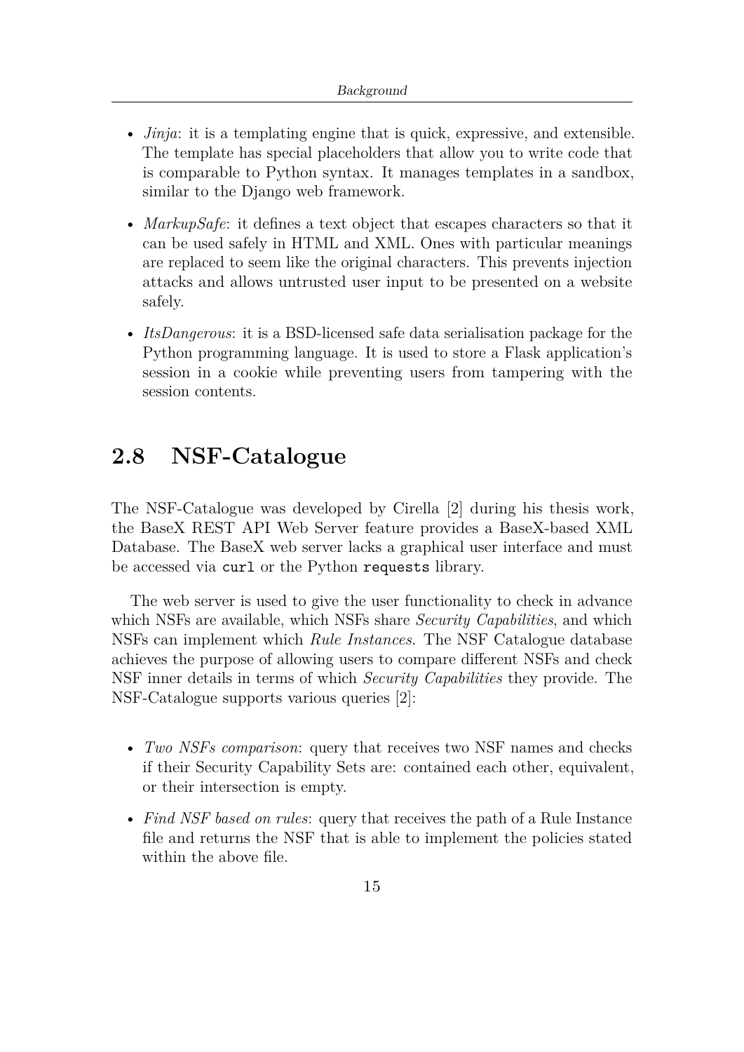- *Jinja*: it is a templating engine that is quick, expressive, and extensible. The template has special placeholders that allow you to write code that is comparable to Python syntax. It manages templates in a sandbox, similar to the Django web framework.

- *MarkupSafe*: it defines a text object that escapes characters so that it can be used safely in HTML and XML. Ones with particular meanings are replaced to seem like the original characters. This prevents injection attacks and allows untrusted user input to be presented on a website safely.

- *ItsDangerous*: it is a BSD-licensed safe data serialisation package for the Python programming language. It is used to store a Flask application's session in a cookie while preventing users from tampering with the session contents.

## 2.8 NSF-Catalogue

The NSF-Catalogue was developed by Cirella [2] during his thesis work, the BaseX REST API Web Server feature provides a BaseX-based XML Database. The BaseX web server lacks a graphical user interface and must be accessed via `curl` or the Python `requests` library.

The web server is used to give the user functionality to check in advance which NSFs are available, which NSFs share *Security Capabilities*, and which NSFs can implement which *Rule Instances*. The NSF Catalogue database achieves the purpose of allowing users to compare different NSFs and check NSF inner details in terms of which *Security Capabilities* they provide. The NSF-Catalogue supports various queries [2]:

- *Two NSFs comparison*: query that receives two NSF names and checks if their Security Capability Sets are: contained each other, equivalent, or their intersection is empty.

- *Find NSF based on rules*: query that receives the path of a Rule Instance file and returns the NSF that is able to implement the policies stated within the above file.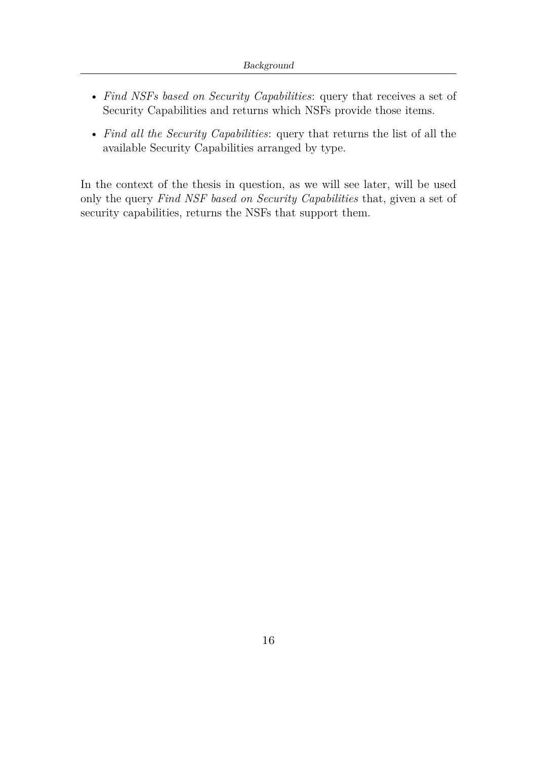- *Find NSFs based on Security Capabilities*: query that receives a set of Security Capabilities and returns which NSFs provide those items.
- *Find all the Security Capabilities*: query that returns the list of all the available Security Capabilities arranged by type.

In the context of the thesis in question, as we will see later, will be used only the query *Find NSF based on Security Capabilities* that, given a set of security capabilities, returns the NSFs that support them.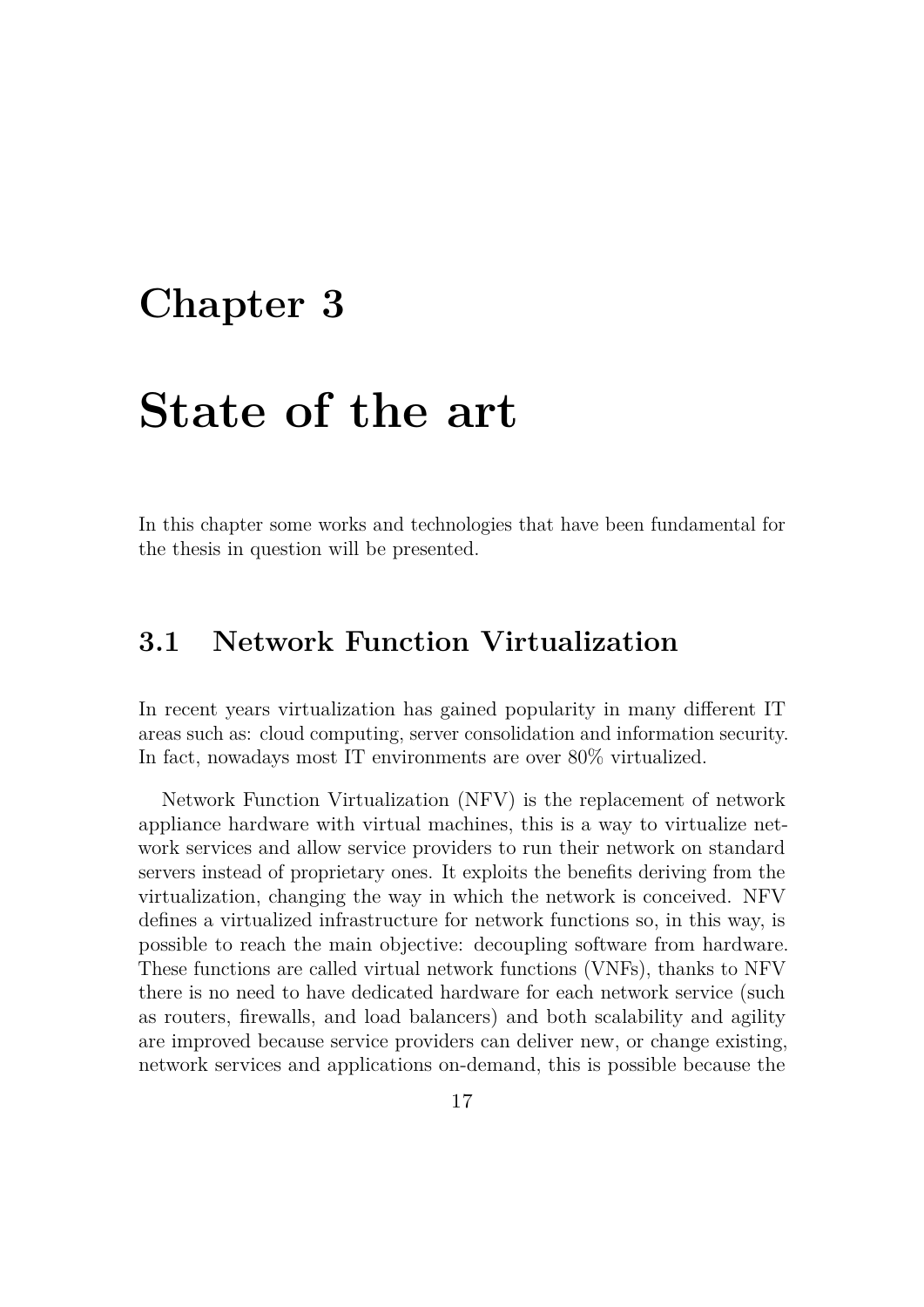# Chapter 3

# State of the art

In this chapter some works and technologies that have been fundamental for the thesis in question will be presented.

## 3.1 Network Function Virtualization

In recent years virtualization has gained popularity in many different IT areas such as: cloud computing, server consolidation and information security. In fact, nowadays most IT environments are over 80% virtualized.

Network Function Virtualization (NFV) is the replacement of network appliance hardware with virtual machines, this is a way to virtualize network services and allow service providers to run their network on standard servers instead of proprietary ones. It exploits the benefits deriving from the virtualization, changing the way in which the network is conceived. NFV defines a virtualized infrastructure for network functions so, in this way, is possible to reach the main objective: decoupling software from hardware. These functions are called virtual network functions (VNFs), thanks to NFV there is no need to have dedicated hardware for each network service (such as routers, firewalls, and load balancers) and both scalability and agility are improved because service providers can deliver new, or change existing, network services and applications on-demand, this is possible because the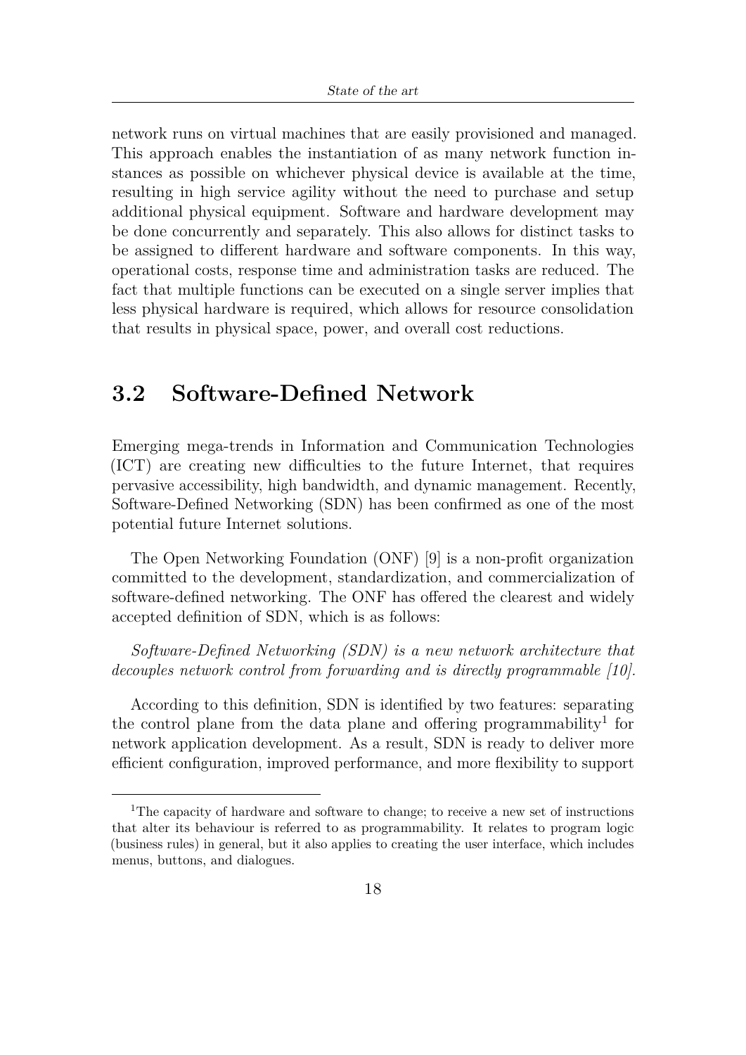network runs on virtual machines that are easily provisioned and managed. This approach enables the instantiation of as many network function instances as possible on whichever physical device is available at the time, resulting in high service agility without the need to purchase and setup additional physical equipment. Software and hardware development may be done concurrently and separately. This also allows for distinct tasks to be assigned to different hardware and software components. In this way, operational costs, response time and administration tasks are reduced. The fact that multiple functions can be executed on a single server implies that less physical hardware is required, which allows for resource consolidation that results in physical space, power, and overall cost reductions.

## 3.2 Software-Defined Network

Emerging mega-trends in Information and Communication Technologies (ICT) are creating new difficulties to the future Internet, that requires pervasive accessibility, high bandwidth, and dynamic management. Recently, Software-Defined Networking (SDN) has been confirmed as one of the most potential future Internet solutions.

The Open Networking Foundation (ONF) [9] is a non-profit organization committed to the development, standardization, and commercialization of software-defined networking. The ONF has offered the clearest and widely accepted definition of SDN, which is as follows:

*Software-Defined Networking (SDN) is a new network architecture that decouples network control from forwarding and is directly programmable [10].*

According to this definition, SDN is identified by two features: separating the control plane from the data plane and offering programmability[1] for network application development. As a result, SDN is ready to deliver more efficient configuration, improved performance, and more flexibility to support

[1]The capacity of hardware and software to change; to receive a new set of instructions that alter its behaviour is referred to as programmability. It relates to program logic (business rules) in general, but it also applies to creating the user interface, which includes menus, buttons, and dialogues.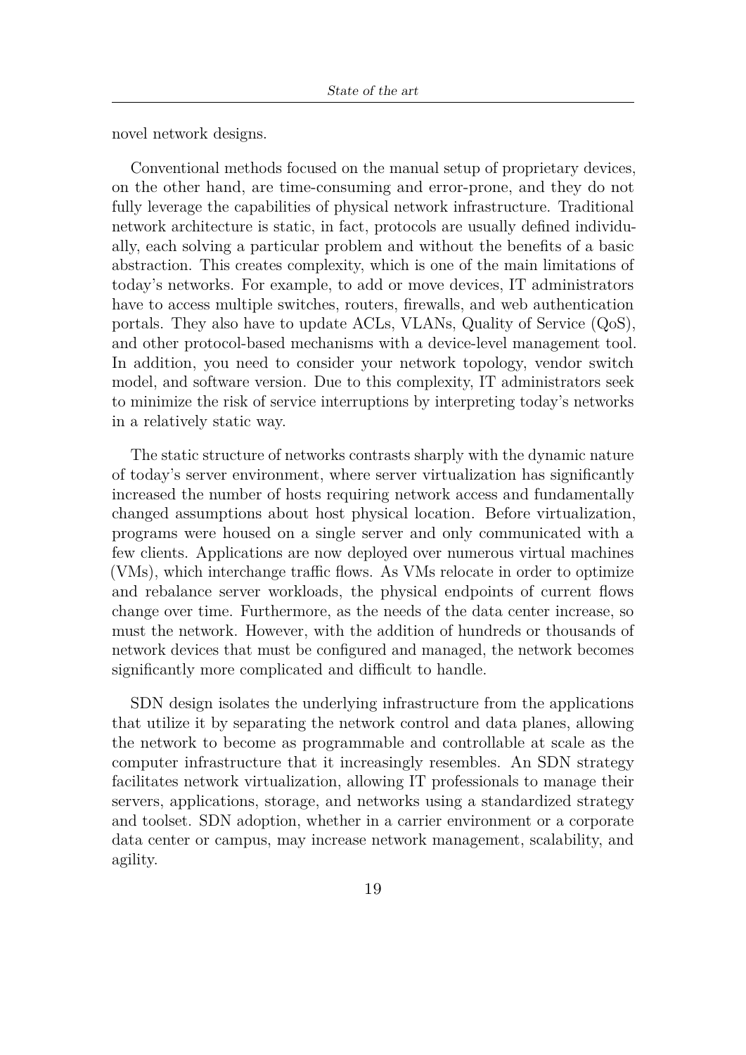novel network designs.

Conventional methods focused on the manual setup of proprietary devices, on the other hand, are time-consuming and error-prone, and they do not fully leverage the capabilities of physical network infrastructure. Traditional network architecture is static, in fact, protocols are usually defined individually, each solving a particular problem and without the benefits of a basic abstraction. This creates complexity, which is one of the main limitations of today's networks. For example, to add or move devices, IT administrators have to access multiple switches, routers, firewalls, and web authentication portals. They also have to update ACLs, VLANs, Quality of Service (QoS), and other protocol-based mechanisms with a device-level management tool. In addition, you need to consider your network topology, vendor switch model, and software version. Due to this complexity, IT administrators seek to minimize the risk of service interruptions by interpreting today's networks in a relatively static way.

The static structure of networks contrasts sharply with the dynamic nature of today's server environment, where server virtualization has significantly increased the number of hosts requiring network access and fundamentally changed assumptions about host physical location. Before virtualization, programs were housed on a single server and only communicated with a few clients. Applications are now deployed over numerous virtual machines (VMs), which interchange traffic flows. As VMs relocate in order to optimize and rebalance server workloads, the physical endpoints of current flows change over time. Furthermore, as the needs of the data center increase, so must the network. However, with the addition of hundreds or thousands of network devices that must be configured and managed, the network becomes significantly more complicated and difficult to handle.

SDN design isolates the underlying infrastructure from the applications that utilize it by separating the network control and data planes, allowing the network to become as programmable and controllable at scale as the computer infrastructure that it increasingly resembles. An SDN strategy facilitates network virtualization, allowing IT professionals to manage their servers, applications, storage, and networks using a standardized strategy and toolset. SDN adoption, whether in a carrier environment or a corporate data center or campus, may increase network management, scalability, and agility.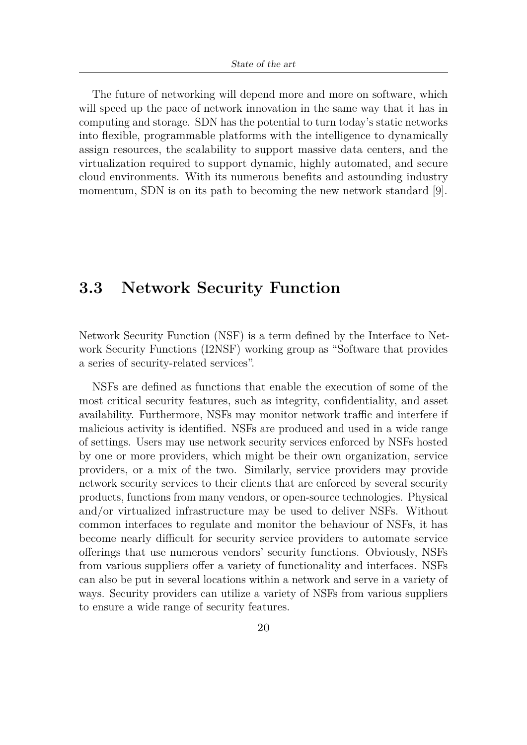The future of networking will depend more and more on software, which will speed up the pace of network innovation in the same way that it has in computing and storage. SDN has the potential to turn today's static networks into flexible, programmable platforms with the intelligence to dynamically assign resources, the scalability to support massive data centers, and the virtualization required to support dynamic, highly automated, and secure cloud environments. With its numerous benefits and astounding industry momentum, SDN is on its path to becoming the new network standard [9].

## 3.3 Network Security Function

Network Security Function (NSF) is a term defined by the Interface to Network Security Functions (I2NSF) working group as "Software that provides a series of security-related services".

NSFs are defined as functions that enable the execution of some of the most critical security features, such as integrity, confidentiality, and asset availability. Furthermore, NSFs may monitor network traffic and interfere if malicious activity is identified. NSFs are produced and used in a wide range of settings. Users may use network security services enforced by NSFs hosted by one or more providers, which might be their own organization, service providers, or a mix of the two. Similarly, service providers may provide network security services to their clients that are enforced by several security products, functions from many vendors, or open-source technologies. Physical and/or virtualized infrastructure may be used to deliver NSFs. Without common interfaces to regulate and monitor the behaviour of NSFs, it has become nearly difficult for security service providers to automate service offerings that use numerous vendors' security functions. Obviously, NSFs from various suppliers offer a variety of functionality and interfaces. NSFs can also be put in several locations within a network and serve in a variety of ways. Security providers can utilize a variety of NSFs from various suppliers to ensure a wide range of security features.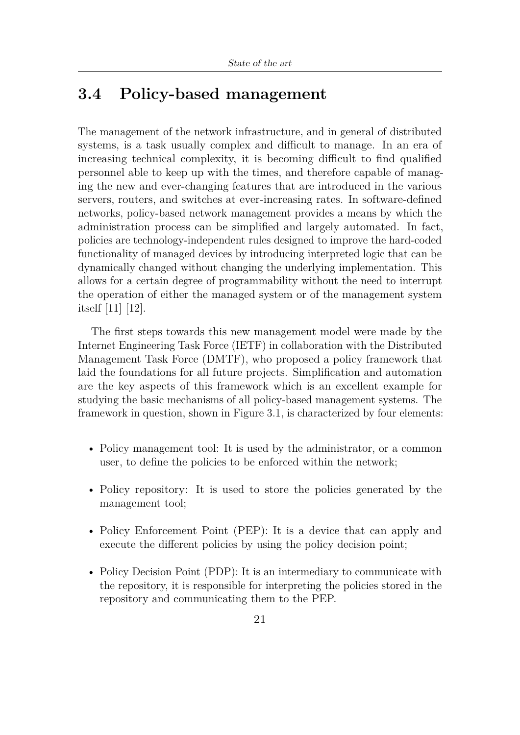## 3.4 Policy-based management

The management of the network infrastructure, and in general of distributed systems, is a task usually complex and difficult to manage. In an era of increasing technical complexity, it is becoming difficult to find qualified personnel able to keep up with the times, and therefore capable of managing the new and ever-changing features that are introduced in the various servers, routers, and switches at ever-increasing rates. In software-defined networks, policy-based network management provides a means by which the administration process can be simplified and largely automated. In fact, policies are technology-independent rules designed to improve the hard-coded functionality of managed devices by introducing interpreted logic that can be dynamically changed without changing the underlying implementation. This allows for a certain degree of programmability without the need to interrupt the operation of either the managed system or of the management system itself [11] [12].

The first steps towards this new management model were made by the Internet Engineering Task Force (IETF) in collaboration with the Distributed Management Task Force (DMTF), who proposed a policy framework that laid the foundations for all future projects. Simplification and automation are the key aspects of this framework which is an excellent example for studying the basic mechanisms of all policy-based management systems. The framework in question, shown in Figure 3.1, is characterized by four elements:

- Policy management tool: It is used by the administrator, or a common user, to define the policies to be enforced within the network;
- Policy repository: It is used to store the policies generated by the management tool;
- Policy Enforcement Point (PEP): It is a device that can apply and execute the different policies by using the policy decision point;
- Policy Decision Point (PDP): It is an intermediary to communicate with the repository, it is responsible for interpreting the policies stored in the repository and communicating them to the PEP.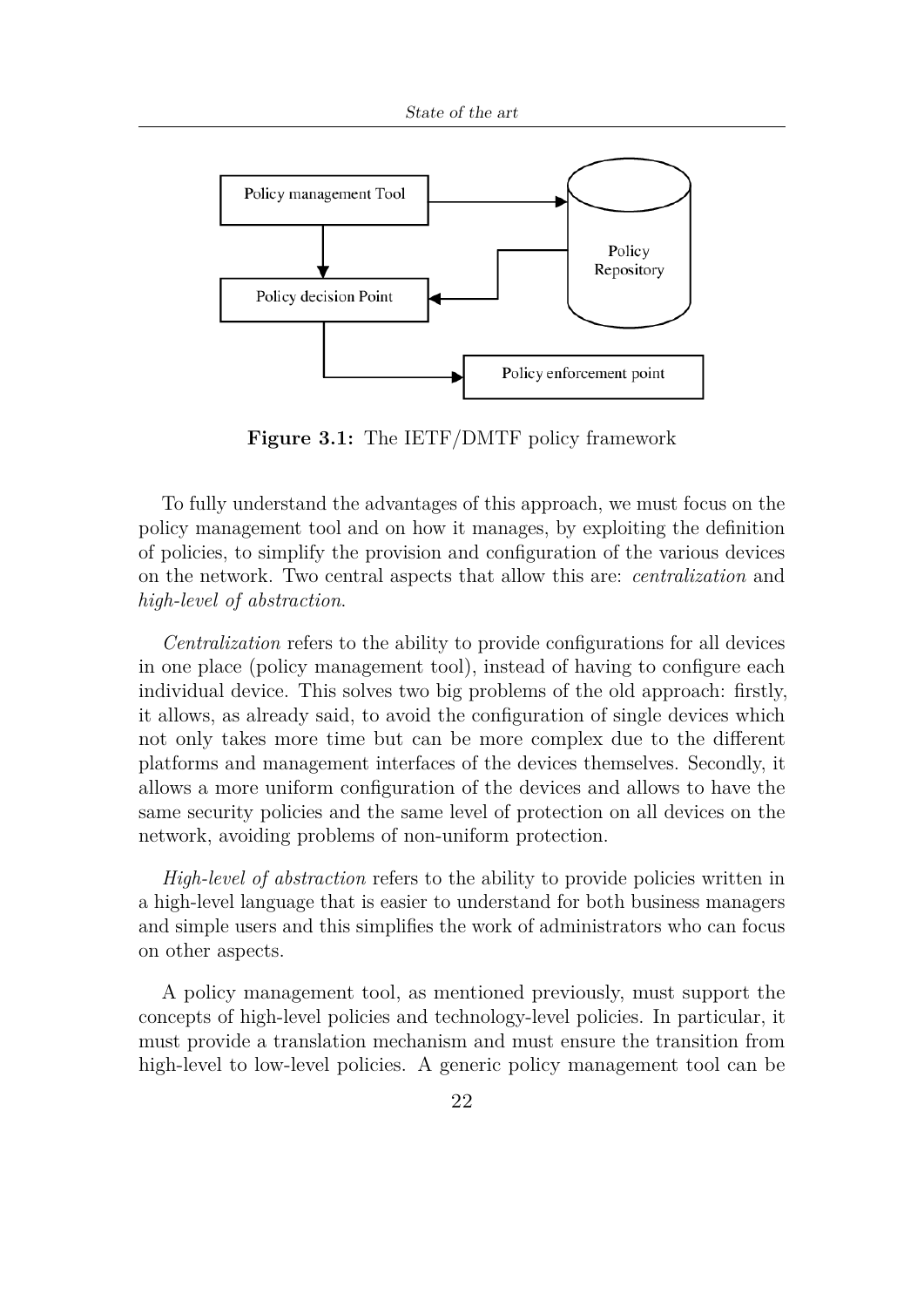Policy management Tool

Policy decision Point

Policy Repository

Policy enforcement point

**Figure 3.1:** The IETF/DMTF policy framework

To fully understand the advantages of this approach, we must focus on the policy management tool and on how it manages, by exploiting the definition of policies, to simplify the provision and configuration of the various devices on the network. Two central aspects that allow this are: *centralization* and *high-level of abstraction*.

*Centralization* refers to the ability to provide configurations for all devices in one place (policy management tool), instead of having to configure each individual device. This solves two big problems of the old approach: firstly, it allows, as already said, to avoid the configuration of single devices which not only takes more time but can be more complex due to the different platforms and management interfaces of the devices themselves. Secondly, it allows a more uniform configuration of the devices and allows to have the same security policies and the same level of protection on all devices on the network, avoiding problems of non-uniform protection.

*High-level of abstraction* refers to the ability to provide policies written in a high-level language that is easier to understand for both business managers and simple users and this simplifies the work of administrators who can focus on other aspects.

A policy management tool, as mentioned previously, must support the concepts of high-level policies and technology-level policies. In particular, it must provide a translation mechanism and must ensure the transition from high-level to low-level policies. A generic policy management tool can be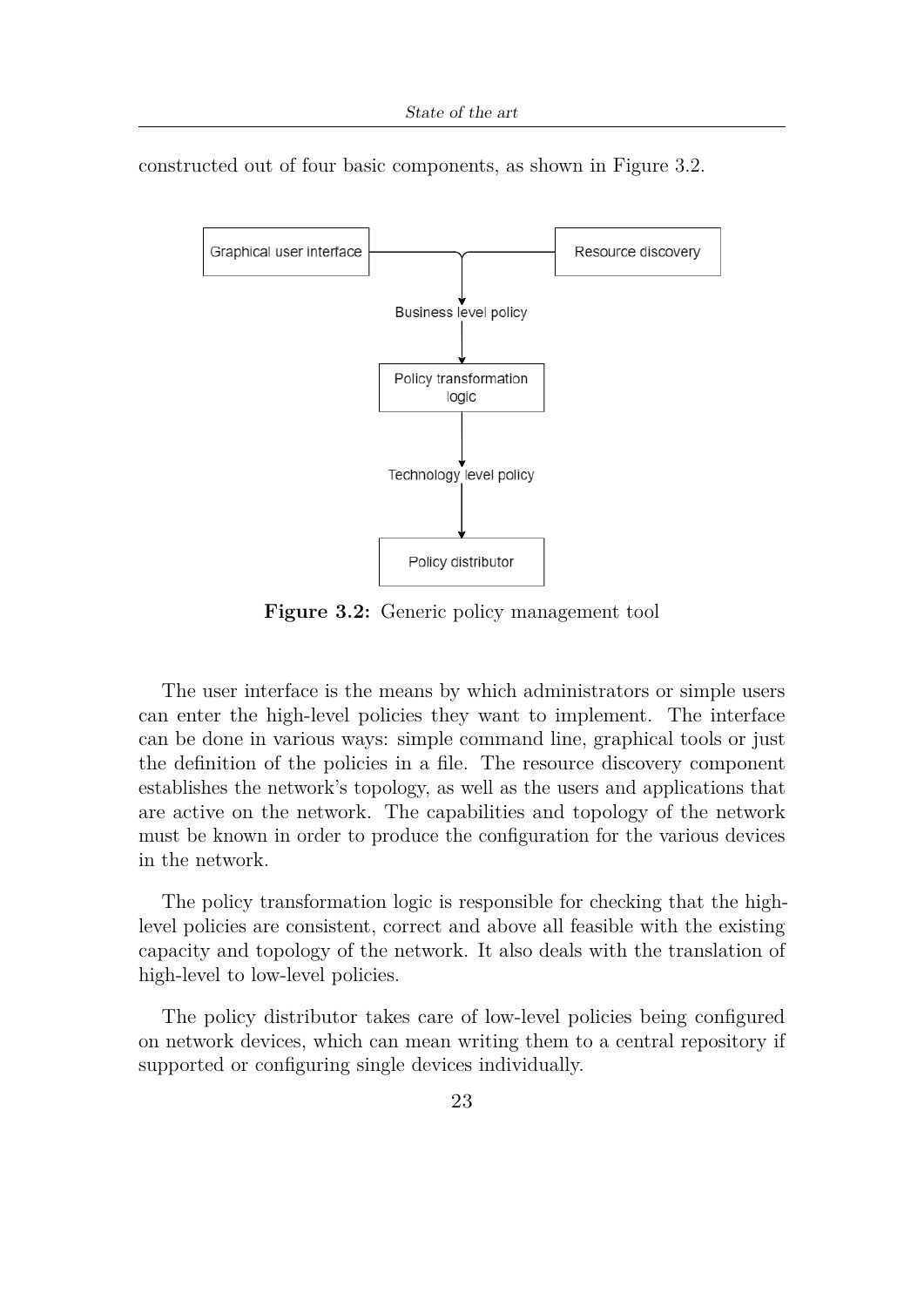constructed out of four basic components, as shown in Figure 3.2.

**Figure 3.2:** Generic policy management tool

The user interface is the means by which administrators or simple users can enter the high-level policies they want to implement. The interface can be done in various ways: simple command line, graphical tools or just the definition of the policies in a file. The resource discovery component establishes the network's topology, as well as the users and applications that are active on the network. The capabilities and topology of the network must be known in order to produce the configuration for the various devices in the network.

The policy transformation logic is responsible for checking that the high-level policies are consistent, correct and above all feasible with the existing capacity and topology of the network. It also deals with the translation of high-level to low-level policies.

The policy distributor takes care of low-level policies being configured on network devices, which can mean writing them to a central repository if supported or configuring single devices individually.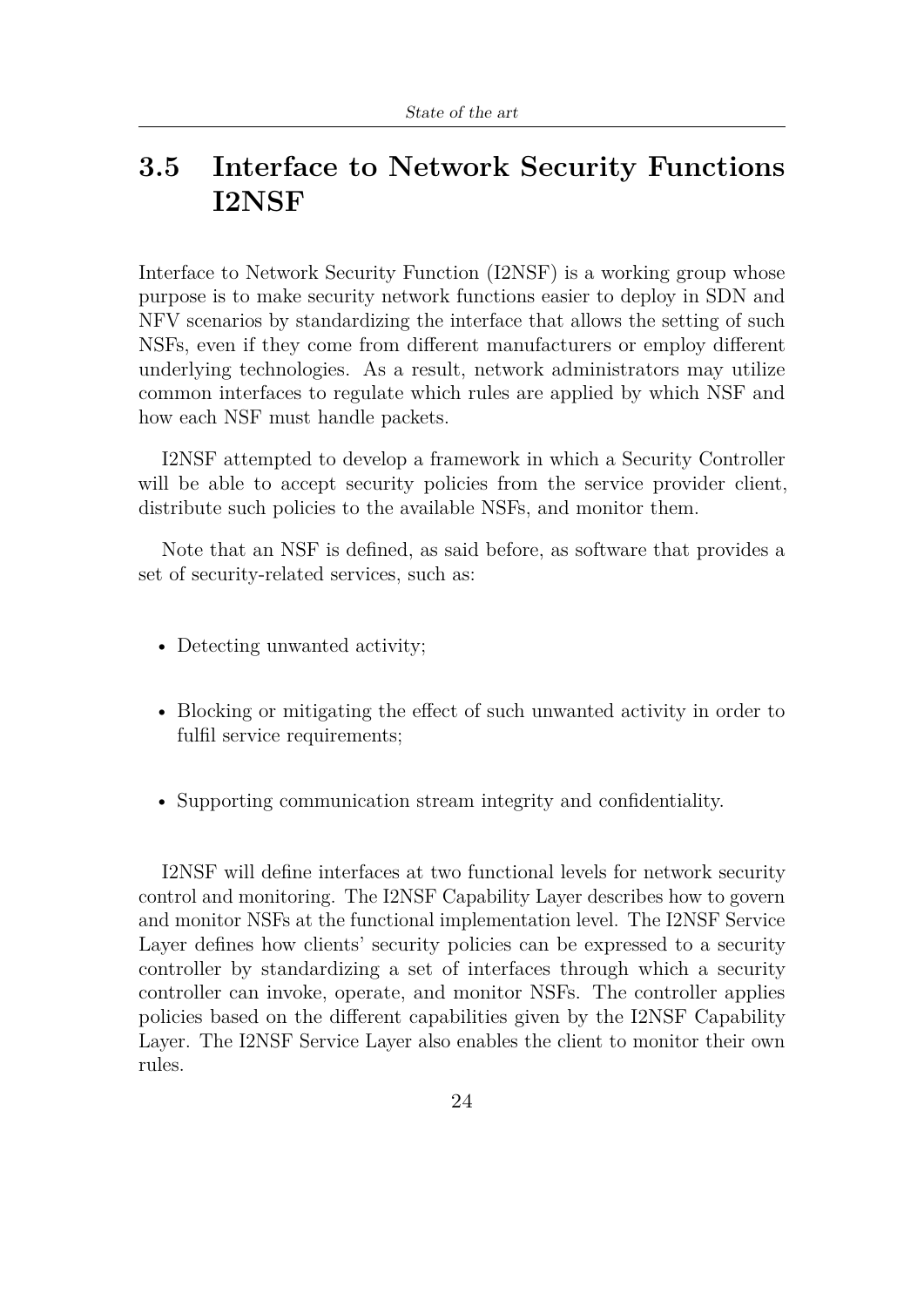## 3.5 Interface to Network Security Functions I2NSF

Interface to Network Security Function (I2NSF) is a working group whose purpose is to make security network functions easier to deploy in SDN and NFV scenarios by standardizing the interface that allows the setting of such NSFs, even if they come from different manufacturers or employ different underlying technologies. As a result, network administrators may utilize common interfaces to regulate which rules are applied by which NSF and how each NSF must handle packets.

I2NSF attempted to develop a framework in which a Security Controller will be able to accept security policies from the service provider client, distribute such policies to the available NSFs, and monitor them.

Note that an NSF is defined, as said before, as software that provides a set of security-related services, such as:

- Detecting unwanted activity;
- Blocking or mitigating the effect of such unwanted activity in order to fulfil service requirements;
- Supporting communication stream integrity and confidentiality.

I2NSF will define interfaces at two functional levels for network security control and monitoring. The I2NSF Capability Layer describes how to govern and monitor NSFs at the functional implementation level. The I2NSF Service Layer defines how clients' security policies can be expressed to a security controller by standardizing a set of interfaces through which a security controller can invoke, operate, and monitor NSFs. The controller applies policies based on the different capabilities given by the I2NSF Capability Layer. The I2NSF Service Layer also enables the client to monitor their own rules.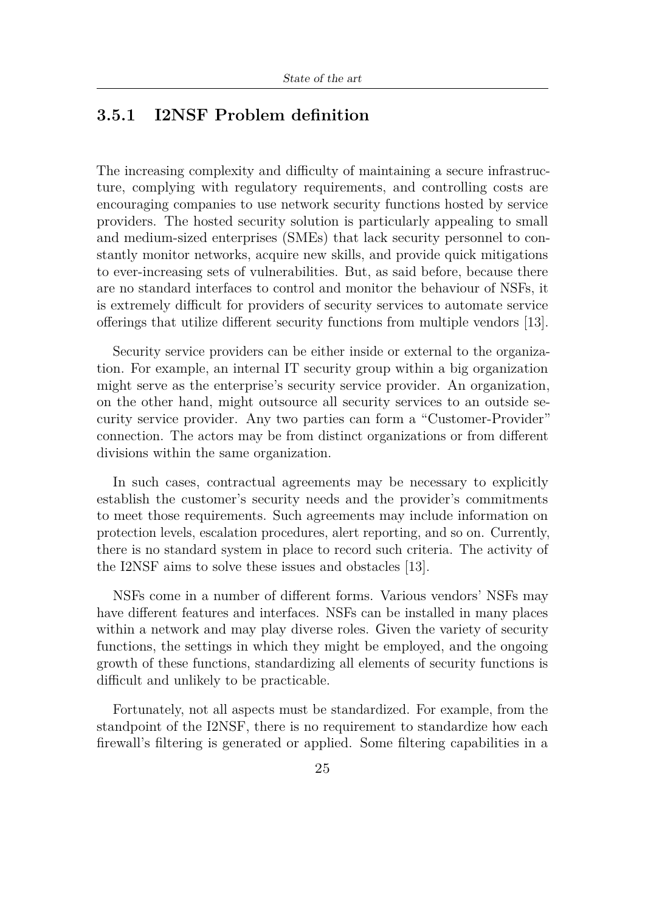### 3.5.1 I2NSF Problem definition

The increasing complexity and difficulty of maintaining a secure infrastructure, complying with regulatory requirements, and controlling costs are encouraging companies to use network security functions hosted by service providers. The hosted security solution is particularly appealing to small and medium-sized enterprises (SMEs) that lack security personnel to constantly monitor networks, acquire new skills, and provide quick mitigations to ever-increasing sets of vulnerabilities. But, as said before, because there are no standard interfaces to control and monitor the behaviour of NSFs, it is extremely difficult for providers of security services to automate service offerings that utilize different security functions from multiple vendors [13].

Security service providers can be either inside or external to the organization. For example, an internal IT security group within a big organization might serve as the enterprise's security service provider. An organization, on the other hand, might outsource all security services to an outside security service provider. Any two parties can form a "Customer-Provider" connection. The actors may be from distinct organizations or from different divisions within the same organization.

In such cases, contractual agreements may be necessary to explicitly establish the customer's security needs and the provider's commitments to meet those requirements. Such agreements may include information on protection levels, escalation procedures, alert reporting, and so on. Currently, there is no standard system in place to record such criteria. The activity of the I2NSF aims to solve these issues and obstacles [13].

NSFs come in a number of different forms. Various vendors' NSFs may have different features and interfaces. NSFs can be installed in many places within a network and may play diverse roles. Given the variety of security functions, the settings in which they might be employed, and the ongoing growth of these functions, standardizing all elements of security functions is difficult and unlikely to be practicable.

Fortunately, not all aspects must be standardized. For example, from the standpoint of the I2NSF, there is no requirement to standardize how each firewall's filtering is generated or applied. Some filtering capabilities in a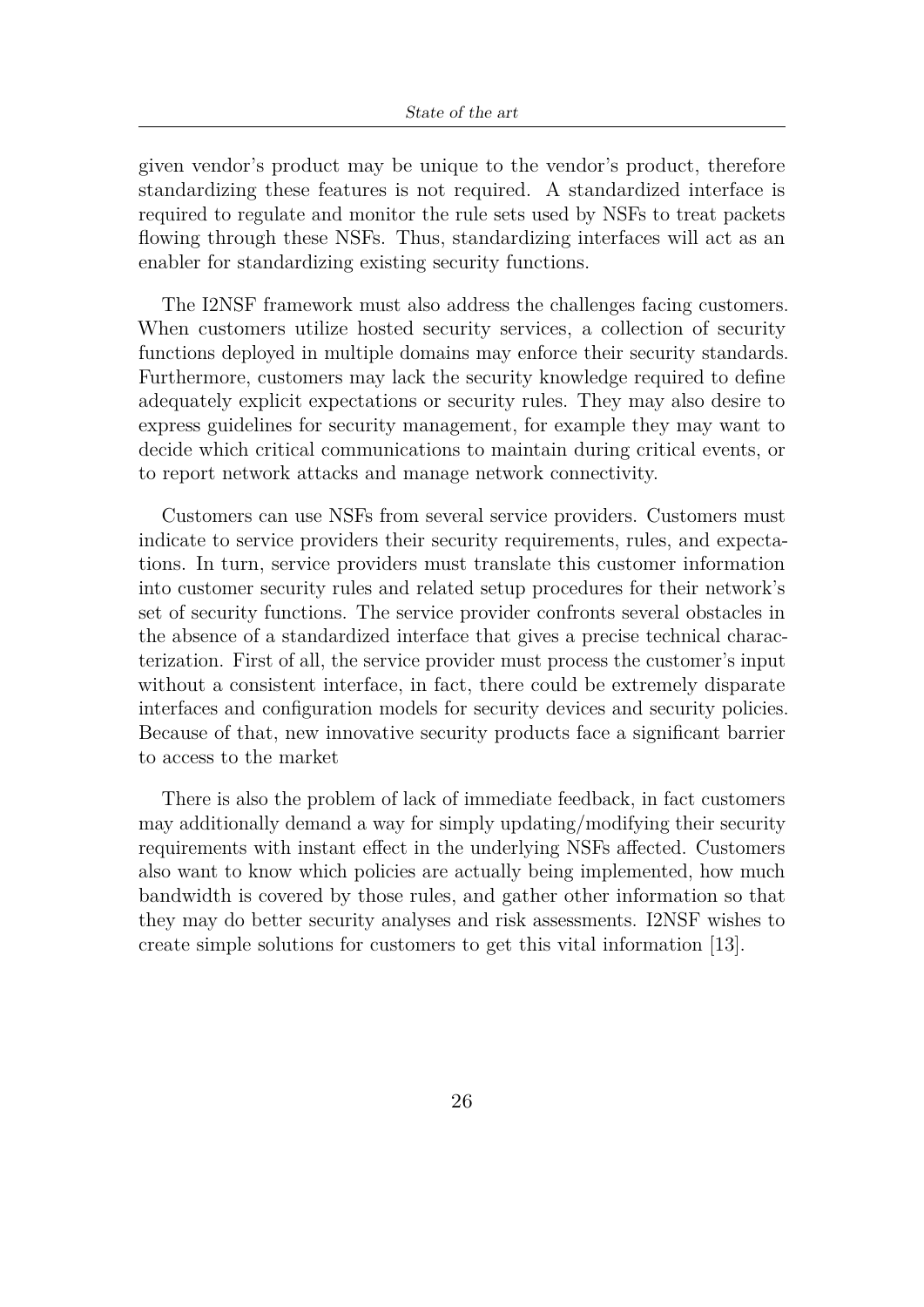given vendor's product may be unique to the vendor's product, therefore standardizing these features is not required. A standardized interface is required to regulate and monitor the rule sets used by NSFs to treat packets flowing through these NSFs. Thus, standardizing interfaces will act as an enabler for standardizing existing security functions.

The I2NSF framework must also address the challenges facing customers. When customers utilize hosted security services, a collection of security functions deployed in multiple domains may enforce their security standards. Furthermore, customers may lack the security knowledge required to define adequately explicit expectations or security rules. They may also desire to express guidelines for security management, for example they may want to decide which critical communications to maintain during critical events, or to report network attacks and manage network connectivity.

Customers can use NSFs from several service providers. Customers must indicate to service providers their security requirements, rules, and expectations. In turn, service providers must translate this customer information into customer security rules and related setup procedures for their network's set of security functions. The service provider confronts several obstacles in the absence of a standardized interface that gives a precise technical characterization. First of all, the service provider must process the customer's input without a consistent interface, in fact, there could be extremely disparate interfaces and configuration models for security devices and security policies. Because of that, new innovative security products face a significant barrier to access to the market

There is also the problem of lack of immediate feedback, in fact customers may additionally demand a way for simply updating/modifying their security requirements with instant effect in the underlying NSFs affected. Customers also want to know which policies are actually being implemented, how much bandwidth is covered by those rules, and gather other information so that they may do better security analyses and risk assessments. I2NSF wishes to create simple solutions for customers to get this vital information [13].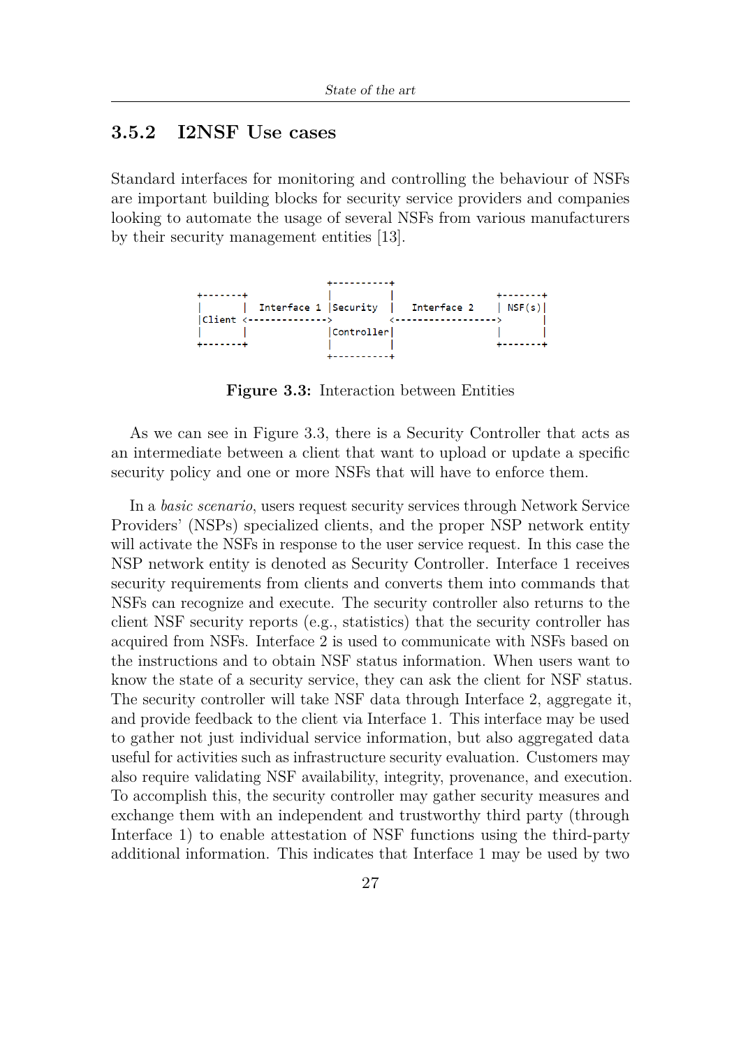### 3.5.2 I2NSF Use cases

Standard interfaces for monitoring and controlling the behaviour of NSFs are important building blocks for security service providers and companies looking to automate the usage of several NSFs from various manufacturers by their security management entities [13].

```
                             +----------+
+-------+                    |          |                  +-------+
|       |  Interface 1       |Security  |  Interface 2     | NSF(s)|
|Client <------------------->            <----------------->       |
|       |                    |Controller|                  |       |
+-------+                    |          |                  +-------+
                             +----------+
```

**Figure 3.3:** Interaction between Entities

As we can see in Figure 3.3, there is a Security Controller that acts as an intermediate between a client that want to upload or update a specific security policy and one or more NSFs that will have to enforce them.

In a *basic scenario*, users request security services through Network Service Providers' (NSPs) specialized clients, and the proper NSP network entity will activate the NSFs in response to the user service request. In this case the NSP network entity is denoted as Security Controller. Interface 1 receives security requirements from clients and converts them into commands that NSFs can recognize and execute. The security controller also returns to the client NSF security reports (e.g., statistics) that the security controller has acquired from NSFs. Interface 2 is used to communicate with NSFs based on the instructions and to obtain NSF status information. When users want to know the state of a security service, they can ask the client for NSF status. The security controller will take NSF data through Interface 2, aggregate it, and provide feedback to the client via Interface 1. This interface may be used to gather not just individual service information, but also aggregated data useful for activities such as infrastructure security evaluation. Customers may also require validating NSF availability, integrity, provenance, and execution. To accomplish this, the security controller may gather security measures and exchange them with an independent and trustworthy third party (through Interface 1) to enable attestation of NSF functions using the third-party additional information. This indicates that Interface 1 may be used by two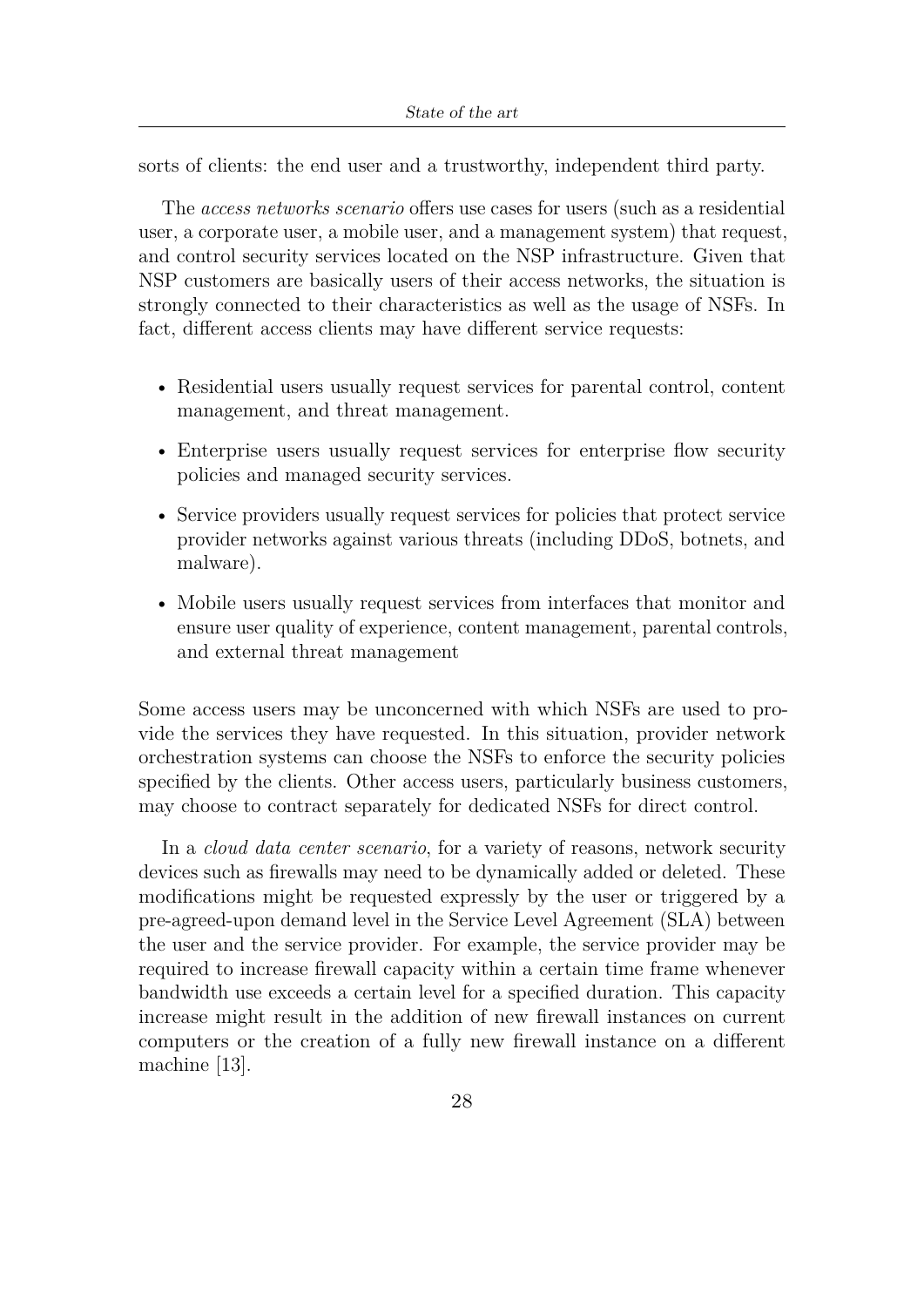sorts of clients: the end user and a trustworthy, independent third party.

The *access networks scenario* offers use cases for users (such as a residential user, a corporate user, a mobile user, and a management system) that request, and control security services located on the NSP infrastructure. Given that NSP customers are basically users of their access networks, the situation is strongly connected to their characteristics as well as the usage of NSFs. In fact, different access clients may have different service requests:

- Residential users usually request services for parental control, content management, and threat management.
- Enterprise users usually request services for enterprise flow security policies and managed security services.
- Service providers usually request services for policies that protect service provider networks against various threats (including DDoS, botnets, and malware).
- Mobile users usually request services from interfaces that monitor and ensure user quality of experience, content management, parental controls, and external threat management

Some access users may be unconcerned with which NSFs are used to provide the services they have requested. In this situation, provider network orchestration systems can choose the NSFs to enforce the security policies specified by the clients. Other access users, particularly business customers, may choose to contract separately for dedicated NSFs for direct control.

In a *cloud data center scenario*, for a variety of reasons, network security devices such as firewalls may need to be dynamically added or deleted. These modifications might be requested expressly by the user or triggered by a pre-agreed-upon demand level in the Service Level Agreement (SLA) between the user and the service provider. For example, the service provider may be required to increase firewall capacity within a certain time frame whenever bandwidth use exceeds a certain level for a specified duration. This capacity increase might result in the addition of new firewall instances on current computers or the creation of a fully new firewall instance on a different machine [13].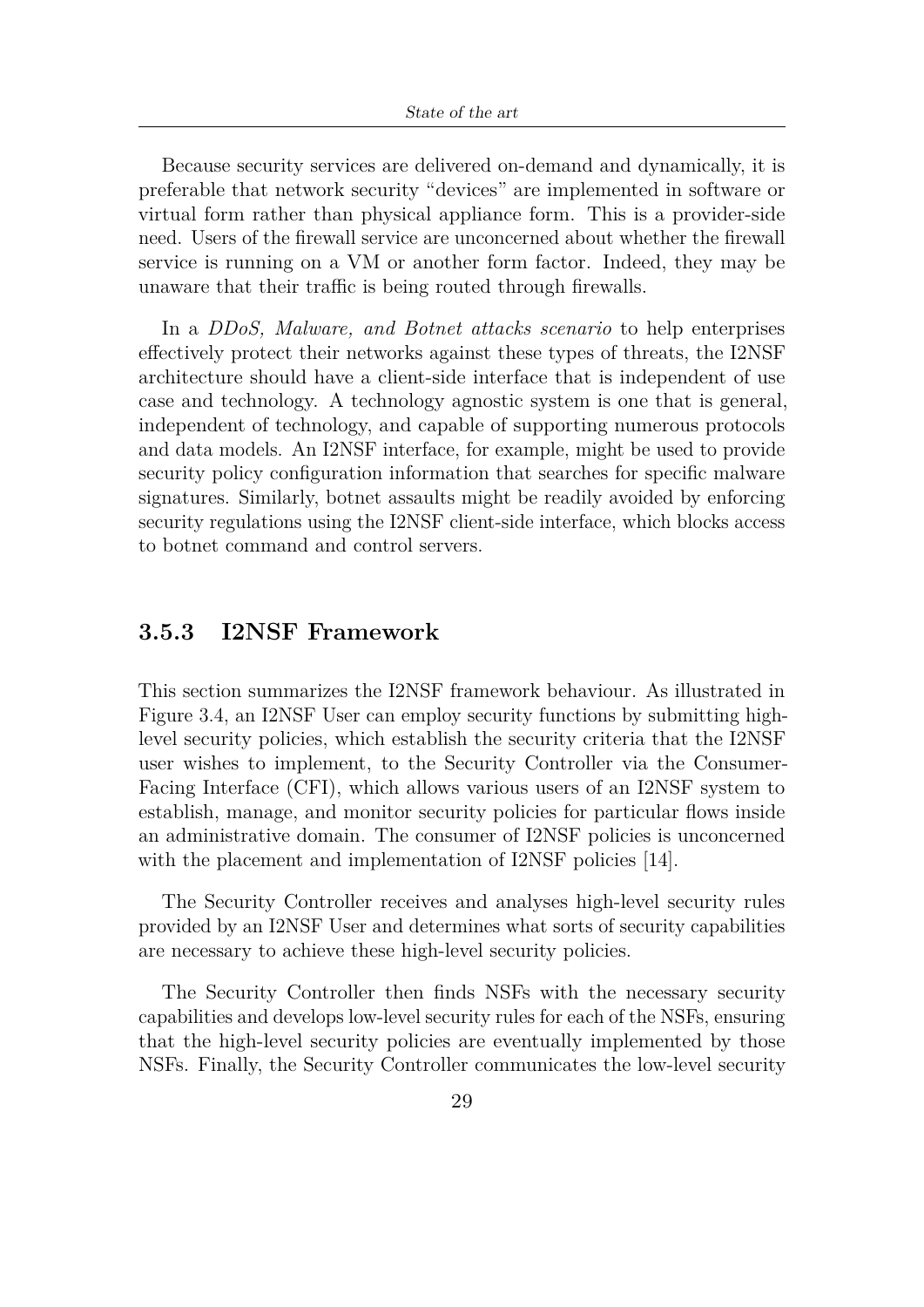Because security services are delivered on-demand and dynamically, it is preferable that network security "devices" are implemented in software or virtual form rather than physical appliance form. This is a provider-side need. Users of the firewall service are unconcerned about whether the firewall service is running on a VM or another form factor. Indeed, they may be unaware that their traffic is being routed through firewalls.

In a *DDoS, Malware, and Botnet attacks scenario* to help enterprises effectively protect their networks against these types of threats, the I2NSF architecture should have a client-side interface that is independent of use case and technology. A technology agnostic system is one that is general, independent of technology, and capable of supporting numerous protocols and data models. An I2NSF interface, for example, might be used to provide security policy configuration information that searches for specific malware signatures. Similarly, botnet assaults might be readily avoided by enforcing security regulations using the I2NSF client-side interface, which blocks access to botnet command and control servers.

### 3.5.3 I2NSF Framework

This section summarizes the I2NSF framework behaviour. As illustrated in Figure 3.4, an I2NSF User can employ security functions by submitting high-level security policies, which establish the security criteria that the I2NSF user wishes to implement, to the Security Controller via the Consumer-Facing Interface (CFI), which allows various users of an I2NSF system to establish, manage, and monitor security policies for particular flows inside an administrative domain. The consumer of I2NSF policies is unconcerned with the placement and implementation of I2NSF policies [14].

The Security Controller receives and analyses high-level security rules provided by an I2NSF User and determines what sorts of security capabilities are necessary to achieve these high-level security policies.

The Security Controller then finds NSFs with the necessary security capabilities and develops low-level security rules for each of the NSFs, ensuring that the high-level security policies are eventually implemented by those NSFs. Finally, the Security Controller communicates the low-level security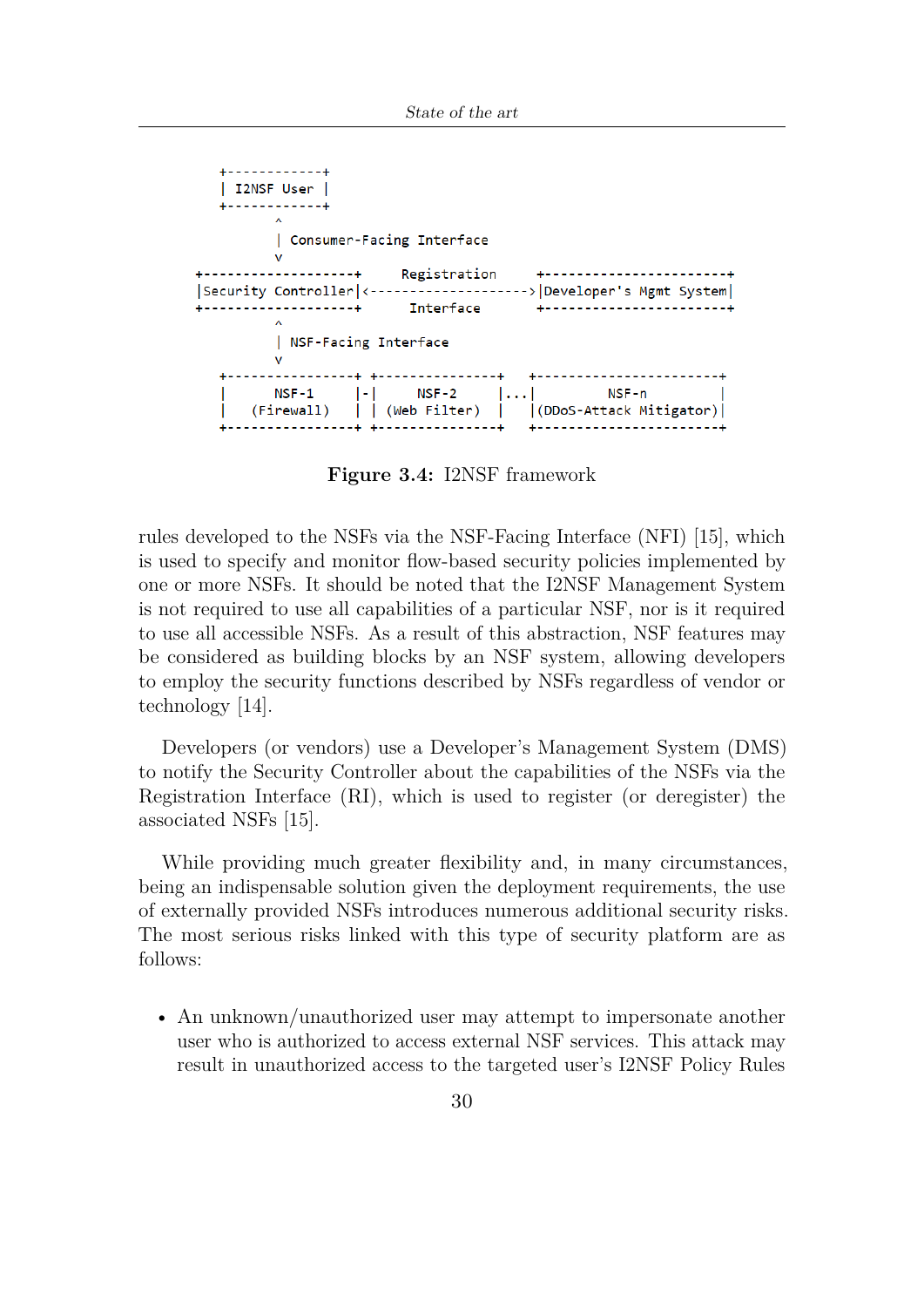```
+------------+
| I2NSF User |
+------------+
       ^
       | Consumer-Facing Interface
       v
+-------------------+      Registration     +-----------------------+
|Security Controller|<--------------------->|Developer's Mgmt System|
+-------------------+        Interface      +-----------------------+
       ^
       | NSF-Facing Interface
       v
+----------------+ +---------------+  +-----------------------+
|     NSF-1      |-|     NSF-2     |...|         NSF-n         |
|   (Firewall)   | | (Web Filter)  |  |(DDoS-Attack Mitigator)|
+----------------+ +---------------+  +-----------------------+
```

**Figure 3.4:** I2NSF framework

rules developed to the NSFs via the NSF-Facing Interface (NFI) [15], which is used to specify and monitor flow-based security policies implemented by one or more NSFs. It should be noted that the I2NSF Management System is not required to use all capabilities of a particular NSF, nor is it required to use all accessible NSFs. As a result of this abstraction, NSF features may be considered as building blocks by an NSF system, allowing developers to employ the security functions described by NSFs regardless of vendor or technology [14].

Developers (or vendors) use a Developer's Management System (DMS) to notify the Security Controller about the capabilities of the NSFs via the Registration Interface (RI), which is used to register (or deregister) the associated NSFs [15].

While providing much greater flexibility and, in many circumstances, being an indispensable solution given the deployment requirements, the use of externally provided NSFs introduces numerous additional security risks. The most serious risks linked with this type of security platform are as follows:

- An unknown/unauthorized user may attempt to impersonate another user who is authorized to access external NSF services. This attack may result in unauthorized access to the targeted user's I2NSF Policy Rules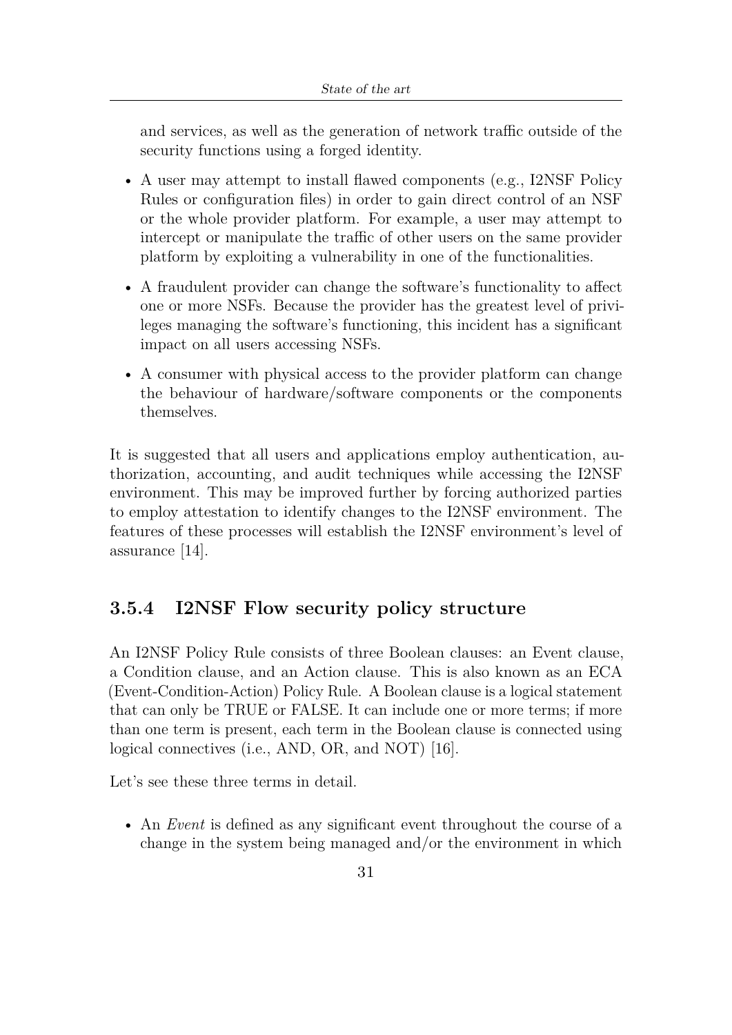and services, as well as the generation of network traffic outside of the security functions using a forged identity.

- A user may attempt to install flawed components (e.g., I2NSF Policy Rules or configuration files) in order to gain direct control of an NSF or the whole provider platform. For example, a user may attempt to intercept or manipulate the traffic of other users on the same provider platform by exploiting a vulnerability in one of the functionalities.
- A fraudulent provider can change the software's functionality to affect one or more NSFs. Because the provider has the greatest level of privileges managing the software's functioning, this incident has a significant impact on all users accessing NSFs.
- A consumer with physical access to the provider platform can change the behaviour of hardware/software components or the components themselves.

It is suggested that all users and applications employ authentication, authorization, accounting, and audit techniques while accessing the I2NSF environment. This may be improved further by forcing authorized parties to employ attestation to identify changes to the I2NSF environment. The features of these processes will establish the I2NSF environment's level of assurance [14].

### 3.5.4 I2NSF Flow security policy structure

An I2NSF Policy Rule consists of three Boolean clauses: an Event clause, a Condition clause, and an Action clause. This is also known as an ECA (Event-Condition-Action) Policy Rule. A Boolean clause is a logical statement that can only be TRUE or FALSE. It can include one or more terms; if more than one term is present, each term in the Boolean clause is connected using logical connectives (i.e., AND, OR, and NOT) [16].

Let's see these three terms in detail.

- An *Event* is defined as any significant event throughout the course of a change in the system being managed and/or the environment in which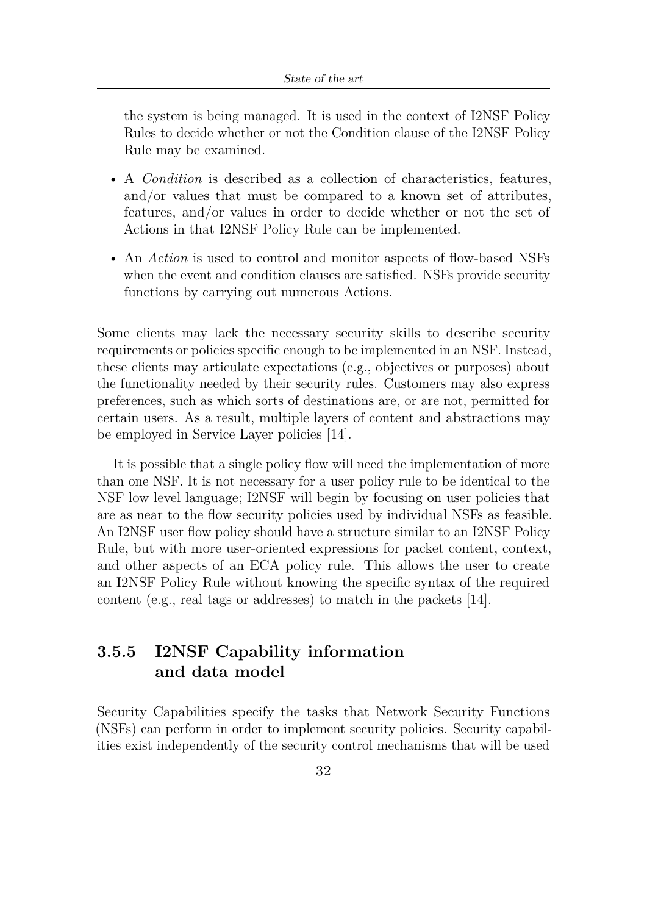the system is being managed. It is used in the context of I2NSF Policy Rules to decide whether or not the Condition clause of the I2NSF Policy Rule may be examined.

- A *Condition* is described as a collection of characteristics, features, and/or values that must be compared to a known set of attributes, features, and/or values in order to decide whether or not the set of Actions in that I2NSF Policy Rule can be implemented.
- An *Action* is used to control and monitor aspects of flow-based NSFs when the event and condition clauses are satisfied. NSFs provide security functions by carrying out numerous Actions.

Some clients may lack the necessary security skills to describe security requirements or policies specific enough to be implemented in an NSF. Instead, these clients may articulate expectations (e.g., objectives or purposes) about the functionality needed by their security rules. Customers may also express preferences, such as which sorts of destinations are, or are not, permitted for certain users. As a result, multiple layers of content and abstractions may be employed in Service Layer policies [14].

It is possible that a single policy flow will need the implementation of more than one NSF. It is not necessary for a user policy rule to be identical to the NSF low level language; I2NSF will begin by focusing on user policies that are as near to the flow security policies used by individual NSFs as feasible. An I2NSF user flow policy should have a structure similar to an I2NSF Policy Rule, but with more user-oriented expressions for packet content, context, and other aspects of an ECA policy rule. This allows the user to create an I2NSF Policy Rule without knowing the specific syntax of the required content (e.g., real tags or addresses) to match in the packets [14].

### 3.5.5 I2NSF Capability information and data model

Security Capabilities specify the tasks that Network Security Functions (NSFs) can perform in order to implement security policies. Security capabilities exist independently of the security control mechanisms that will be used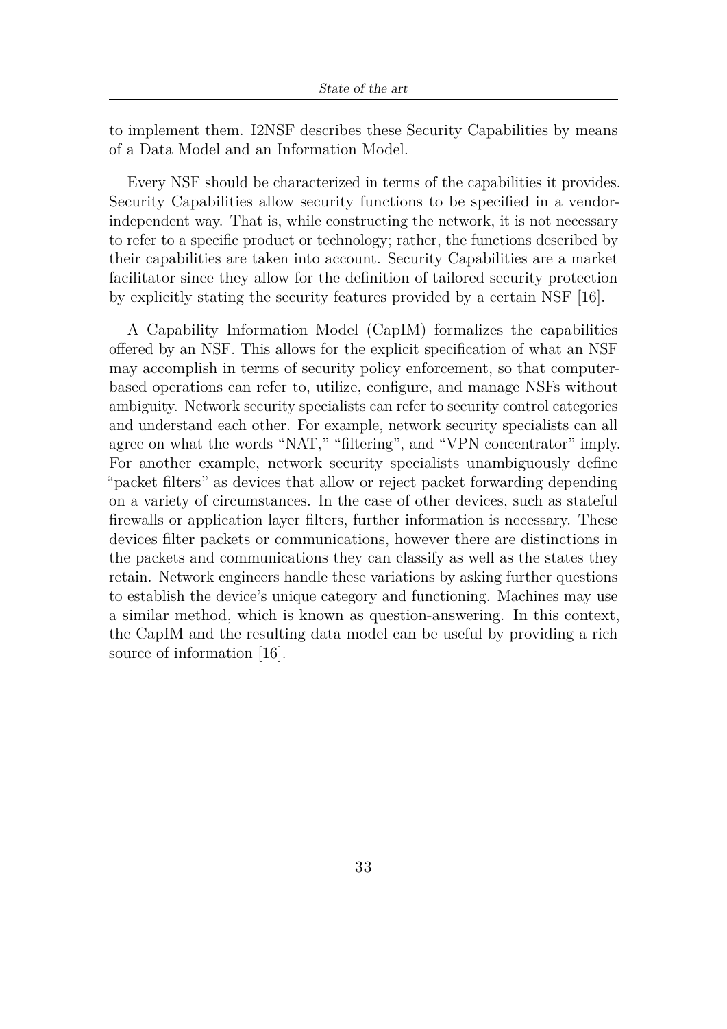to implement them. I2NSF describes these Security Capabilities by means of a Data Model and an Information Model.

Every NSF should be characterized in terms of the capabilities it provides. Security Capabilities allow security functions to be specified in a vendor-independent way. That is, while constructing the network, it is not necessary to refer to a specific product or technology; rather, the functions described by their capabilities are taken into account. Security Capabilities are a market facilitator since they allow for the definition of tailored security protection by explicitly stating the security features provided by a certain NSF [16].

A Capability Information Model (CapIM) formalizes the capabilities offered by an NSF. This allows for the explicit specification of what an NSF may accomplish in terms of security policy enforcement, so that computer-based operations can refer to, utilize, configure, and manage NSFs without ambiguity. Network security specialists can refer to security control categories and understand each other. For example, network security specialists can all agree on what the words "NAT," "filtering", and "VPN concentrator" imply. For another example, network security specialists unambiguously define "packet filters" as devices that allow or reject packet forwarding depending on a variety of circumstances. In the case of other devices, such as stateful firewalls or application layer filters, further information is necessary. These devices filter packets or communications, however there are distinctions in the packets and communications they can classify as well as the states they retain. Network engineers handle these variations by asking further questions to establish the device's unique category and functioning. Machines may use a similar method, which is known as question-answering. In this context, the CapIM and the resulting data model can be useful by providing a rich source of information [16].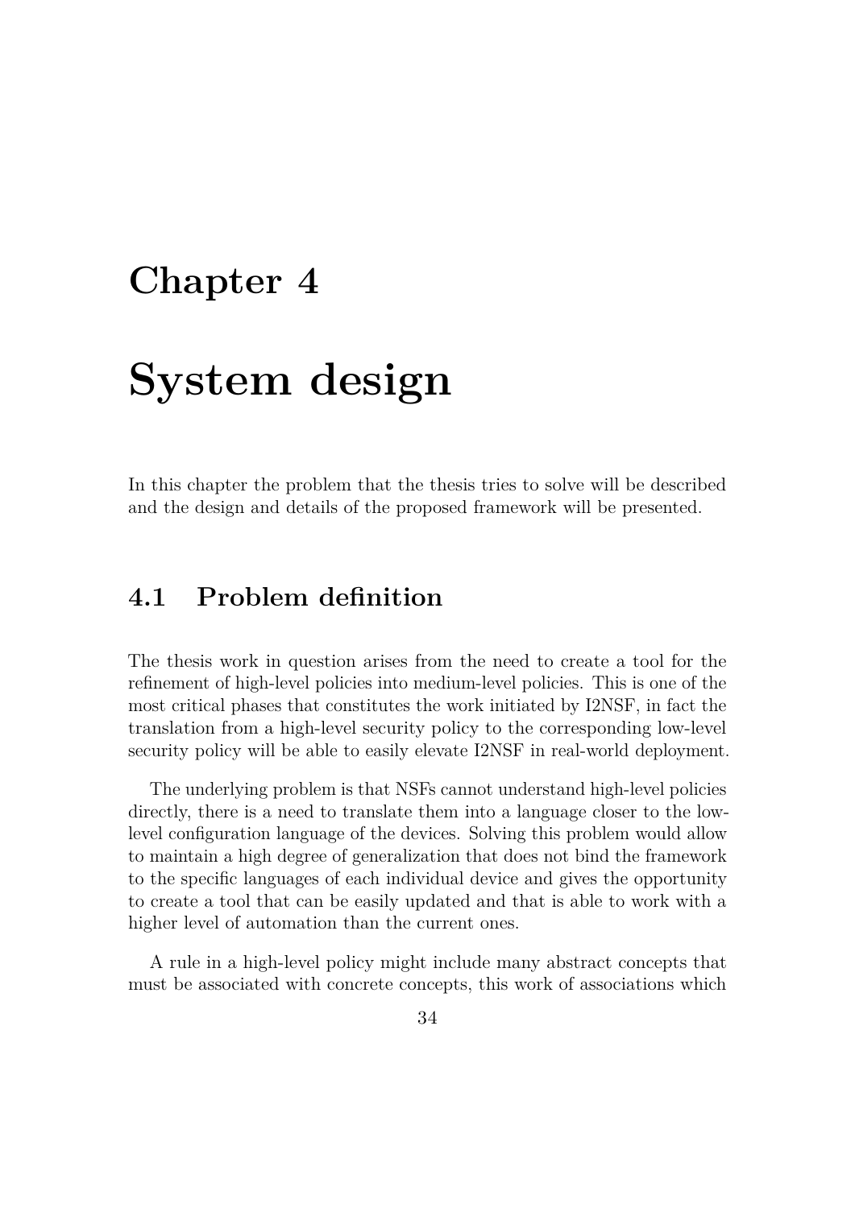# Chapter 4

# System design

In this chapter the problem that the thesis tries to solve will be described and the design and details of the proposed framework will be presented.

## 4.1 Problem definition

The thesis work in question arises from the need to create a tool for the refinement of high-level policies into medium-level policies. This is one of the most critical phases that constitutes the work initiated by I2NSF, in fact the translation from a high-level security policy to the corresponding low-level security policy will be able to easily elevate I2NSF in real-world deployment.

The underlying problem is that NSFs cannot understand high-level policies directly, there is a need to translate them into a language closer to the low-level configuration language of the devices. Solving this problem would allow to maintain a high degree of generalization that does not bind the framework to the specific languages of each individual device and gives the opportunity to create a tool that can be easily updated and that is able to work with a higher level of automation than the current ones.

A rule in a high-level policy might include many abstract concepts that must be associated with concrete concepts, this work of associations which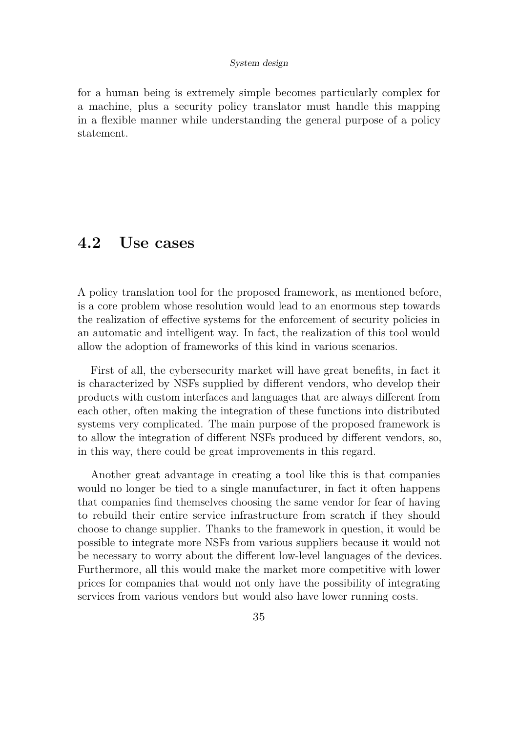for a human being is extremely simple becomes particularly complex for a machine, plus a security policy translator must handle this mapping in a flexible manner while understanding the general purpose of a policy statement.

## 4.2 Use cases

A policy translation tool for the proposed framework, as mentioned before, is a core problem whose resolution would lead to an enormous step towards the realization of effective systems for the enforcement of security policies in an automatic and intelligent way. In fact, the realization of this tool would allow the adoption of frameworks of this kind in various scenarios.

First of all, the cybersecurity market will have great benefits, in fact it is characterized by NSFs supplied by different vendors, who develop their products with custom interfaces and languages that are always different from each other, often making the integration of these functions into distributed systems very complicated. The main purpose of the proposed framework is to allow the integration of different NSFs produced by different vendors, so, in this way, there could be great improvements in this regard.

Another great advantage in creating a tool like this is that companies would no longer be tied to a single manufacturer, in fact it often happens that companies find themselves choosing the same vendor for fear of having to rebuild their entire service infrastructure from scratch if they should choose to change supplier. Thanks to the framework in question, it would be possible to integrate more NSFs from various suppliers because it would not be necessary to worry about the different low-level languages of the devices. Furthermore, all this would make the market more competitive with lower prices for companies that would not only have the possibility of integrating services from various vendors but would also have lower running costs.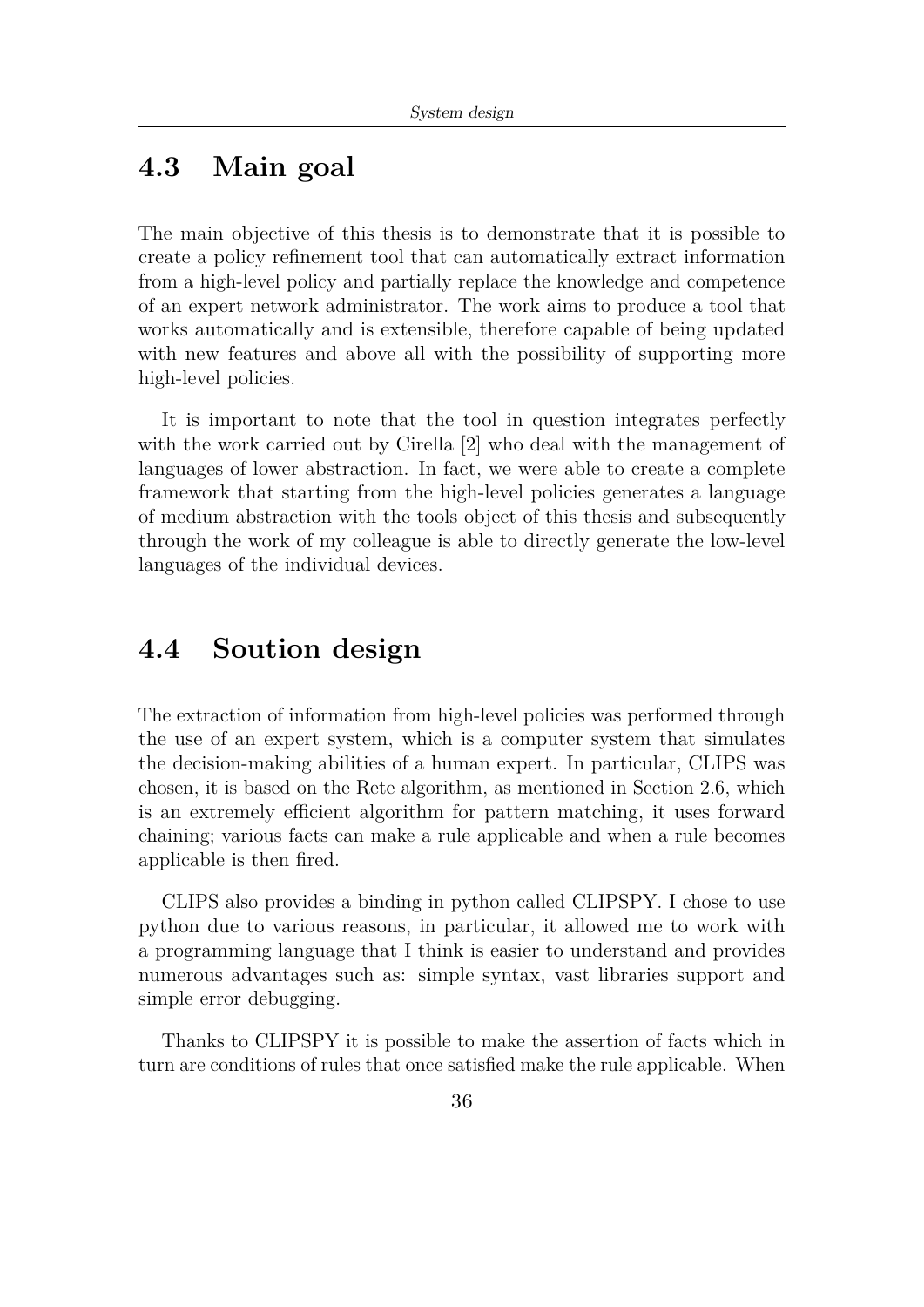## 4.3 Main goal

The main objective of this thesis is to demonstrate that it is possible to create a policy refinement tool that can automatically extract information from a high-level policy and partially replace the knowledge and competence of an expert network administrator. The work aims to produce a tool that works automatically and is extensible, therefore capable of being updated with new features and above all with the possibility of supporting more high-level policies.

It is important to note that the tool in question integrates perfectly with the work carried out by Cirella [2] who deal with the management of languages of lower abstraction. In fact, we were able to create a complete framework that starting from the high-level policies generates a language of medium abstraction with the tools object of this thesis and subsequently through the work of my colleague is able to directly generate the low-level languages of the individual devices.

## 4.4 Soution design

The extraction of information from high-level policies was performed through the use of an expert system, which is a computer system that simulates the decision-making abilities of a human expert. In particular, CLIPS was chosen, it is based on the Rete algorithm, as mentioned in Section 2.6, which is an extremely efficient algorithm for pattern matching, it uses forward chaining; various facts can make a rule applicable and when a rule becomes applicable is then fired.

CLIPS also provides a binding in python called CLIPSPY. I chose to use python due to various reasons, in particular, it allowed me to work with a programming language that I think is easier to understand and provides numerous advantages such as: simple syntax, vast libraries support and simple error debugging.

Thanks to CLIPSPY it is possible to make the assertion of facts which in turn are conditions of rules that once satisfied make the rule applicable. When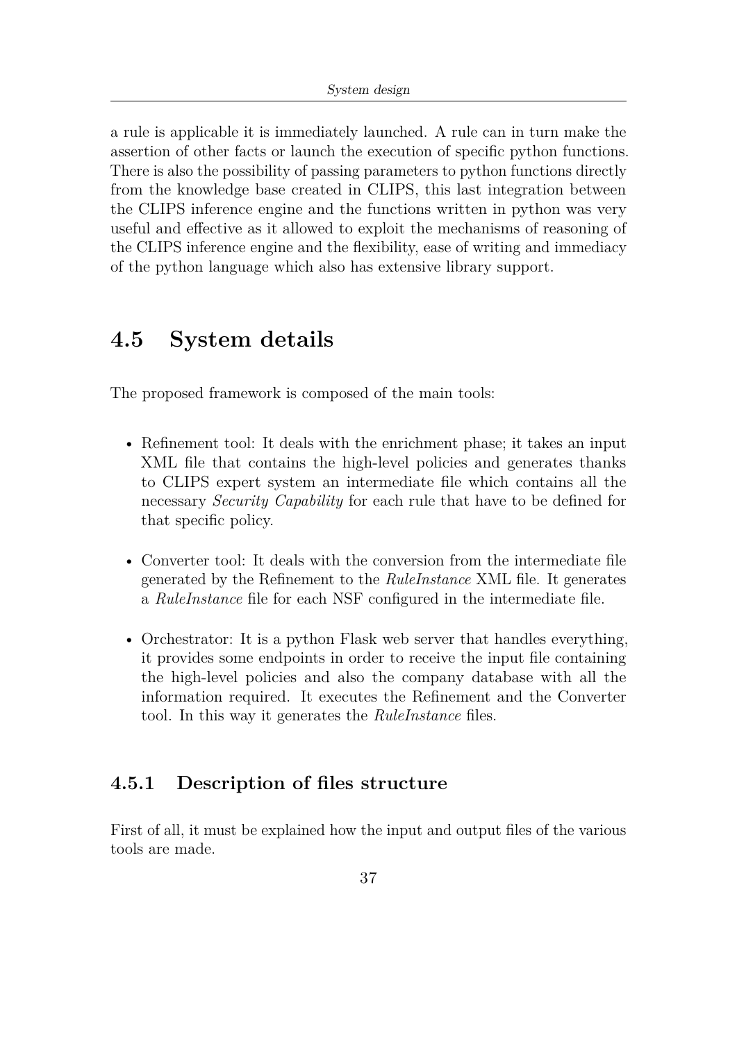a rule is applicable it is immediately launched. A rule can in turn make the assertion of other facts or launch the execution of specific python functions. There is also the possibility of passing parameters to python functions directly from the knowledge base created in CLIPS, this last integration between the CLIPS inference engine and the functions written in python was very useful and effective as it allowed to exploit the mechanisms of reasoning of the CLIPS inference engine and the flexibility, ease of writing and immediacy of the python language which also has extensive library support.

## 4.5 System details

The proposed framework is composed of the main tools:

- Refinement tool: It deals with the enrichment phase; it takes an input XML file that contains the high-level policies and generates thanks to CLIPS expert system an intermediate file which contains all the necessary *Security Capability* for each rule that have to be defined for that specific policy.

- Converter tool: It deals with the conversion from the intermediate file generated by the Refinement to the *RuleInstance* XML file. It generates a *RuleInstance* file for each NSF configured in the intermediate file.

- Orchestrator: It is a python Flask web server that handles everything, it provides some endpoints in order to receive the input file containing the high-level policies and also the company database with all the information required. It executes the Refinement and the Converter tool. In this way it generates the *RuleInstance* files.

### 4.5.1 Description of files structure

First of all, it must be explained how the input and output files of the various tools are made.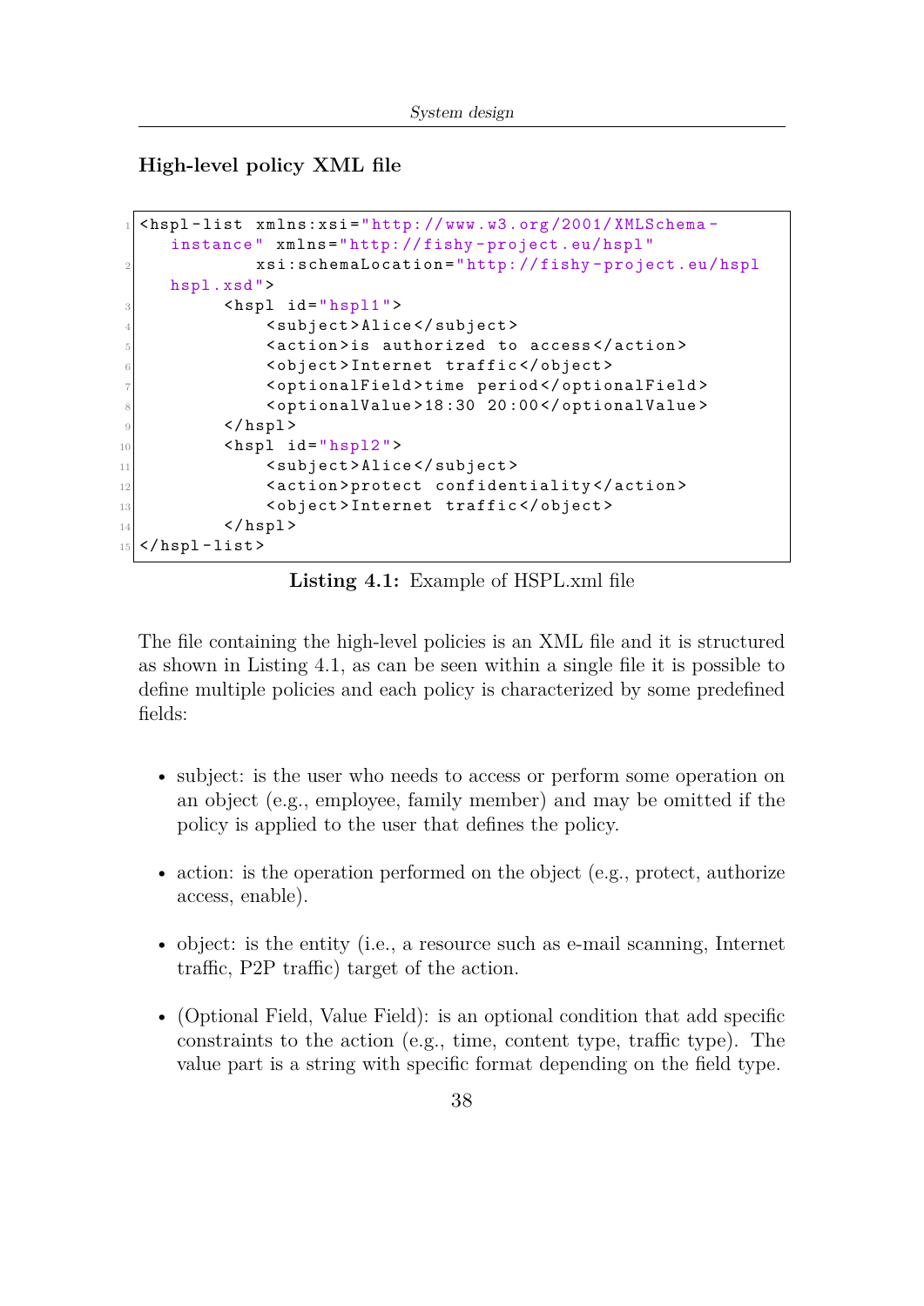### High-level policy XML file

```
<hspl-list xmlns:xsi="http://www.w3.org/2001/XMLSchema-instance" xmlns="http://fishy-project.eu/hspl"
          xsi:schemaLocation="http://fishy-project.eu/hspl hspl.xsd">
        <hspl id="hspl1">
            <subject>Alice</subject>
            <action>is authorized to access</action>
            <object>Internet traffic</object>
            <optionalField>time period</optionalField>
            <optionalValue>18:30 20:00</optionalValue>
        </hspl>
        <hspl id="hspl2">
            <subject>Alice</subject>
            <action>protect confidentiality</action>
            <object>Internet traffic</object>
        </hspl>
</hspl-list>
```

**Listing 4.1:** Example of HSPL.xml file

The file containing the high-level policies is an XML file and it is structured as shown in Listing 4.1, as can be seen within a single file it is possible to define multiple policies and each policy is characterized by some predefined fields:

- subject: is the user who needs to access or perform some operation on an object (e.g., employee, family member) and may be omitted if the policy is applied to the user that defines the policy.
- action: is the operation performed on the object (e.g., protect, authorize access, enable).
- object: is the entity (i.e., a resource such as e-mail scanning, Internet traffic, P2P traffic) target of the action.
- (Optional Field, Value Field): is an optional condition that add specific constraints to the action (e.g., time, content type, traffic type). The value part is a string with specific format depending on the field type.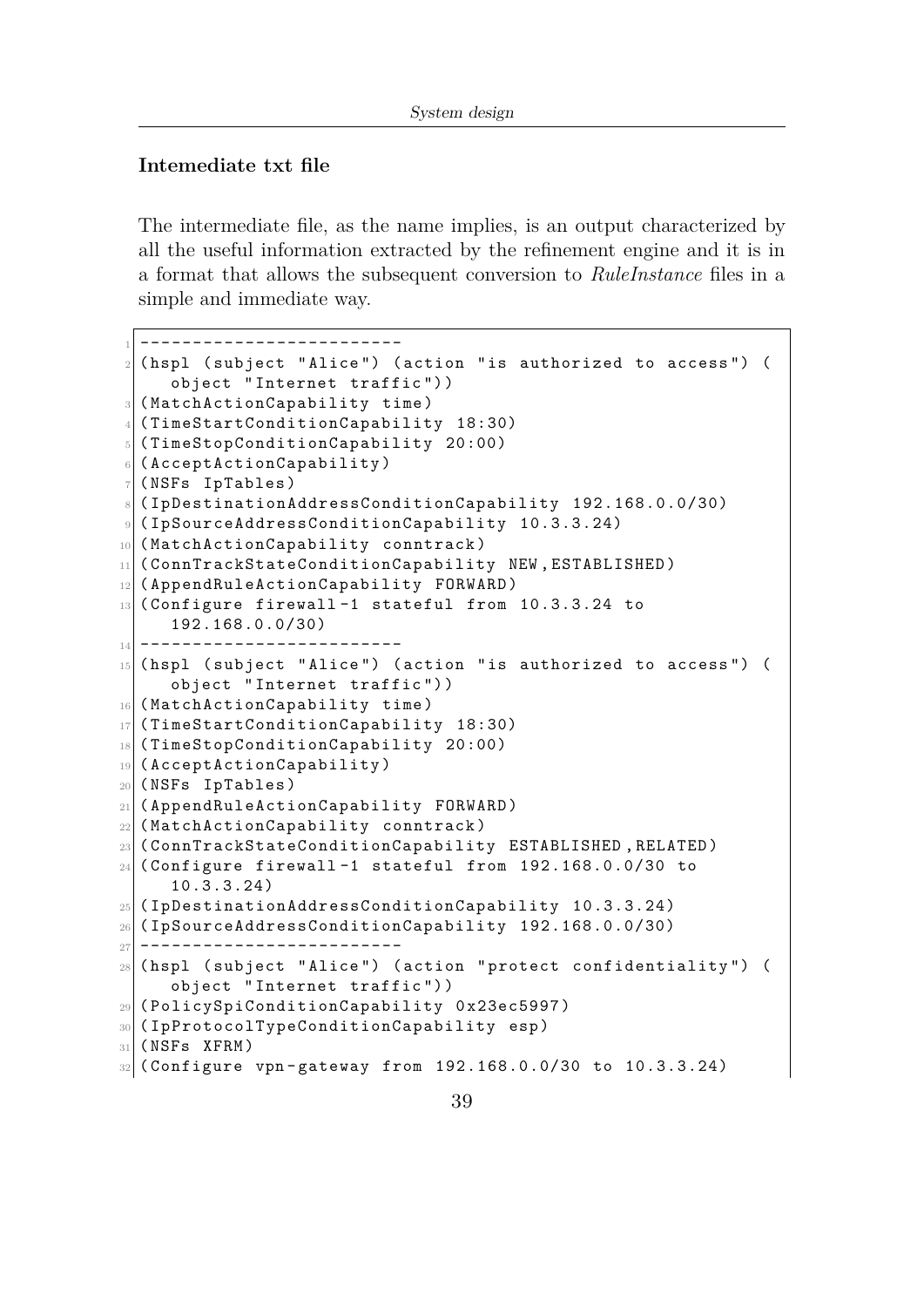### Intemediate txt file

The intermediate file, as the name implies, is an output characterized by all the useful information extracted by the refinement engine and it is in a format that allows the subsequent conversion to *RuleInstance* files in a simple and immediate way.

```
-------------------------
(hspl (subject "Alice") (action "is authorized to access") (
    object "Internet traffic"))
(MatchActionCapability time)
(TimeStartConditionCapability 18:30)
(TimeStopConditionCapability 20:00)
(AcceptActionCapability)
(NSFs IpTables)
(IpDestinationAddressConditionCapability 192.168.0.0/30)
(IpSourceAddressConditionCapability 10.3.3.24)
(MatchActionCapability conntrack)
(ConnTrackStateConditionCapability NEW,ESTABLISHED)
(AppendRuleActionCapability FORWARD)
(Configure firewall-1 stateful from 10.3.3.24 to
    192.168.0.0/30)
-------------------------
(hspl (subject "Alice") (action "is authorized to access") (
    object "Internet traffic"))
(MatchActionCapability time)
(TimeStartConditionCapability 18:30)
(TimeStopConditionCapability 20:00)
(AcceptActionCapability)
(NSFs IpTables)
(AppendRuleActionCapability FORWARD)
(MatchActionCapability conntrack)
(ConnTrackStateConditionCapability ESTABLISHED,RELATED)
(Configure firewall-1 stateful from 192.168.0.0/30 to
    10.3.3.24)
(IpDestinationAddressConditionCapability 10.3.3.24)
(IpSourceAddressConditionCapability 192.168.0.0/30)
-------------------------
(hspl (subject "Alice") (action "protect confidentiality") (
    object "Internet traffic"))
(PolicySpiConditionCapability 0x23ec5997)
(IpProtocolTypeConditionCapability esp)
(NSFs XFRM)
(Configure vpn-gateway from 192.168.0.0/30 to 10.3.3.24)
```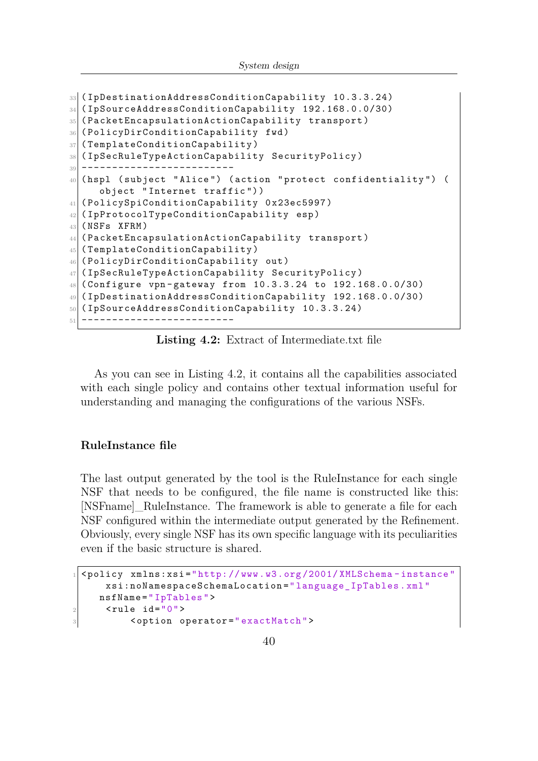```
(IpDestinationAddressConditionCapability 10.3.3.24)
(IpSourceAddressConditionCapability 192.168.0.0/30)
(PacketEncapsulationActionCapability transport)
(PolicyDirConditionCapability fwd)
(TemplateConditionCapability)
(IpSecRuleTypeActionCapability SecurityPolicy)
-------------------------
(hspl (subject "Alice") (action "protect confidentiality") (
   object "Internet traffic"))
(PolicySpiConditionCapability 0x23ec5997)
(IpProtocolTypeConditionCapability esp)
(NSFs XFRM)
(PacketEncapsulationActionCapability transport)
(TemplateConditionCapability)
(PolicyDirConditionCapability out)
(IpSecRuleTypeActionCapability SecurityPolicy)
(Configure vpn-gateway from 10.3.3.24 to 192.168.0.0/30)
(IpDestinationAddressConditionCapability 192.168.0.0/30)
(IpSourceAddressConditionCapability 10.3.3.24)
-------------------------
```

**Listing 4.2:** Extract of Intermediate.txt file

As you can see in Listing 4.2, it contains all the capabilities associated with each single policy and contains other textual information useful for understanding and managing the configurations of the various NSFs.

### RuleInstance file

The last output generated by the tool is the RuleInstance for each single NSF that needs to be configured, the file name is constructed like this: [NSFname]_RuleInstance. The framework is able to generate a file for each NSF configured within the intermediate output generated by the Refinement. Obviously, every single NSF has its own specific language with its peculiarities even if the basic structure is shared.

```
<policy xmlns:xsi="http://www.w3.org/2001/XMLSchema-instance"
    xsi:noNamespaceSchemaLocation="language_IpTables.xml"
   nsfName="IpTables">
    <rule id="0">
        <option operator="exactMatch">
```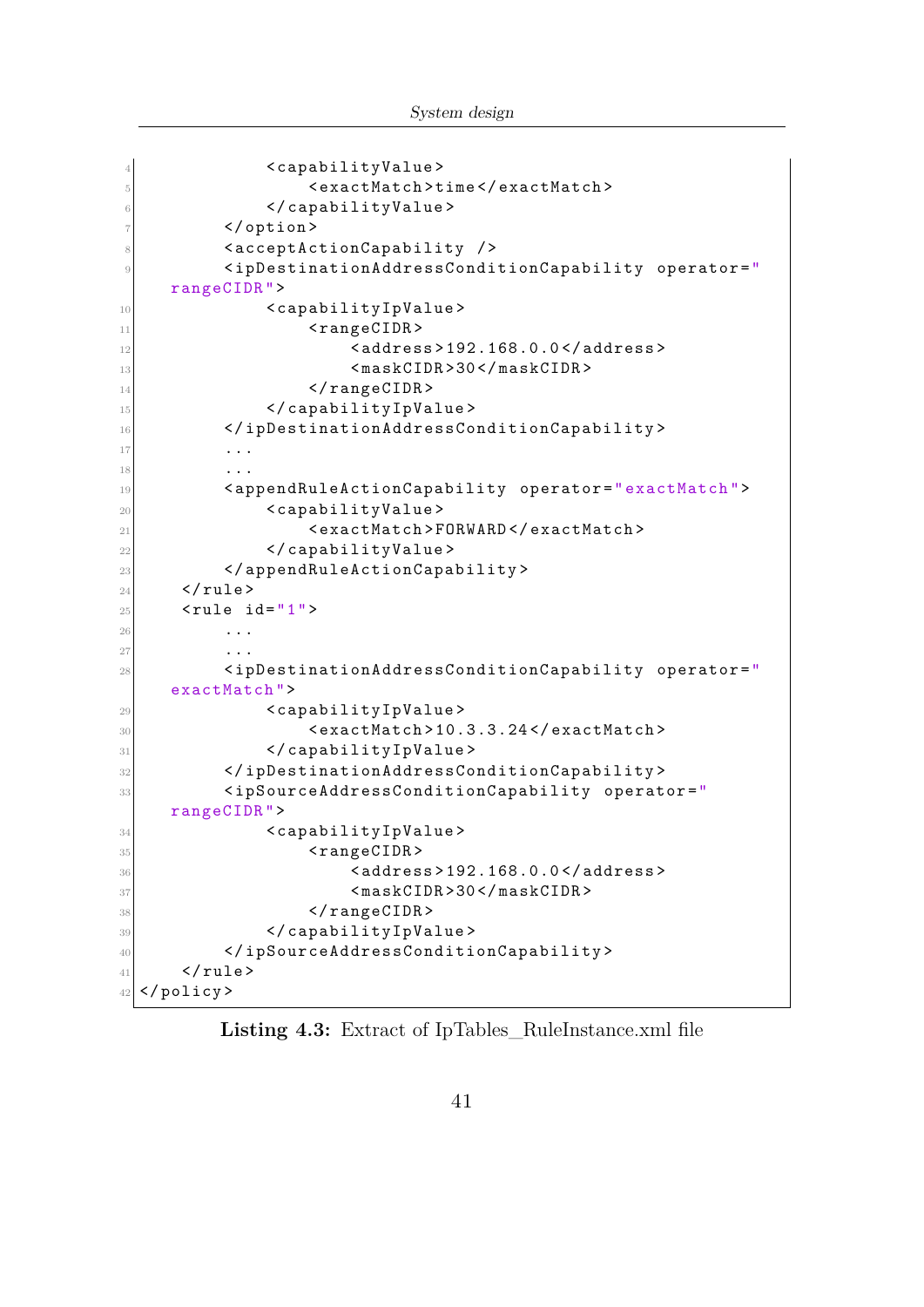```
            <capabilityValue>
                <exactMatch>time</exactMatch>
            </capabilityValue>
        </option>
        <acceptActionCapability />
        <ipDestinationAddressConditionCapability operator="rangeCIDR">
            <capabilityIpValue>
                <rangeCIDR>
                    <address>192.168.0.0</address>
                    <maskCIDR>30</maskCIDR>
                </rangeCIDR>
            </capabilityIpValue>
        </ipDestinationAddressConditionCapability>
        ...
        ...
        <appendRuleActionCapability operator="exactMatch">
            <capabilityValue>
                <exactMatch>FORWARD</exactMatch>
            </capabilityValue>
        </appendRuleActionCapability>
    </rule>
    <rule id="1">
        ...
        ...
        <ipDestinationAddressConditionCapability operator="exactMatch">
            <capabilityIpValue>
                <exactMatch>10.3.3.24</exactMatch>
            </capabilityIpValue>
        </ipDestinationAddressConditionCapability>
        <ipSourceAddressConditionCapability operator="rangeCIDR">
            <capabilityIpValue>
                <rangeCIDR>
                    <address>192.168.0.0</address>
                    <maskCIDR>30</maskCIDR>
                </rangeCIDR>
            </capabilityIpValue>
        </ipSourceAddressConditionCapability>
    </rule>
</policy>
```

**Listing 4.3:** Extract of IpTables_RuleInstance.xml file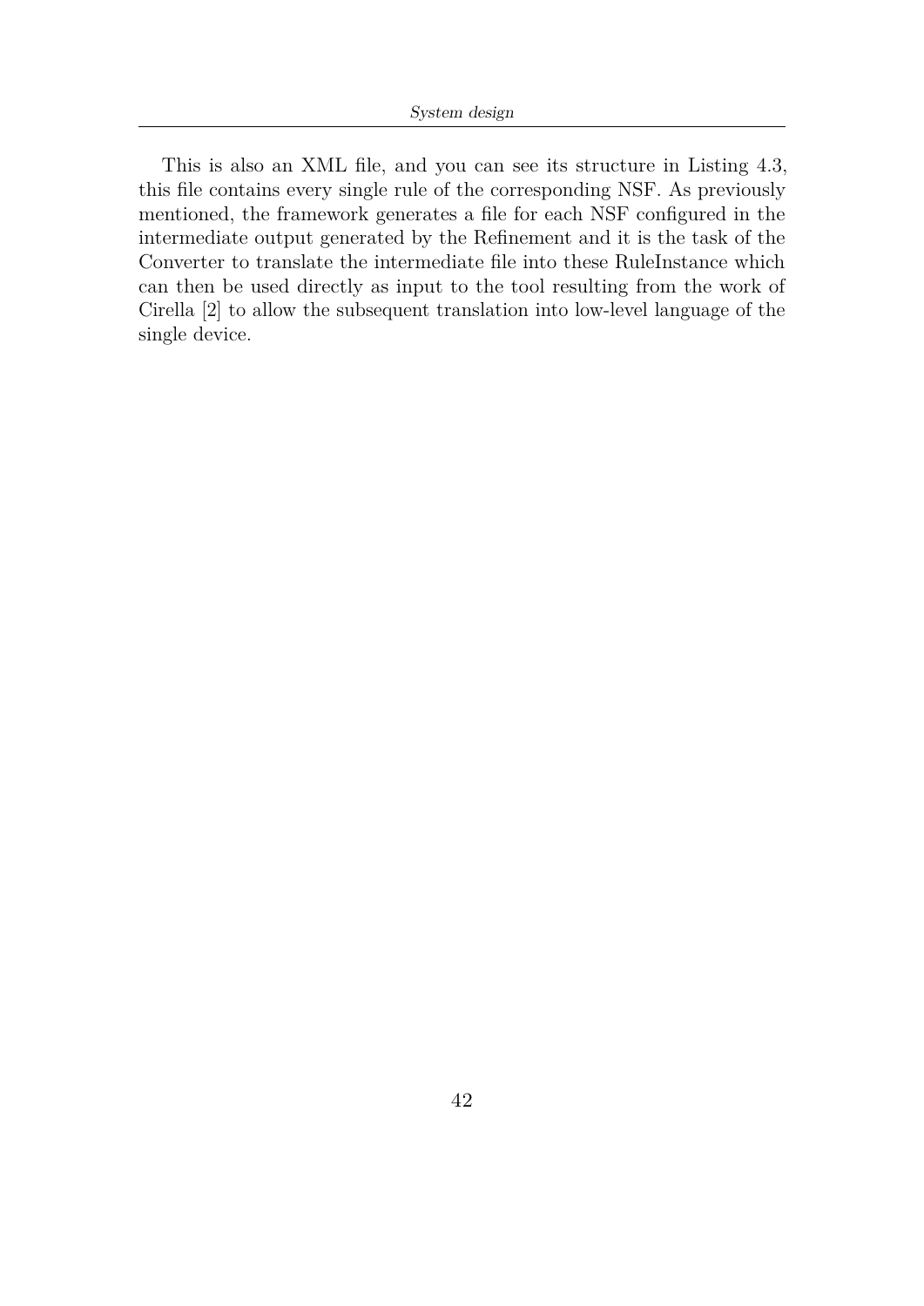This is also an XML file, and you can see its structure in Listing 4.3, this file contains every single rule of the corresponding NSF. As previously mentioned, the framework generates a file for each NSF configured in the intermediate output generated by the Refinement and it is the task of the Converter to translate the intermediate file into these RuleInstance which can then be used directly as input to the tool resulting from the work of Cirella [2] to allow the subsequent translation into low-level language of the single device.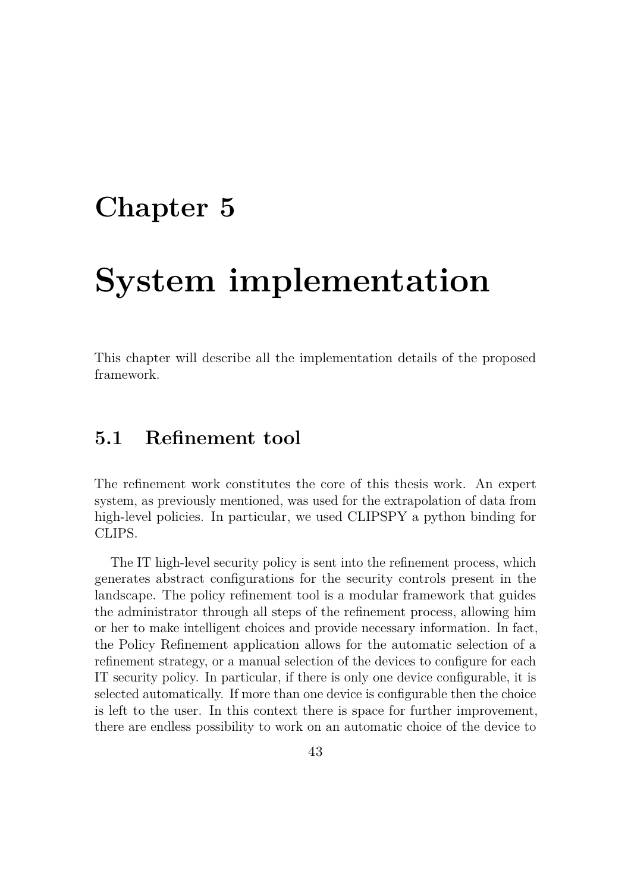# Chapter 5

# System implementation

This chapter will describe all the implementation details of the proposed framework.

## 5.1 Refinement tool

The refinement work constitutes the core of this thesis work. An expert system, as previously mentioned, was used for the extrapolation of data from high-level policies. In particular, we used CLIPSPY a python binding for CLIPS.

The IT high-level security policy is sent into the refinement process, which generates abstract configurations for the security controls present in the landscape. The policy refinement tool is a modular framework that guides the administrator through all steps of the refinement process, allowing him or her to make intelligent choices and provide necessary information. In fact, the Policy Refinement application allows for the automatic selection of a refinement strategy, or a manual selection of the devices to configure for each IT security policy. In particular, if there is only one device configurable, it is selected automatically. If more than one device is configurable then the choice is left to the user. In this context there is space for further improvement, there are endless possibility to work on an automatic choice of the device to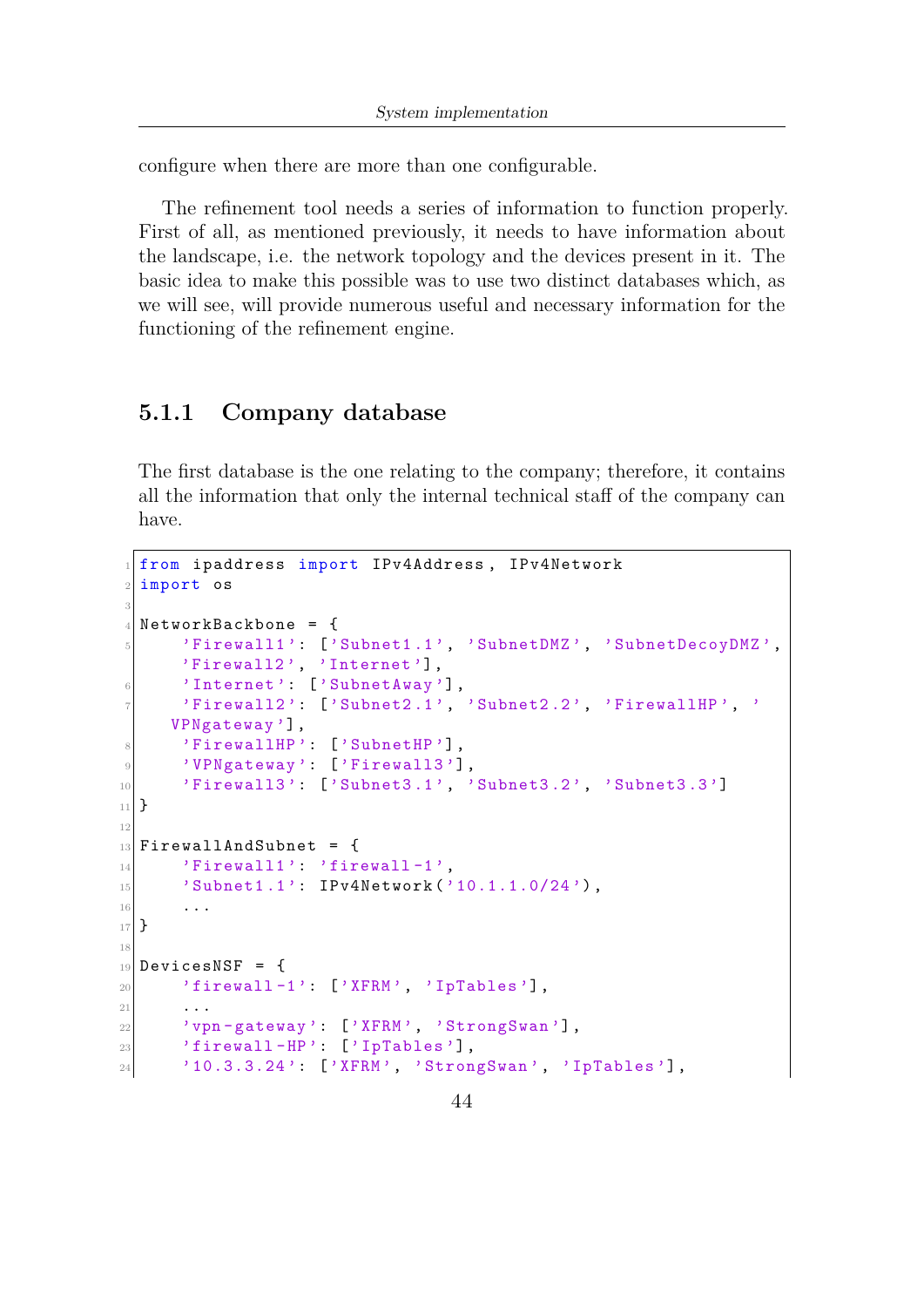configure when there are more than one configurable.

The refinement tool needs a series of information to function properly. First of all, as mentioned previously, it needs to have information about the landscape, i.e. the network topology and the devices present in it. The basic idea to make this possible was to use two distinct databases which, as we will see, will provide numerous useful and necessary information for the functioning of the refinement engine.

### 5.1.1 Company database

The first database is the one relating to the company; therefore, it contains all the information that only the internal technical staff of the company can have.

```python
from ipaddress import IPv4Address, IPv4Network
import os

NetworkBackbone = {
    'Firewall1': ['Subnet1.1', 'SubnetDMZ', 'SubnetDecoyDMZ', 'Firewall2', 'Internet'],
    'Internet': ['SubnetAway'],
    'Firewall2': ['Subnet2.1', 'Subnet2.2', 'FirewallHP', 'VPNgateway'],
    'FirewallHP': ['SubnetHP'],
    'VPNgateway': ['Firewall3'],
    'Firewall3': ['Subnet3.1', 'Subnet3.2', 'Subnet3.3']
}

FirewallAndSubnet = {
    'Firewall1': 'firewall-1',
    'Subnet1.1': IPv4Network('10.1.1.0/24'),
    ...
}

DevicesNSF = {
    'firewall-1': ['XFRM', 'IpTables'],
    ...
    'vpn-gateway': ['XFRM', 'StrongSwan'],
    'firewall-HP': ['IpTables'],
    '10.3.3.24': ['XFRM', 'StrongSwan', 'IpTables'],
```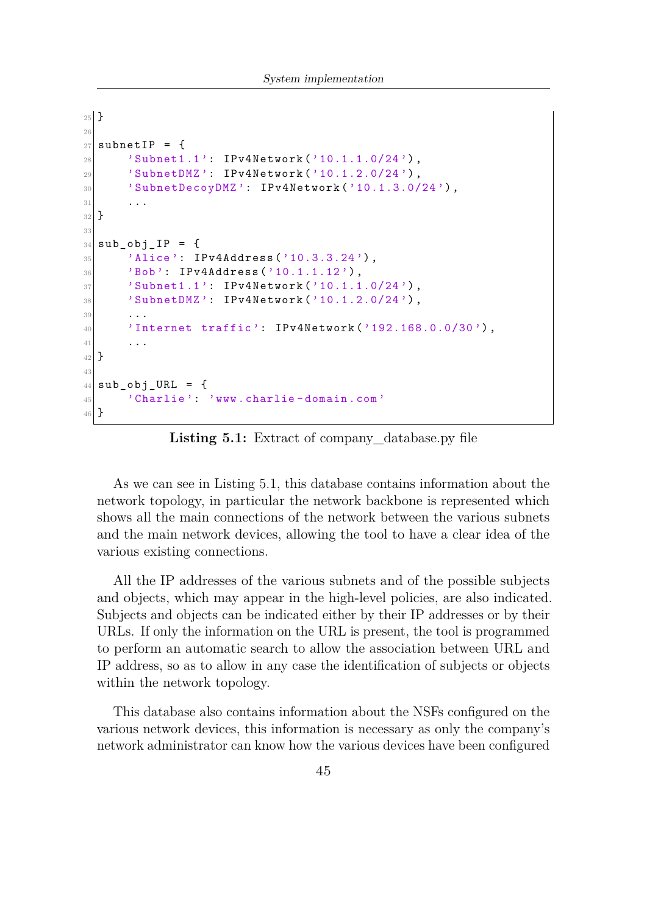```
}

subnetIP = {
    'Subnet1.1': IPv4Network('10.1.1.0/24'),
    'SubnetDMZ': IPv4Network('10.1.2.0/24'),
    'SubnetDecoyDMZ': IPv4Network('10.1.3.0/24'),
    ...
}

sub_obj_IP = {
    'Alice': IPv4Address('10.3.3.24'),
    'Bob': IPv4Address('10.1.1.12'),
    'Subnet1.1': IPv4Network('10.1.1.0/24'),
    'SubnetDMZ': IPv4Network('10.1.2.0/24'),
    ...
    'Internet traffic': IPv4Network('192.168.0.0/30'),
    ...
}

sub_obj_URL = {
    'Charlie': 'www.charlie-domain.com'
}
```

**Listing 5.1:** Extract of company_database.py file

As we can see in Listing 5.1, this database contains information about the network topology, in particular the network backbone is represented which shows all the main connections of the network between the various subnets and the main network devices, allowing the tool to have a clear idea of the various existing connections.

All the IP addresses of the various subnets and of the possible subjects and objects, which may appear in the high-level policies, are also indicated. Subjects and objects can be indicated either by their IP addresses or by their URLs. If only the information on the URL is present, the tool is programmed to perform an automatic search to allow the association between URL and IP address, so as to allow in any case the identification of subjects or objects within the network topology.

This database also contains information about the NSFs configured on the various network devices, this information is necessary as only the company's network administrator can know how the various devices have been configured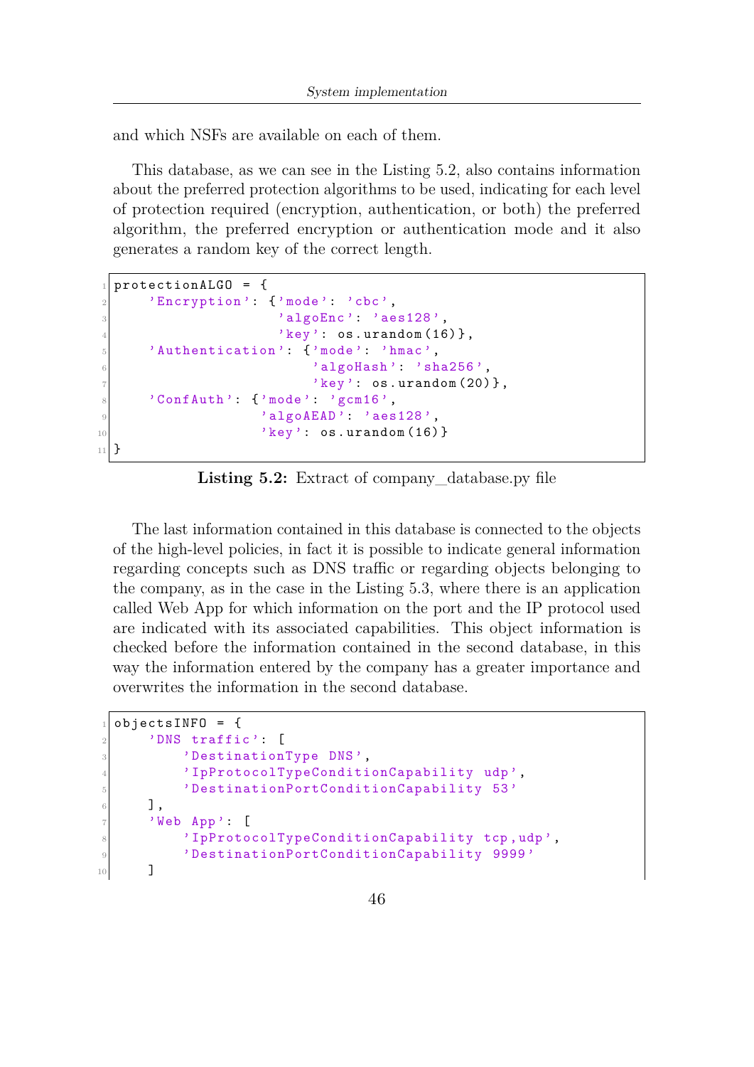and which NSFs are available on each of them.

This database, as we can see in the Listing 5.2, also contains information about the preferred protection algorithms to be used, indicating for each level of protection required (encryption, authentication, or both) the preferred algorithm, the preferred encryption or authentication mode and it also generates a random key of the correct length.

```
protectionALGO = {
    'Encryption': {'mode': 'cbc',
                   'algoEnc': 'aes128',
                   'key': os.urandom(16)},
    'Authentication': {'mode': 'hmac',
                       'algoHash': 'sha256',
                       'key': os.urandom(20)},
    'ConfAuth': {'mode': 'gcm16',
                 'algoAEAD': 'aes128',
                 'key': os.urandom(16)}
}
```

**Listing 5.2:** Extract of company_database.py file

The last information contained in this database is connected to the objects of the high-level policies, in fact it is possible to indicate general information regarding concepts such as DNS traffic or regarding objects belonging to the company, as in the case in the Listing 5.3, where there is an application called Web App for which information on the port and the IP protocol used are indicated with its associated capabilities. This object information is checked before the information contained in the second database, in this way the information entered by the company has a greater importance and overwrites the information in the second database.

```
objectsINFO = {
    'DNS traffic': [
        'DestinationType DNS',
        'IpProtocolTypeConditionCapability udp',
        'DestinationPortConditionCapability 53'
    ],
    'Web App': [
        'IpProtocolTypeConditionCapability tcp,udp',
        'DestinationPortConditionCapability 9999'
    ]
```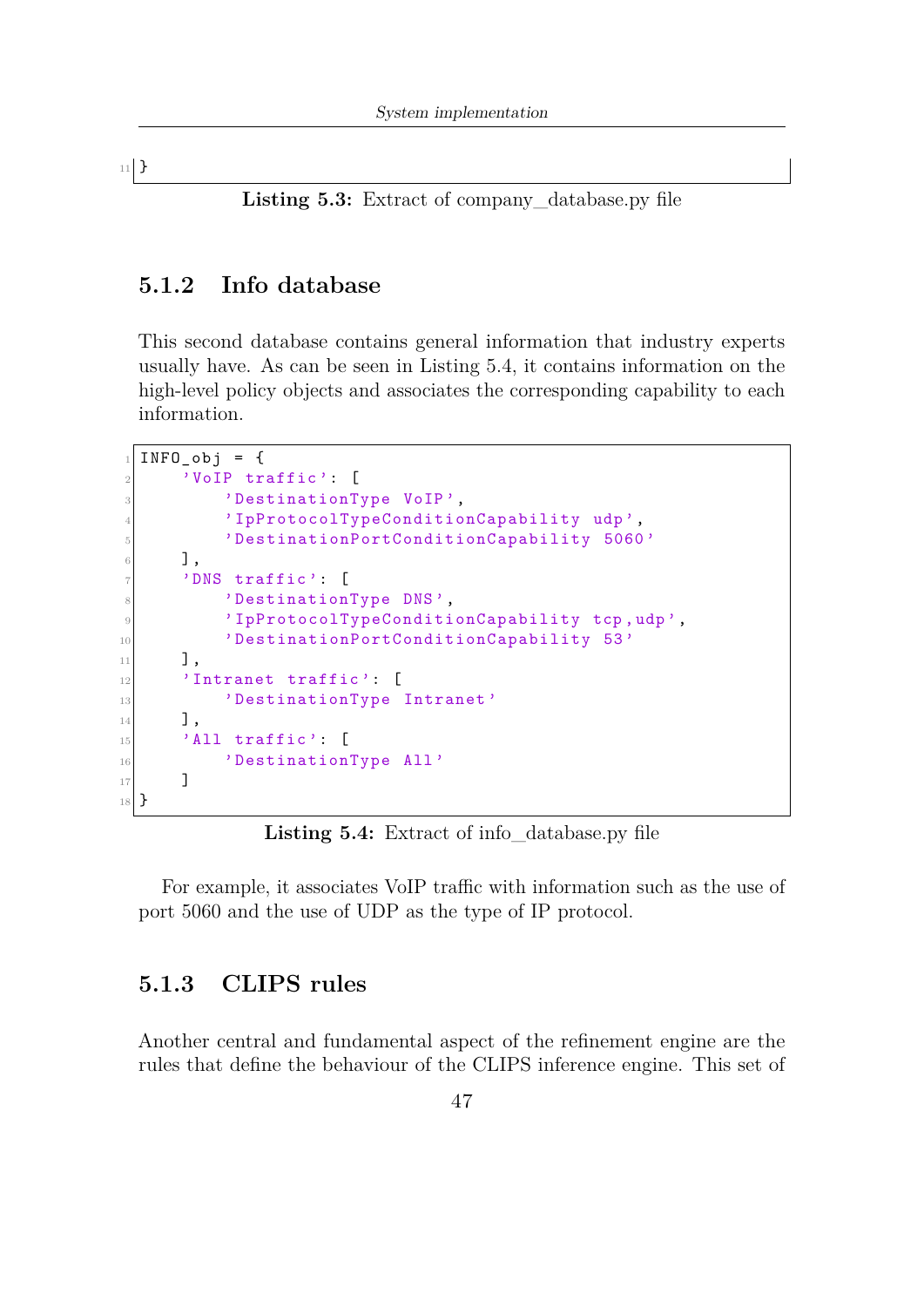```
}
```

Listing 5.3: Extract of company_database.py file

### 5.1.2 Info database

This second database contains general information that industry experts usually have. As can be seen in Listing 5.4, it contains information on the high-level policy objects and associates the corresponding capability to each information.

```
INFO_obj = {
    'VoIP traffic': [
        'DestinationType VoIP',
        'IpProtocolTypeConditionCapability udp',
        'DestinationPortConditionCapability 5060'
    ],
    'DNS traffic': [
        'DestinationType DNS',
        'IpProtocolTypeConditionCapability tcp,udp',
        'DestinationPortConditionCapability 53'
    ],
    'Intranet traffic': [
        'DestinationType Intranet'
    ],
    'All traffic': [
        'DestinationType All'
    ]
}
```

Listing 5.4: Extract of info_database.py file

For example, it associates VoIP traffic with information such as the use of port 5060 and the use of UDP as the type of IP protocol.

### 5.1.3 CLIPS rules

Another central and fundamental aspect of the refinement engine are the rules that define the behaviour of the CLIPS inference engine. This set of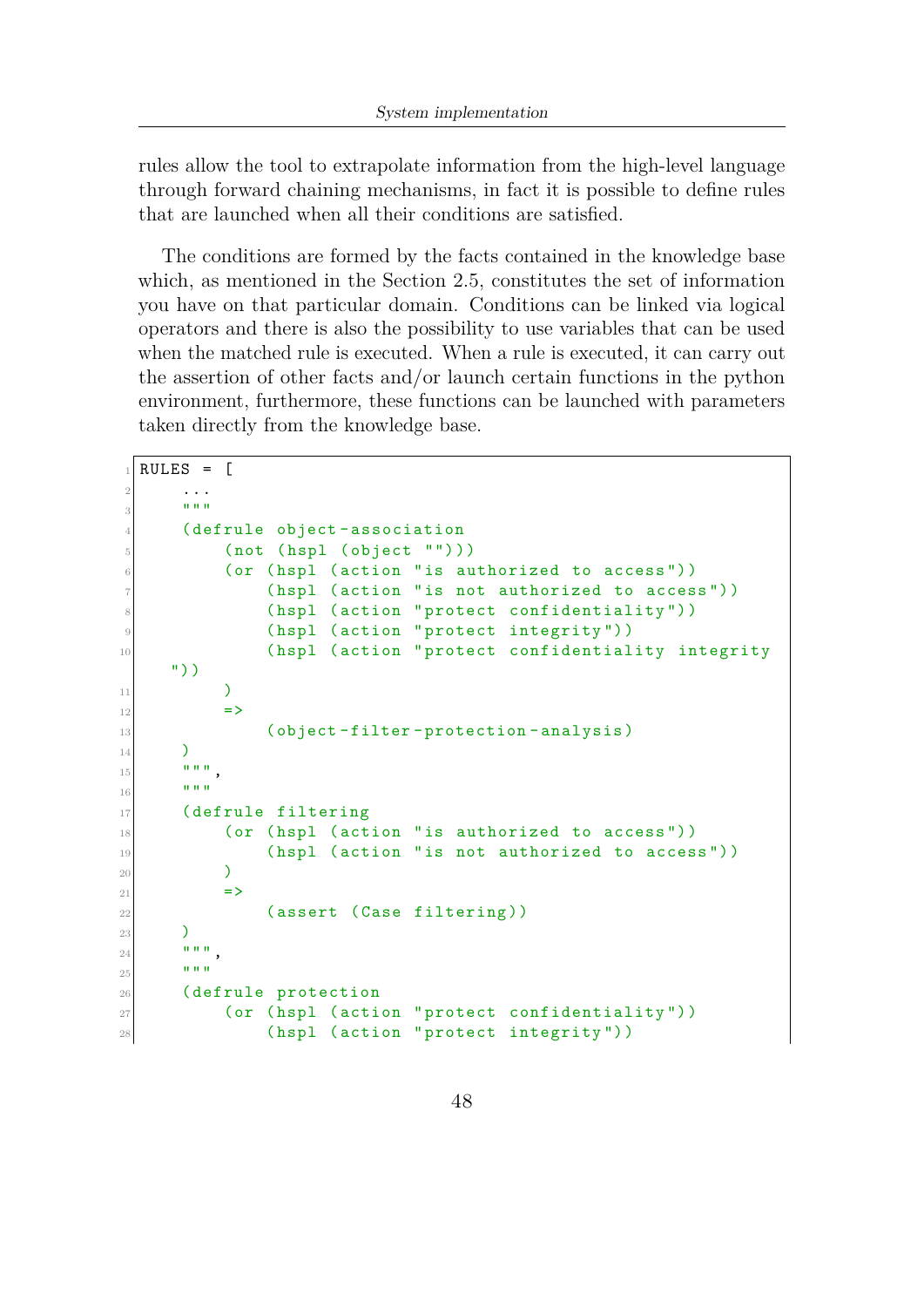rules allow the tool to extrapolate information from the high-level language through forward chaining mechanisms, in fact it is possible to define rules that are launched when all their conditions are satisfied.

The conditions are formed by the facts contained in the knowledge base which, as mentioned in the Section 2.5, constitutes the set of information you have on that particular domain. Conditions can be linked via logical operators and there is also the possibility to use variables that can be used when the matched rule is executed. When a rule is executed, it can carry out the assertion of other facts and/or launch certain functions in the python environment, furthermore, these functions can be launched with parameters taken directly from the knowledge base.

```
RULES = [
    ...
    """
    (defrule object-association
        (not (hspl (object "")))
        (or (hspl (action "is authorized to access"))
            (hspl (action "is not authorized to access"))
            (hspl (action "protect confidentiality"))
            (hspl (action "protect integrity"))
            (hspl (action "protect confidentiality integrity
  "))
        )
        =>
            (object-filter-protection-analysis)
    )
    """,
    """
    (defrule filtering
        (or (hspl (action "is authorized to access"))
            (hspl (action "is not authorized to access"))
        )
        =>
            (assert (Case filtering))
    )
    """,
    """
    (defrule protection
        (or (hspl (action "protect confidentiality"))
            (hspl (action "protect integrity"))
```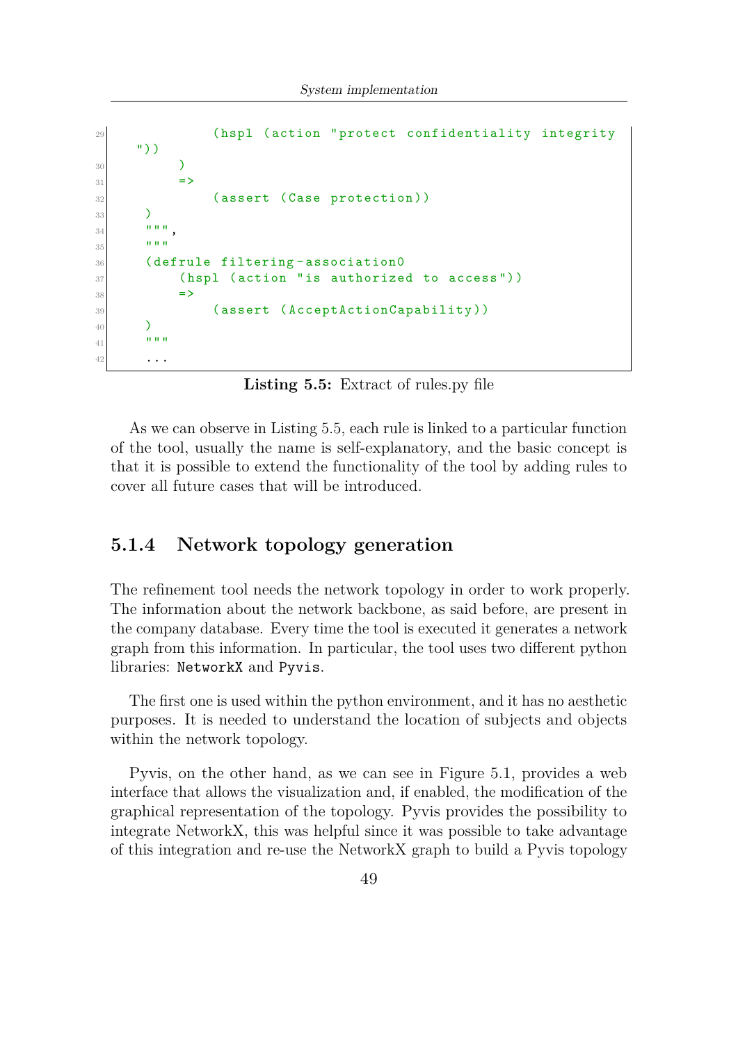```
            (hspl (action "protect confidentiality integrity
    "))
        )
        =>
            (assert (Case protection))
    )
    """,
    """
    (defrule filtering-association0
        (hspl (action "is authorized to access"))
        =>
            (assert (AcceptActionCapability))
    )
    """
    ...
```

**Listing 5.5:** Extract of rules.py file

As we can observe in Listing 5.5, each rule is linked to a particular function of the tool, usually the name is self-explanatory, and the basic concept is that it is possible to extend the functionality of the tool by adding rules to cover all future cases that will be introduced.

### 5.1.4 Network topology generation

The refinement tool needs the network topology in order to work properly. The information about the network backbone, as said before, are present in the company database. Every time the tool is executed it generates a network graph from this information. In particular, the tool uses two different python libraries: `NetworkX` and `Pyvis`.

The first one is used within the python environment, and it has no aesthetic purposes. It is needed to understand the location of subjects and objects within the network topology.

Pyvis, on the other hand, as we can see in Figure 5.1, provides a web interface that allows the visualization and, if enabled, the modification of the graphical representation of the topology. Pyvis provides the possibility to integrate NetworkX, this was helpful since it was possible to take advantage of this integration and re-use the NetworkX graph to build a Pyvis topology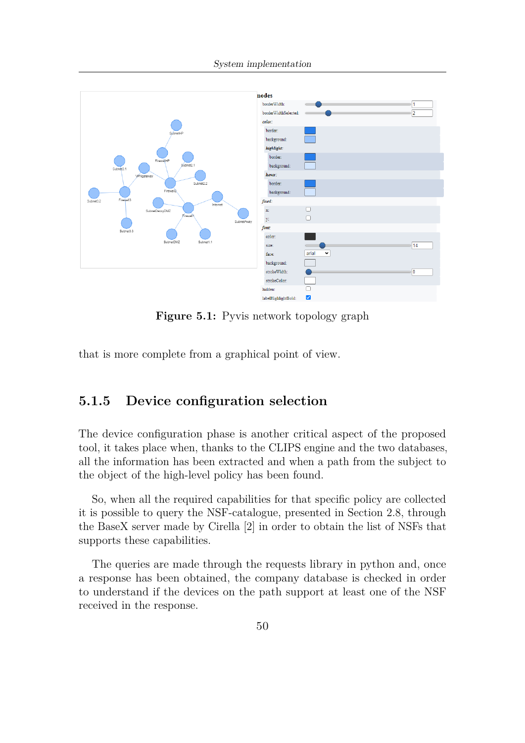Figure 5.1: Pyvis network topology graph

that is more complete from a graphical point of view.

### 5.1.5 Device configuration selection

The device configuration phase is another critical aspect of the proposed tool, it takes place when, thanks to the CLIPS engine and the two databases, all the information has been extracted and when a path from the subject to the object of the high-level policy has been found.

So, when all the required capabilities for that specific policy are collected it is possible to query the NSF-catalogue, presented in Section 2.8, through the BaseX server made by Cirella [2] in order to obtain the list of NSFs that supports these capabilities.

The queries are made through the requests library in python and, once a response has been obtained, the company database is checked in order to understand if the devices on the path support at least one of the NSF received in the response.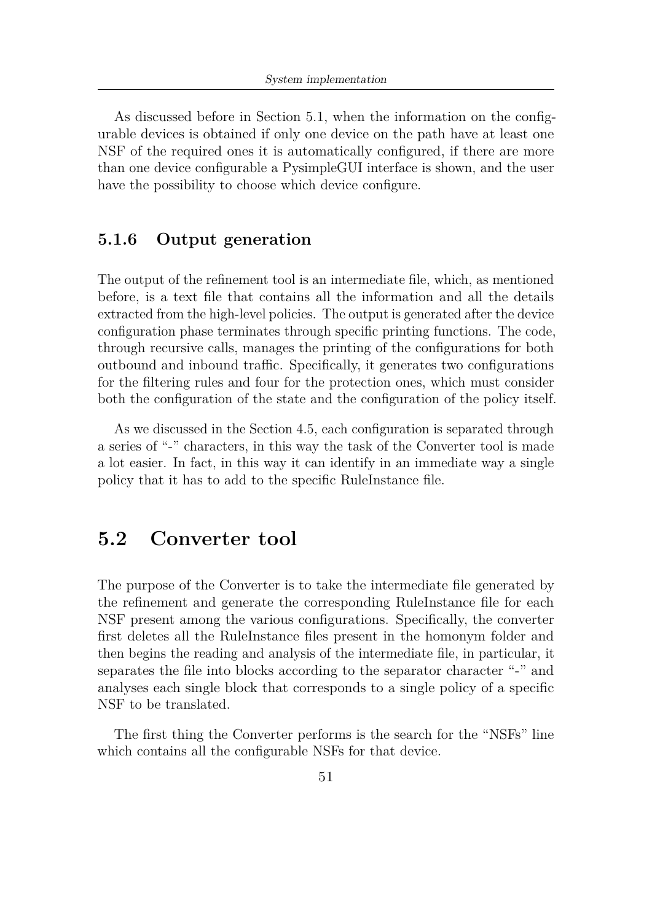As discussed before in Section 5.1, when the information on the configurable devices is obtained if only one device on the path have at least one NSF of the required ones it is automatically configured, if there are more than one device configurable a PysimpleGUI interface is shown, and the user have the possibility to choose which device configure.

### 5.1.6 Output generation

The output of the refinement tool is an intermediate file, which, as mentioned before, is a text file that contains all the information and all the details extracted from the high-level policies. The output is generated after the device configuration phase terminates through specific printing functions. The code, through recursive calls, manages the printing of the configurations for both outbound and inbound traffic. Specifically, it generates two configurations for the filtering rules and four for the protection ones, which must consider both the configuration of the state and the configuration of the policy itself.

As we discussed in the Section 4.5, each configuration is separated through a series of "-" characters, in this way the task of the Converter tool is made a lot easier. In fact, in this way it can identify in an immediate way a single policy that it has to add to the specific RuleInstance file.

## 5.2 Converter tool

The purpose of the Converter is to take the intermediate file generated by the refinement and generate the corresponding RuleInstance file for each NSF present among the various configurations. Specifically, the converter first deletes all the RuleInstance files present in the homonym folder and then begins the reading and analysis of the intermediate file, in particular, it separates the file into blocks according to the separator character "-" and analyses each single block that corresponds to a single policy of a specific NSF to be translated.

The first thing the Converter performs is the search for the "NSFs" line which contains all the configurable NSFs for that device.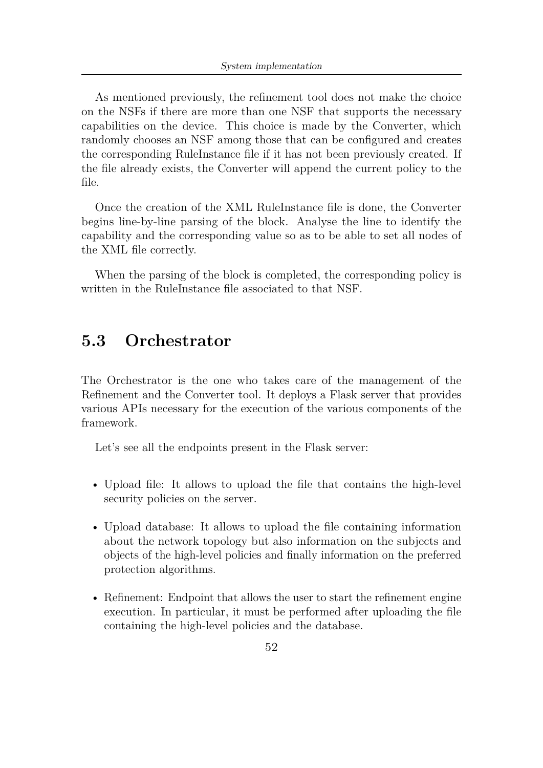As mentioned previously, the refinement tool does not make the choice on the NSFs if there are more than one NSF that supports the necessary capabilities on the device. This choice is made by the Converter, which randomly chooses an NSF among those that can be configured and creates the corresponding RuleInstance file if it has not been previously created. If the file already exists, the Converter will append the current policy to the file.

Once the creation of the XML RuleInstance file is done, the Converter begins line-by-line parsing of the block. Analyse the line to identify the capability and the corresponding value so as to be able to set all nodes of the XML file correctly.

When the parsing of the block is completed, the corresponding policy is written in the RuleInstance file associated to that NSF.

## 5.3 Orchestrator

The Orchestrator is the one who takes care of the management of the Refinement and the Converter tool. It deploys a Flask server that provides various APIs necessary for the execution of the various components of the framework.

Let's see all the endpoints present in the Flask server:

- Upload file: It allows to upload the file that contains the high-level security policies on the server.
- Upload database: It allows to upload the file containing information about the network topology but also information on the subjects and objects of the high-level policies and finally information on the preferred protection algorithms.
- Refinement: Endpoint that allows the user to start the refinement engine execution. In particular, it must be performed after uploading the file containing the high-level policies and the database.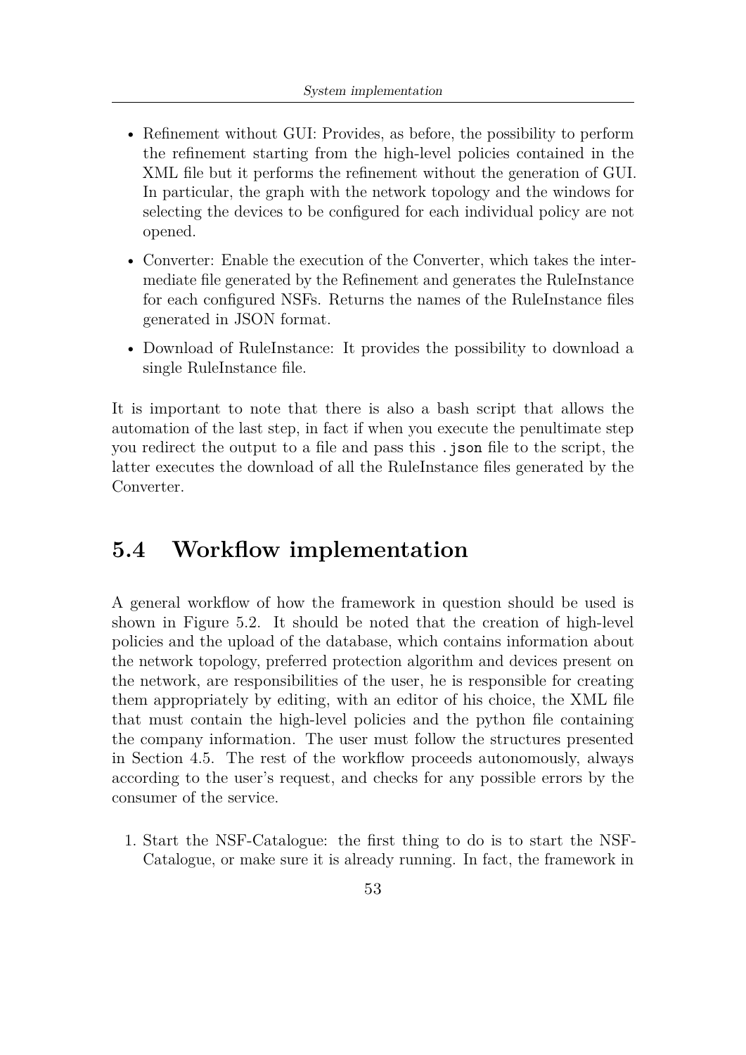- Refinement without GUI: Provides, as before, the possibility to perform the refinement starting from the high-level policies contained in the XML file but it performs the refinement without the generation of GUI. In particular, the graph with the network topology and the windows for selecting the devices to be configured for each individual policy are not opened.
- Converter: Enable the execution of the Converter, which takes the intermediate file generated by the Refinement and generates the RuleInstance for each configured NSFs. Returns the names of the RuleInstance files generated in JSON format.
- Download of RuleInstance: It provides the possibility to download a single RuleInstance file.

It is important to note that there is also a bash script that allows the automation of the last step, in fact if when you execute the penultimate step you redirect the output to a file and pass this `.json` file to the script, the latter executes the download of all the RuleInstance files generated by the Converter.

## 5.4 Workflow implementation

A general workflow of how the framework in question should be used is shown in Figure 5.2. It should be noted that the creation of high-level policies and the upload of the database, which contains information about the network topology, preferred protection algorithm and devices present on the network, are responsibilities of the user, he is responsible for creating them appropriately by editing, with an editor of his choice, the XML file that must contain the high-level policies and the python file containing the company information. The user must follow the structures presented in Section 4.5. The rest of the workflow proceeds autonomously, always according to the user's request, and checks for any possible errors by the consumer of the service.

1. Start the NSF-Catalogue: the first thing to do is to start the NSF-Catalogue, or make sure it is already running. In fact, the framework in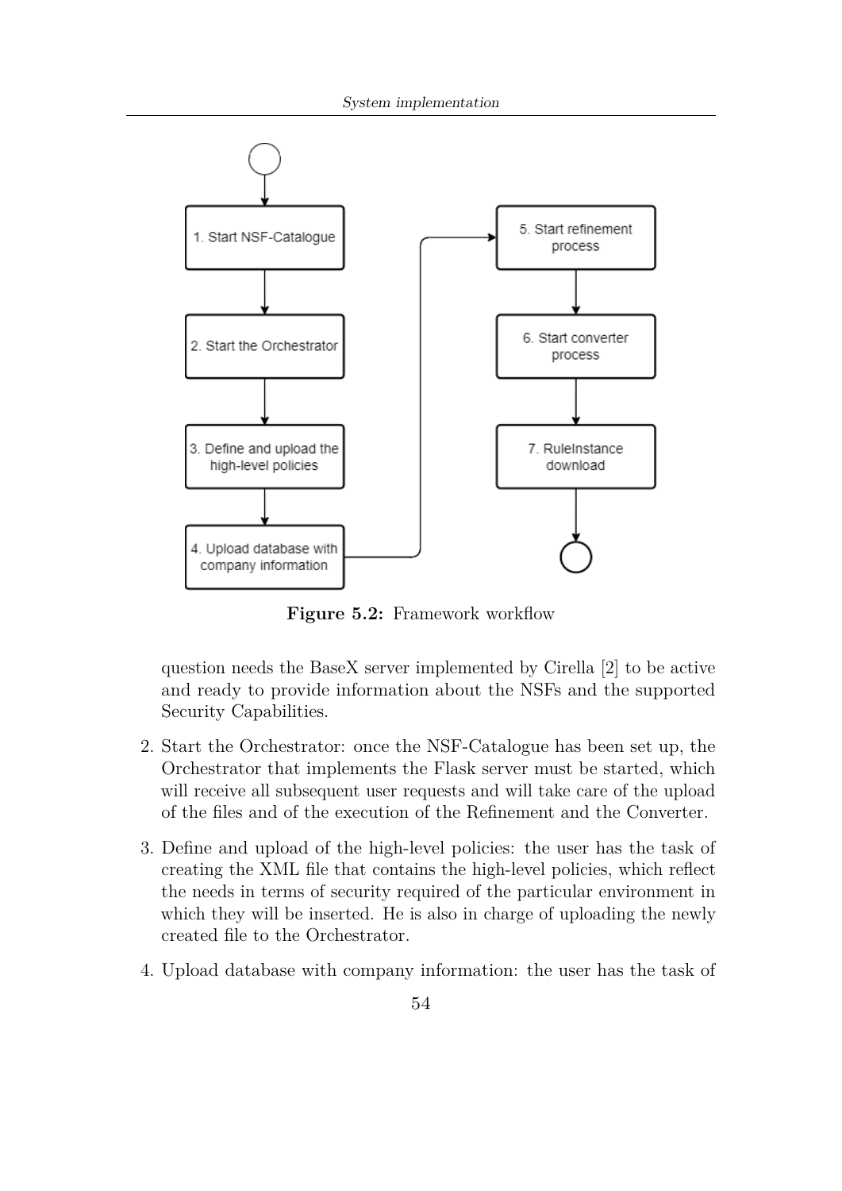**Figure 5.2:** Framework workflow

question needs the BaseX server implemented by Cirella [2] to be active and ready to provide information about the NSFs and the supported Security Capabilities.

2. Start the Orchestrator: once the NSF-Catalogue has been set up, the Orchestrator that implements the Flask server must be started, which will receive all subsequent user requests and will take care of the upload of the files and of the execution of the Refinement and the Converter.

3. Define and upload of the high-level policies: the user has the task of creating the XML file that contains the high-level policies, which reflect the needs in terms of security required of the particular environment in which they will be inserted. He is also in charge of uploading the newly created file to the Orchestrator.

4. Upload database with company information: the user has the task of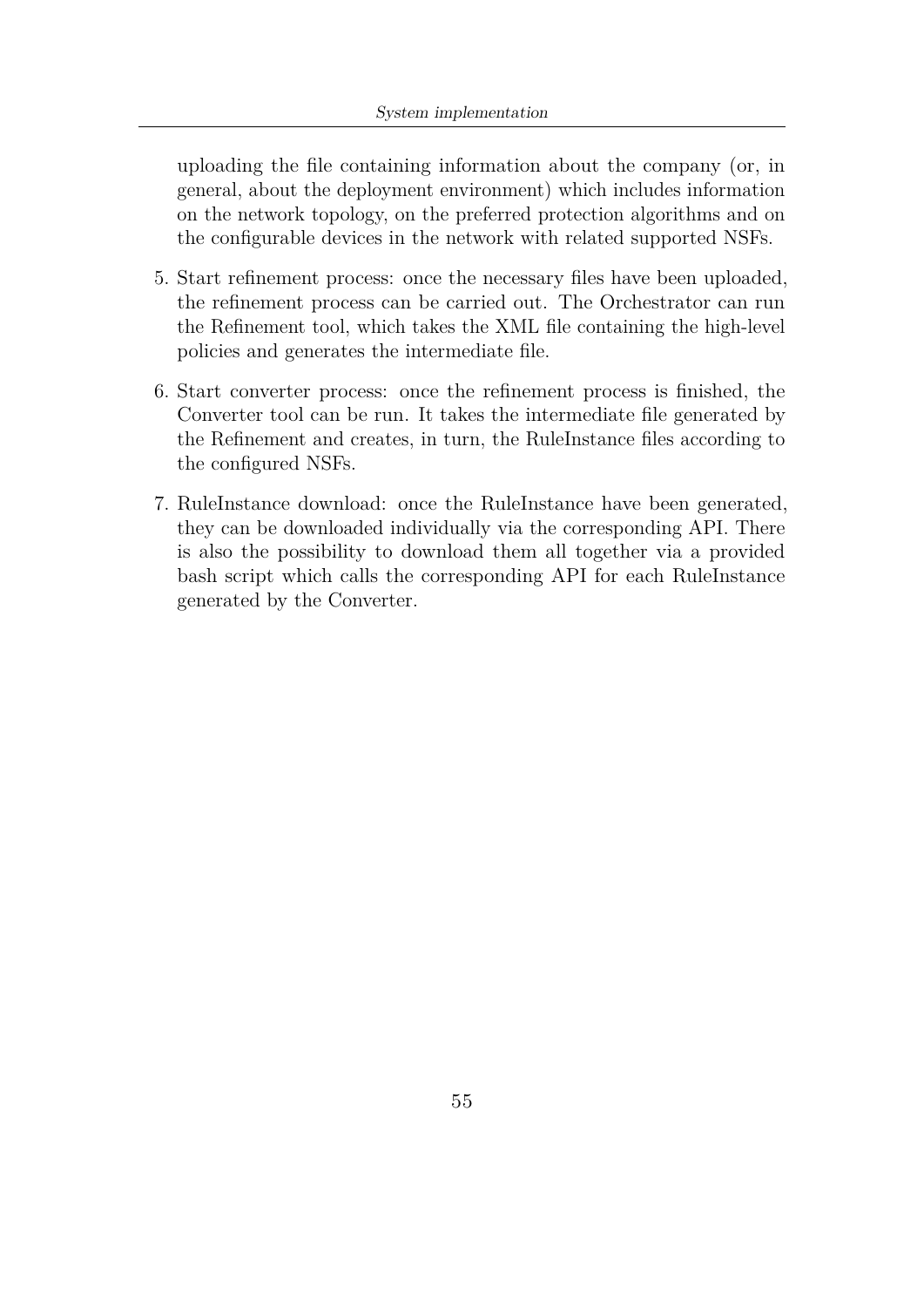uploading the file containing information about the company (or, in general, about the deployment environment) which includes information on the network topology, on the preferred protection algorithms and on the configurable devices in the network with related supported NSFs.

5. Start refinement process: once the necessary files have been uploaded, the refinement process can be carried out. The Orchestrator can run the Refinement tool, which takes the XML file containing the high-level policies and generates the intermediate file.

6. Start converter process: once the refinement process is finished, the Converter tool can be run. It takes the intermediate file generated by the Refinement and creates, in turn, the RuleInstance files according to the configured NSFs.

7. RuleInstance download: once the RuleInstance have been generated, they can be downloaded individually via the corresponding API. There is also the possibility to download them all together via a provided bash script which calls the corresponding API for each RuleInstance generated by the Converter.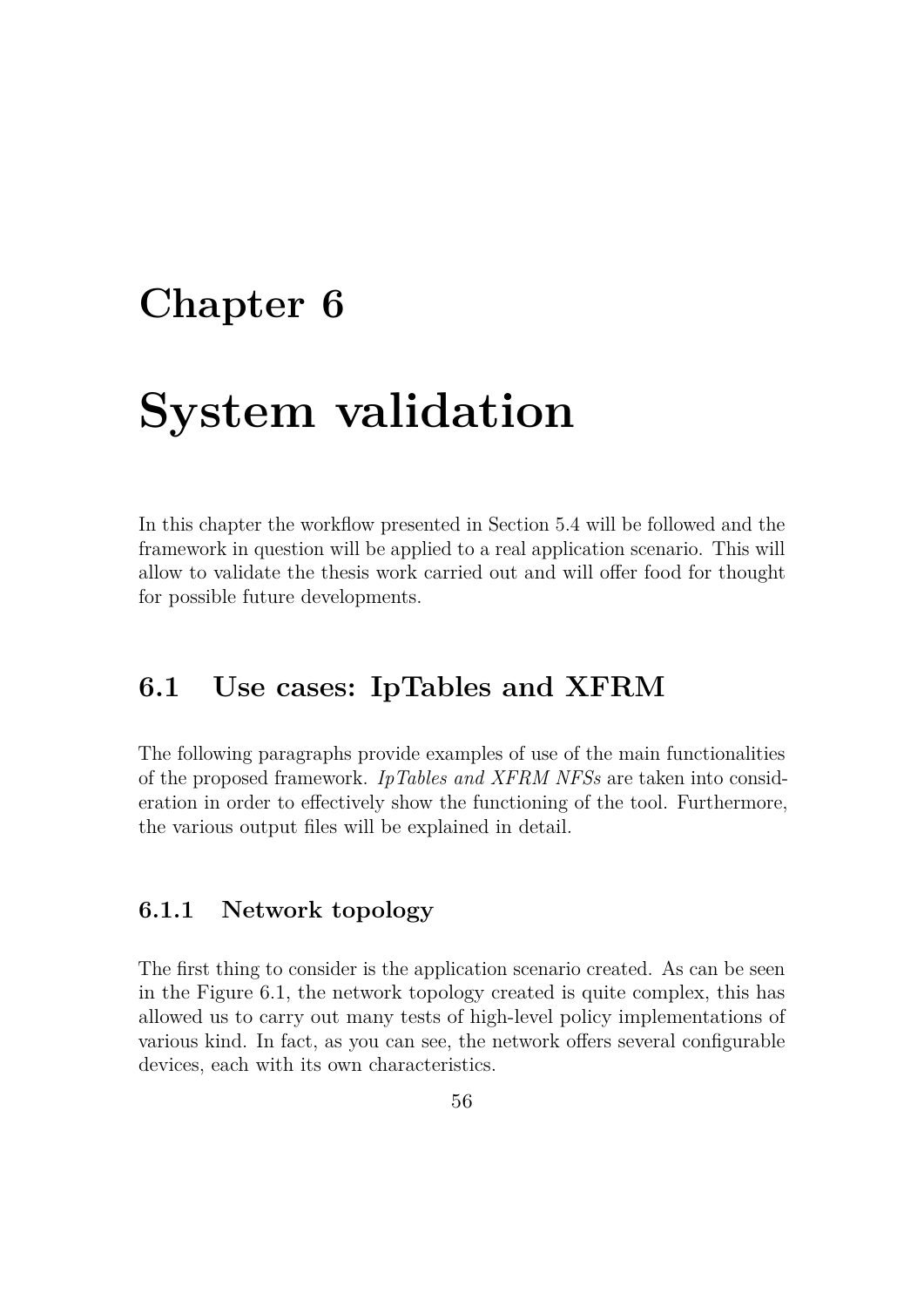# Chapter 6

# System validation

In this chapter the workflow presented in Section 5.4 will be followed and the framework in question will be applied to a real application scenario. This will allow to validate the thesis work carried out and will offer food for thought for possible future developments.

## 6.1 Use cases: IpTables and XFRM

The following paragraphs provide examples of use of the main functionalities of the proposed framework. *IpTables and XFRM NFSs* are taken into consideration in order to effectively show the functioning of the tool. Furthermore, the various output files will be explained in detail.

### 6.1.1 Network topology

The first thing to consider is the application scenario created. As can be seen in the Figure 6.1, the network topology created is quite complex, this has allowed us to carry out many tests of high-level policy implementations of various kind. In fact, as you can see, the network offers several configurable devices, each with its own characteristics.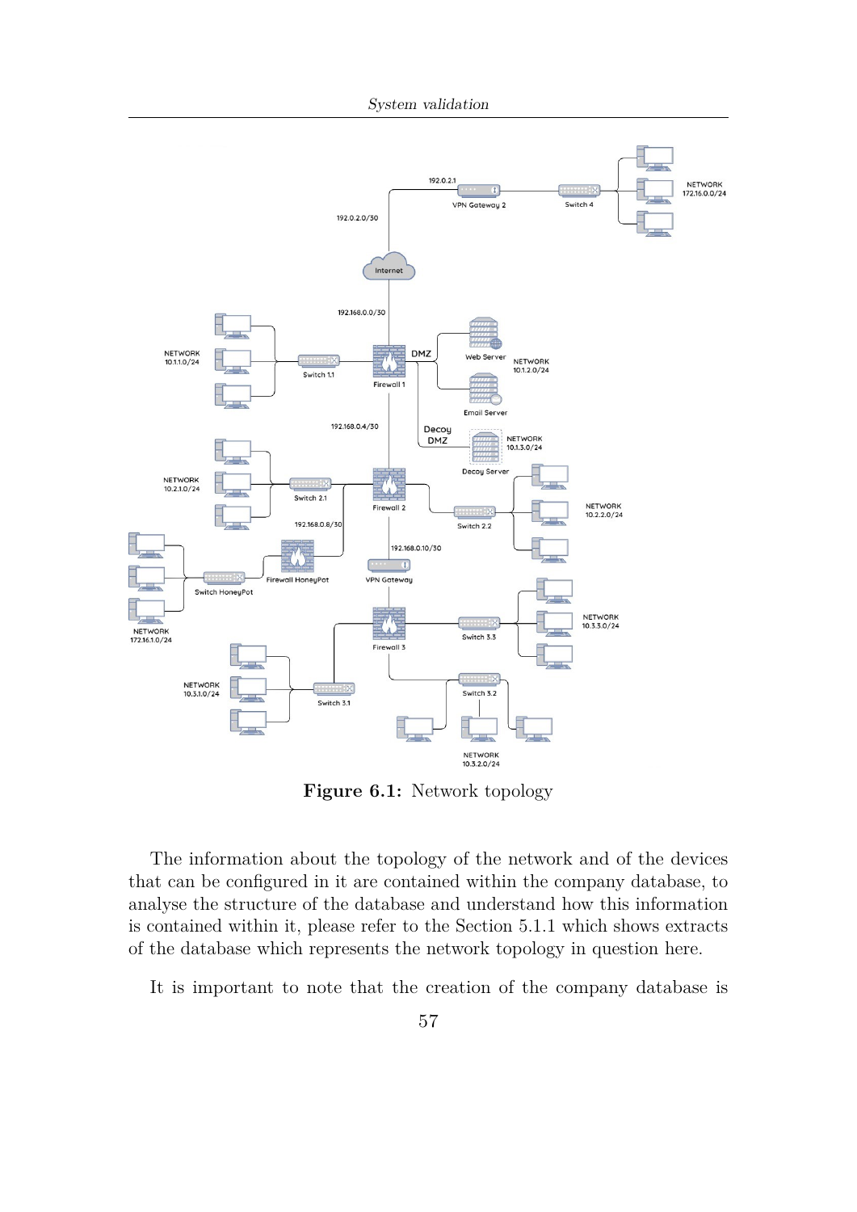**Figure 6.1:** Network topology

The information about the topology of the network and of the devices that can be configured in it are contained within the company database, to analyse the structure of the database and understand how this information is contained within it, please refer to the Section 5.1.1 which shows extracts of the database which represents the network topology in question here.

It is important to note that the creation of the company database is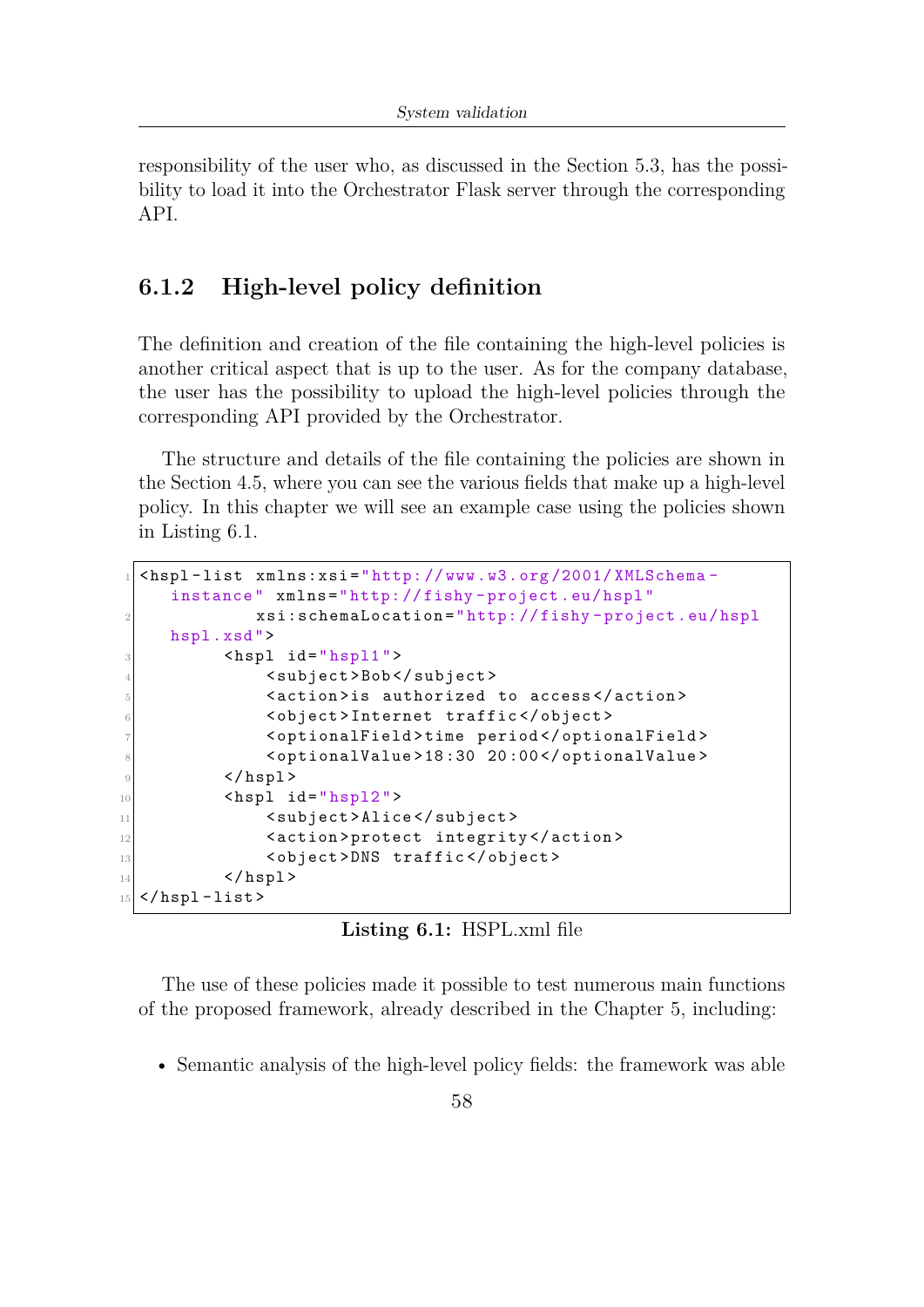responsibility of the user who, as discussed in the Section 5.3, has the possibility to load it into the Orchestrator Flask server through the corresponding API.

### 6.1.2 High-level policy definition

The definition and creation of the file containing the high-level policies is another critical aspect that is up to the user. As for the company database, the user has the possibility to upload the high-level policies through the corresponding API provided by the Orchestrator.

The structure and details of the file containing the policies are shown in the Section 4.5, where you can see the various fields that make up a high-level policy. In this chapter we will see an example case using the policies shown in Listing 6.1.

```xml
<hspl-list xmlns:xsi="http://www.w3.org/2001/XMLSchema-instance" xmlns="http://fishy-project.eu/hspl"
          xsi:schemaLocation="http://fishy-project.eu/hspl hspl.xsd">
        <hspl id="hspl1">
            <subject>Bob</subject>
            <action>is authorized to access</action>
            <object>Internet traffic</object>
            <optionalField>time period</optionalField>
            <optionalValue>18:30 20:00</optionalValue>
        </hspl>
        <hspl id="hspl2">
            <subject>Alice</subject>
            <action>protect integrity</action>
            <object>DNS traffic</object>
        </hspl>
</hspl-list>
```

**Listing 6.1:** HSPL.xml file

The use of these policies made it possible to test numerous main functions of the proposed framework, already described in the Chapter 5, including:

- Semantic analysis of the high-level policy fields: the framework was able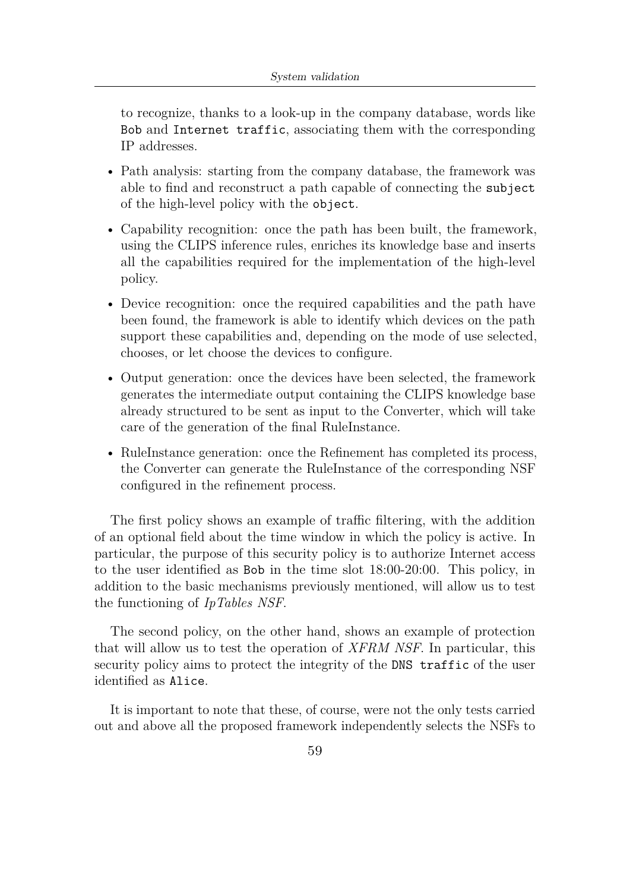to recognize, thanks to a look-up in the company database, words like `Bob` and `Internet traffic`, associating them with the corresponding IP addresses.

- Path analysis: starting from the company database, the framework was able to find and reconstruct a path capable of connecting the `subject` of the high-level policy with the `object`.
- Capability recognition: once the path has been built, the framework, using the CLIPS inference rules, enriches its knowledge base and inserts all the capabilities required for the implementation of the high-level policy.
- Device recognition: once the required capabilities and the path have been found, the framework is able to identify which devices on the path support these capabilities and, depending on the mode of use selected, chooses, or let choose the devices to configure.
- Output generation: once the devices have been selected, the framework generates the intermediate output containing the CLIPS knowledge base already structured to be sent as input to the Converter, which will take care of the generation of the final RuleInstance.
- RuleInstance generation: once the Refinement has completed its process, the Converter can generate the RuleInstance of the corresponding NSF configured in the refinement process.

The first policy shows an example of traffic filtering, with the addition of an optional field about the time window in which the policy is active. In particular, the purpose of this security policy is to authorize Internet access to the user identified as `Bob` in the time slot 18:00-20:00. This policy, in addition to the basic mechanisms previously mentioned, will allow us to test the functioning of *IpTables NSF*.

The second policy, on the other hand, shows an example of protection that will allow us to test the operation of *XFRM NSF*. In particular, this security policy aims to protect the integrity of the `DNS traffic` of the user identified as `Alice`.

It is important to note that these, of course, were not the only tests carried out and above all the proposed framework independently selects the NSFs to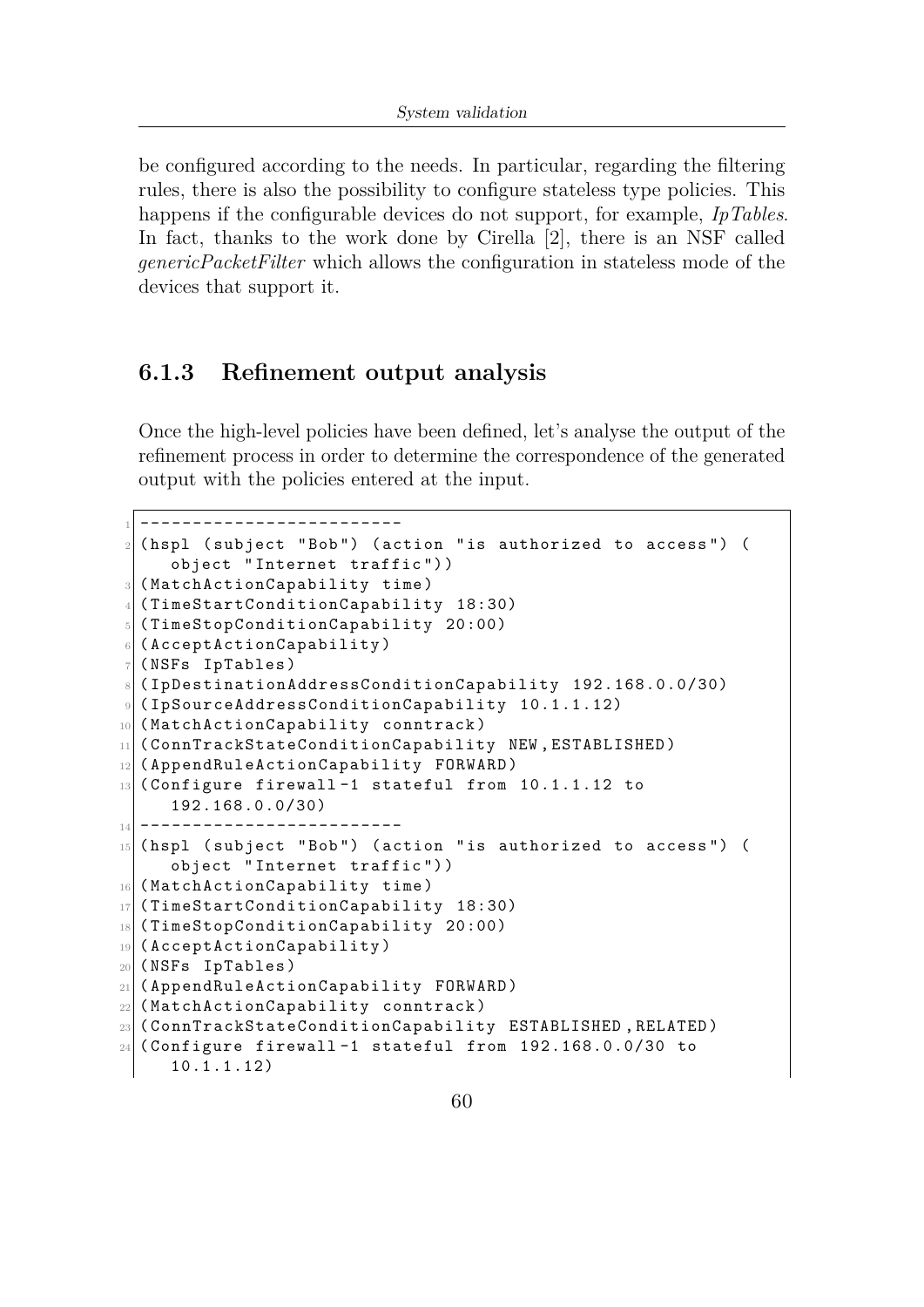be configured according to the needs. In particular, regarding the filtering rules, there is also the possibility to configure stateless type policies. This happens if the configurable devices do not support, for example, *IpTables*. In fact, thanks to the work done by Cirella [2], there is an NSF called *genericPacketFilter* which allows the configuration in stateless mode of the devices that support it.

### 6.1.3 Refinement output analysis

Once the high-level policies have been defined, let's analyse the output of the refinement process in order to determine the correspondence of the generated output with the policies entered at the input.

```
-------------------------
(hspl (subject "Bob") (action "is authorized to access") (
    object "Internet traffic"))
(MatchActionCapability time)
(TimeStartConditionCapability 18:30)
(TimeStopConditionCapability 20:00)
(AcceptActionCapability)
(NSFs IpTables)
(IpDestinationAddressConditionCapability 192.168.0.0/30)
(IpSourceAddressConditionCapability 10.1.1.12)
(MatchActionCapability conntrack)
(ConnTrackStateConditionCapability NEW,ESTABLISHED)
(AppendRuleActionCapability FORWARD)
(Configure firewall-1 stateful from 10.1.1.12 to
    192.168.0.0/30)
-------------------------
(hspl (subject "Bob") (action "is authorized to access") (
    object "Internet traffic"))
(MatchActionCapability time)
(TimeStartConditionCapability 18:30)
(TimeStopConditionCapability 20:00)
(AcceptActionCapability)
(NSFs IpTables)
(AppendRuleActionCapability FORWARD)
(MatchActionCapability conntrack)
(ConnTrackStateConditionCapability ESTABLISHED,RELATED)
(Configure firewall-1 stateful from 192.168.0.0/30 to
    10.1.1.12)
```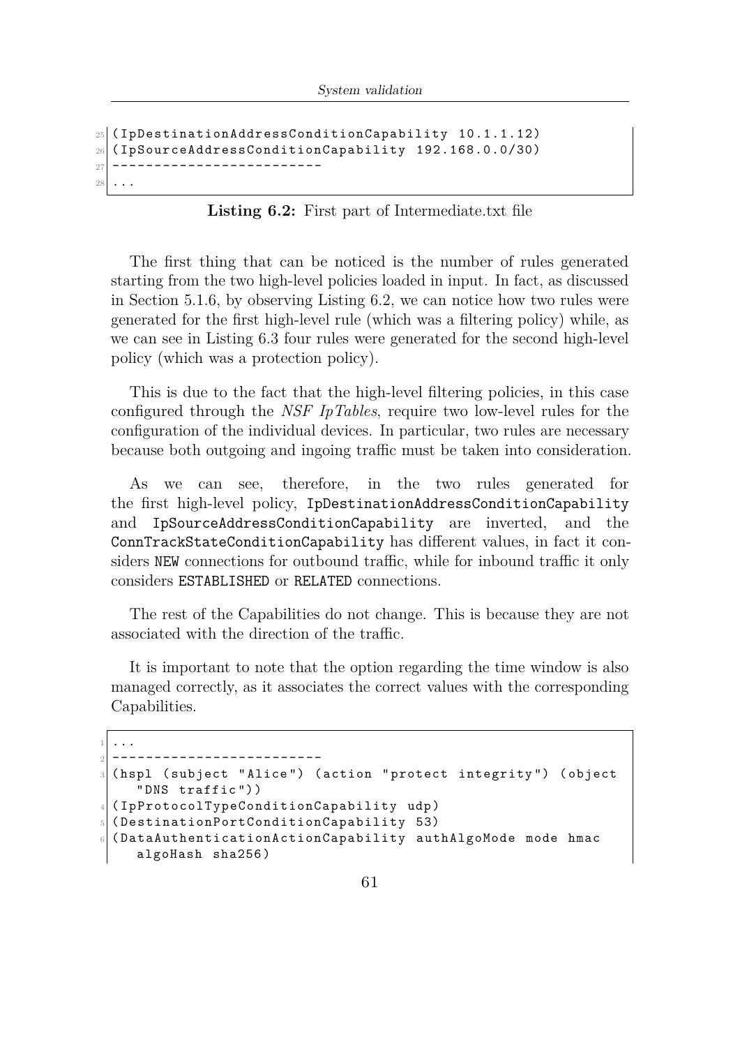```
(IpDestinationAddressConditionCapability 10.1.1.12)
(IpSourceAddressConditionCapability 192.168.0.0/30)
-------------------------
...
```

**Listing 6.2:** First part of Intermediate.txt file

The first thing that can be noticed is the number of rules generated starting from the two high-level policies loaded in input. In fact, as discussed in Section 5.1.6, by observing Listing 6.2, we can notice how two rules were generated for the first high-level rule (which was a filtering policy) while, as we can see in Listing 6.3 four rules were generated for the second high-level policy (which was a protection policy).

This is due to the fact that the high-level filtering policies, in this case configured through the *NSF IpTables*, require two low-level rules for the configuration of the individual devices. In particular, two rules are necessary because both outgoing and ingoing traffic must be taken into consideration.

As we can see, therefore, in the two rules generated for the first high-level policy, `IpDestinationAddressConditionCapability` and `IpSourceAddressConditionCapability` are inverted, and the `ConnTrackStateConditionCapability` has different values, in fact it considers `NEW` connections for outbound traffic, while for inbound traffic it only considers `ESTABLISHED` or `RELATED` connections.

The rest of the Capabilities do not change. This is because they are not associated with the direction of the traffic.

It is important to note that the option regarding the time window is also managed correctly, as it associates the correct values with the corresponding Capabilities.

```
...
-------------------------
(hspl (subject "Alice") (action "protect integrity") (object
    "DNS traffic"))
(IpProtocolTypeConditionCapability udp)
(DestinationPortConditionCapability 53)
(DataAuthenticationActionCapability authAlgoMode mode hmac
    algoHash sha256)
```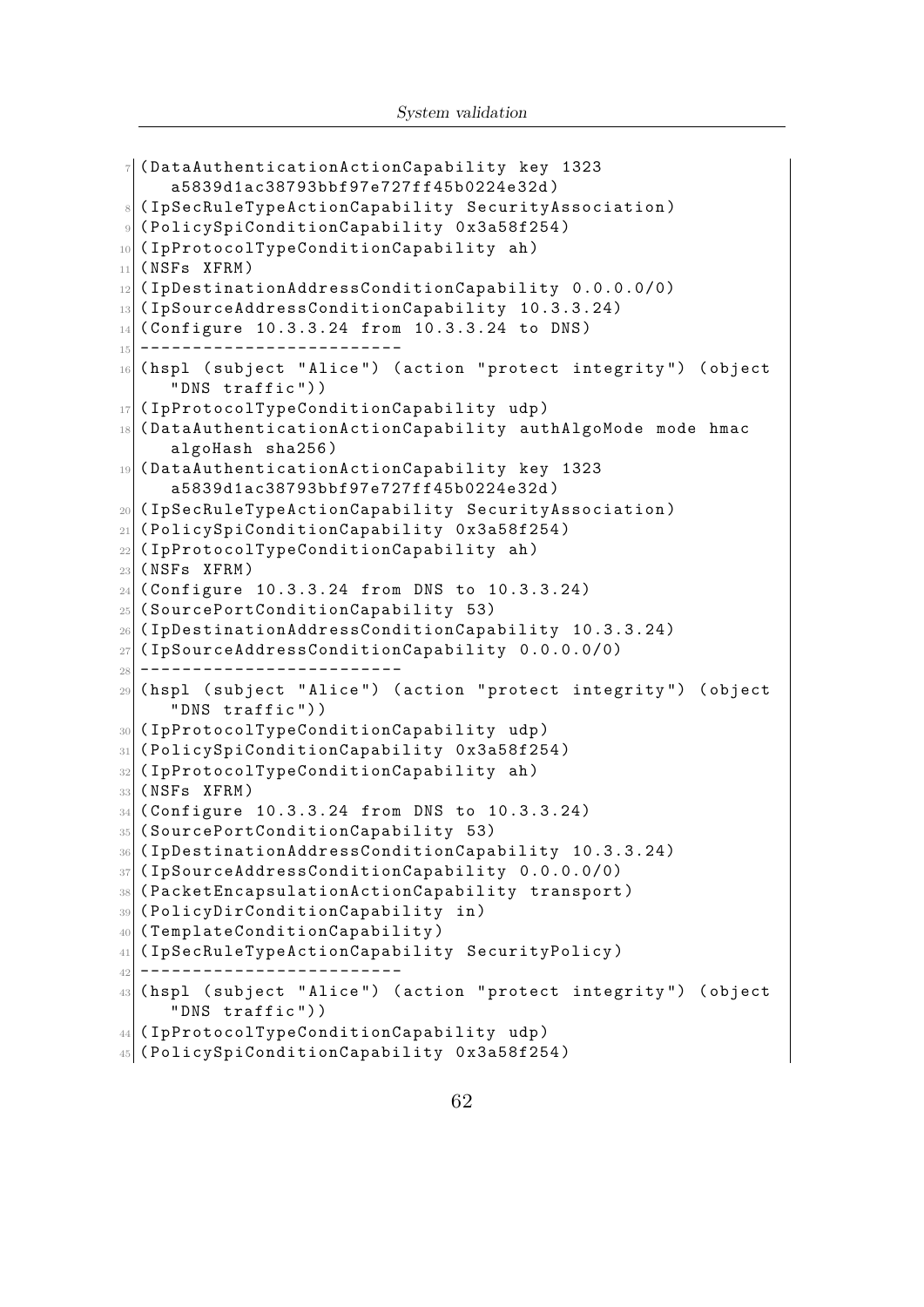```
(DataAuthenticationActionCapability key 1323
    a5839d1ac38793bbf97e727ff45b0224e32d)
(IpSecRuleTypeActionCapability SecurityAssociation)
(PolicySpiConditionCapability 0x3a58f254)
(IpProtocolTypeConditionCapability ah)
(NSFs XFRM)
(IpDestinationAddressConditionCapability 0.0.0.0/0)
(IpSourceAddressConditionCapability 10.3.3.24)
(Configure 10.3.3.24 from 10.3.3.24 to DNS)
-------------------------
(hspl (subject "Alice") (action "protect integrity") (object
    "DNS traffic"))
(IpProtocolTypeConditionCapability udp)
(DataAuthenticationActionCapability authAlgoMode mode hmac
    algoHash sha256)
(DataAuthenticationActionCapability key 1323
    a5839d1ac38793bbf97e727ff45b0224e32d)
(IpSecRuleTypeActionCapability SecurityAssociation)
(PolicySpiConditionCapability 0x3a58f254)
(IpProtocolTypeConditionCapability ah)
(NSFs XFRM)
(Configure 10.3.3.24 from DNS to 10.3.3.24)
(SourcePortConditionCapability 53)
(IpDestinationAddressConditionCapability 10.3.3.24)
(IpSourceAddressConditionCapability 0.0.0.0/0)
-------------------------
(hspl (subject "Alice") (action "protect integrity") (object
    "DNS traffic"))
(IpProtocolTypeConditionCapability udp)
(PolicySpiConditionCapability 0x3a58f254)
(IpProtocolTypeConditionCapability ah)
(NSFs XFRM)
(Configure 10.3.3.24 from DNS to 10.3.3.24)
(SourcePortConditionCapability 53)
(IpDestinationAddressConditionCapability 10.3.3.24)
(IpSourceAddressConditionCapability 0.0.0.0/0)
(PacketEncapsulationActionCapability transport)
(PolicyDirConditionCapability in)
(TemplateConditionCapability)
(IpSecRuleTypeActionCapability SecurityPolicy)
-------------------------
(hspl (subject "Alice") (action "protect integrity") (object
    "DNS traffic"))
(IpProtocolTypeConditionCapability udp)
(PolicySpiConditionCapability 0x3a58f254)
```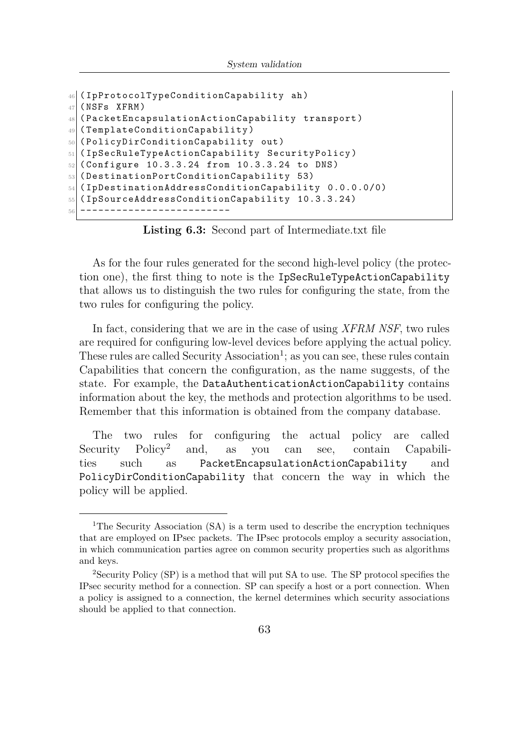```
(IpProtocolTypeConditionCapability ah)
(NSFs XFRM)
(PacketEncapsulationActionCapability transport)
(TemplateConditionCapability)
(PolicyDirConditionCapability out)
(IpSecRuleTypeActionCapability SecurityPolicy)
(Configure 10.3.3.24 from 10.3.3.24 to DNS)
(DestinationPortConditionCapability 53)
(IpDestinationAddressConditionCapability 0.0.0.0/0)
(IpSourceAddressConditionCapability 10.3.3.24)
-------------------------
```

**Listing 6.3:** Second part of Intermediate.txt file

As for the four rules generated for the second high-level policy (the protection one), the first thing to note is the `IpSecRuleTypeActionCapability` that allows us to distinguish the two rules for configuring the state, from the two rules for configuring the policy.

In fact, considering that we are in the case of using *XFRM NSF*, two rules are required for configuring low-level devices before applying the actual policy. These rules are called Security Association[1]; as you can see, these rules contain Capabilities that concern the configuration, as the name suggests, of the state. For example, the `DataAuthenticationActionCapability` contains information about the key, the methods and protection algorithms to be used. Remember that this information is obtained from the company database.

The two rules for configuring the actual policy are called Security Policy[2] and, as you can see, contain Capabilities such as `PacketEncapsulationActionCapability` and `PolicyDirConditionCapability` that concern the way in which the policy will be applied.

---

[1] The Security Association (SA) is a term used to describe the encryption techniques that are employed on IPsec packets. The IPsec protocols employ a security association, in which communication parties agree on common security properties such as algorithms and keys.

[2] Security Policy (SP) is a method that will put SA to use. The SP protocol specifies the IPsec security method for a connection. SP can specify a host or a port connection. When a policy is assigned to a connection, the kernel determines which security associations should be applied to that connection.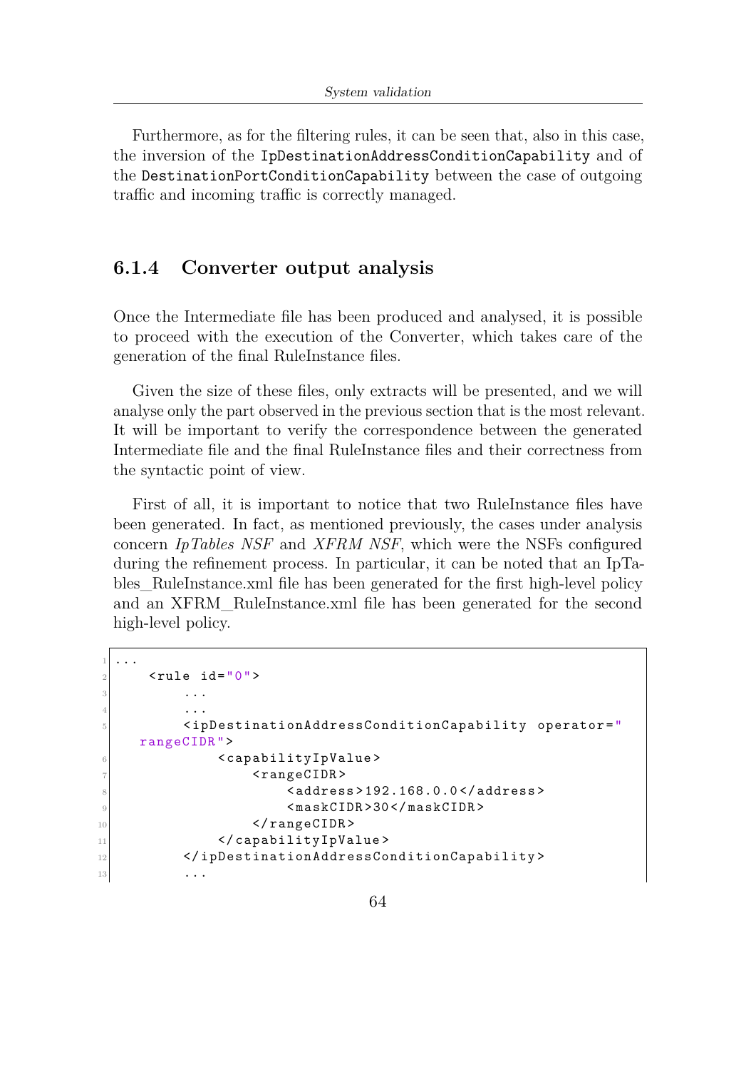Furthermore, as for the filtering rules, it can be seen that, also in this case, the inversion of the `IpDestinationAddressConditionCapability` and of the `DestinationPortConditionCapability` between the case of outgoing traffic and incoming traffic is correctly managed.

### 6.1.4 Converter output analysis

Once the Intermediate file has been produced and analysed, it is possible to proceed with the execution of the Converter, which takes care of the generation of the final RuleInstance files.

Given the size of these files, only extracts will be presented, and we will analyse only the part observed in the previous section that is the most relevant. It will be important to verify the correspondence between the generated Intermediate file and the final RuleInstance files and their correctness from the syntactic point of view.

First of all, it is important to notice that two RuleInstance files have been generated. In fact, as mentioned previously, the cases under analysis concern *IpTables NSF* and *XFRM NSF*, which were the NSFs configured during the refinement process. In particular, it can be noted that an IpTables_RuleInstance.xml file has been generated for the first high-level policy and an XFRM_RuleInstance.xml file has been generated for the second high-level policy.

```
...
    <rule id="0">
        ...
        ...
        <ipDestinationAddressConditionCapability operator="rangeCIDR">
            <capabilityIpValue>
                <rangeCIDR>
                    <address>192.168.0.0</address>
                    <maskCIDR>30</maskCIDR>
                </rangeCIDR>
            </capabilityIpValue>
        </ipDestinationAddressConditionCapability>
        ...
```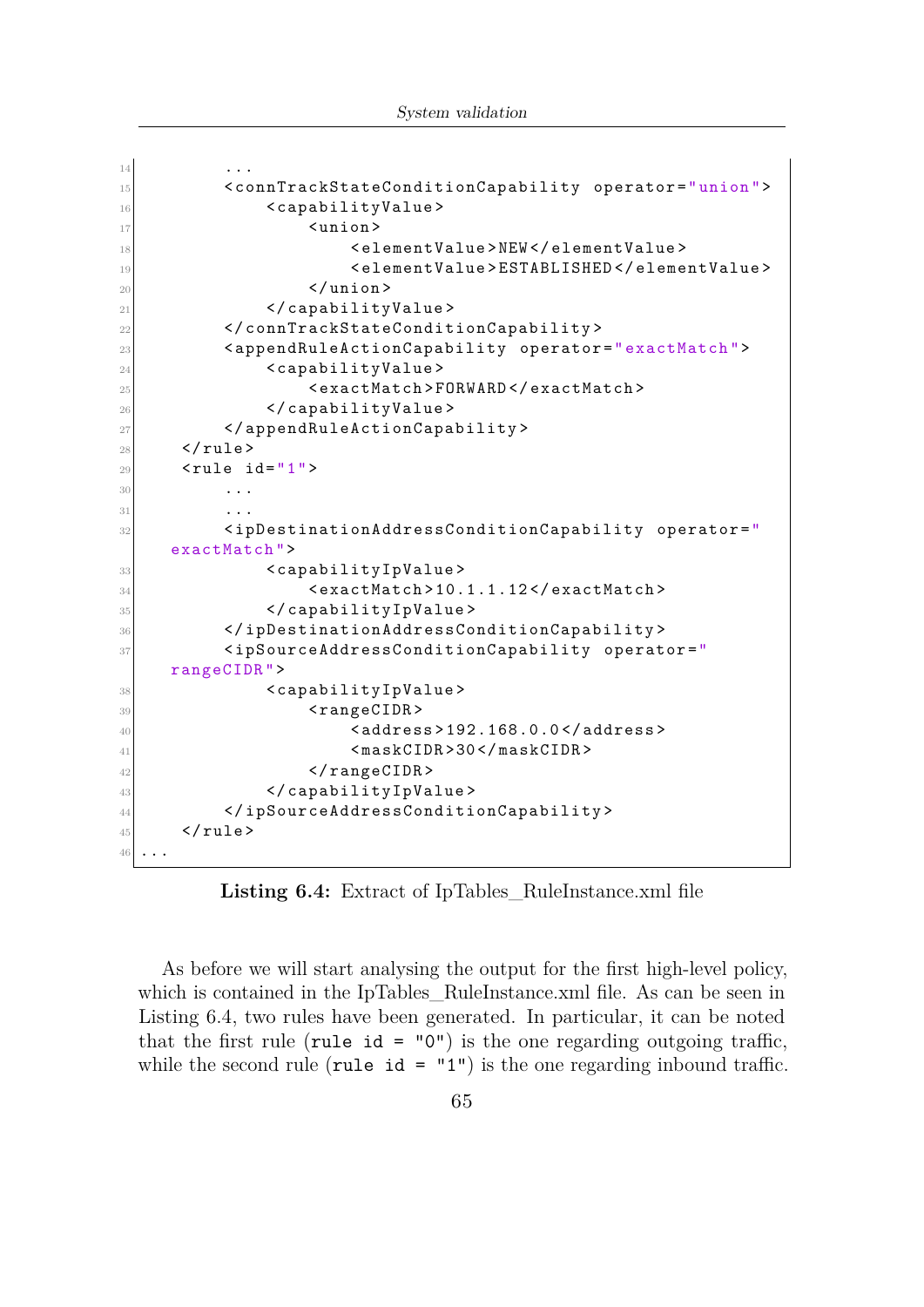```
        ...
        <connTrackStateConditionCapability operator="union">
            <capabilityValue>
                <union>
                    <elementValue>NEW</elementValue>
                    <elementValue>ESTABLISHED</elementValue>
                </union>
            </capabilityValue>
        </connTrackStateConditionCapability>
        <appendRuleActionCapability operator="exactMatch">
            <capabilityValue>
                <exactMatch>FORWARD</exactMatch>
            </capabilityValue>
        </appendRuleActionCapability>
    </rule>
    <rule id="1">
        ...
        ...
        <ipDestinationAddressConditionCapability operator="
    exactMatch">
            <capabilityIpValue>
                <exactMatch>10.1.1.12</exactMatch>
            </capabilityIpValue>
        </ipDestinationAddressConditionCapability>
        <ipSourceAddressConditionCapability operator="
    rangeCIDR">
            <capabilityIpValue>
                <rangeCIDR>
                    <address>192.168.0.0</address>
                    <maskCIDR>30</maskCIDR>
                </rangeCIDR>
            </capabilityIpValue>
        </ipSourceAddressConditionCapability>
    </rule>
...
```

**Listing 6.4:** Extract of IpTables_RuleInstance.xml file

As before we will start analysing the output for the first high-level policy, which is contained in the IpTables_RuleInstance.xml file. As can be seen in Listing 6.4, two rules have been generated. In particular, it can be noted that the first rule (`rule id = "0"`) is the one regarding outgoing traffic, while the second rule (`rule id = "1"`) is the one regarding inbound traffic.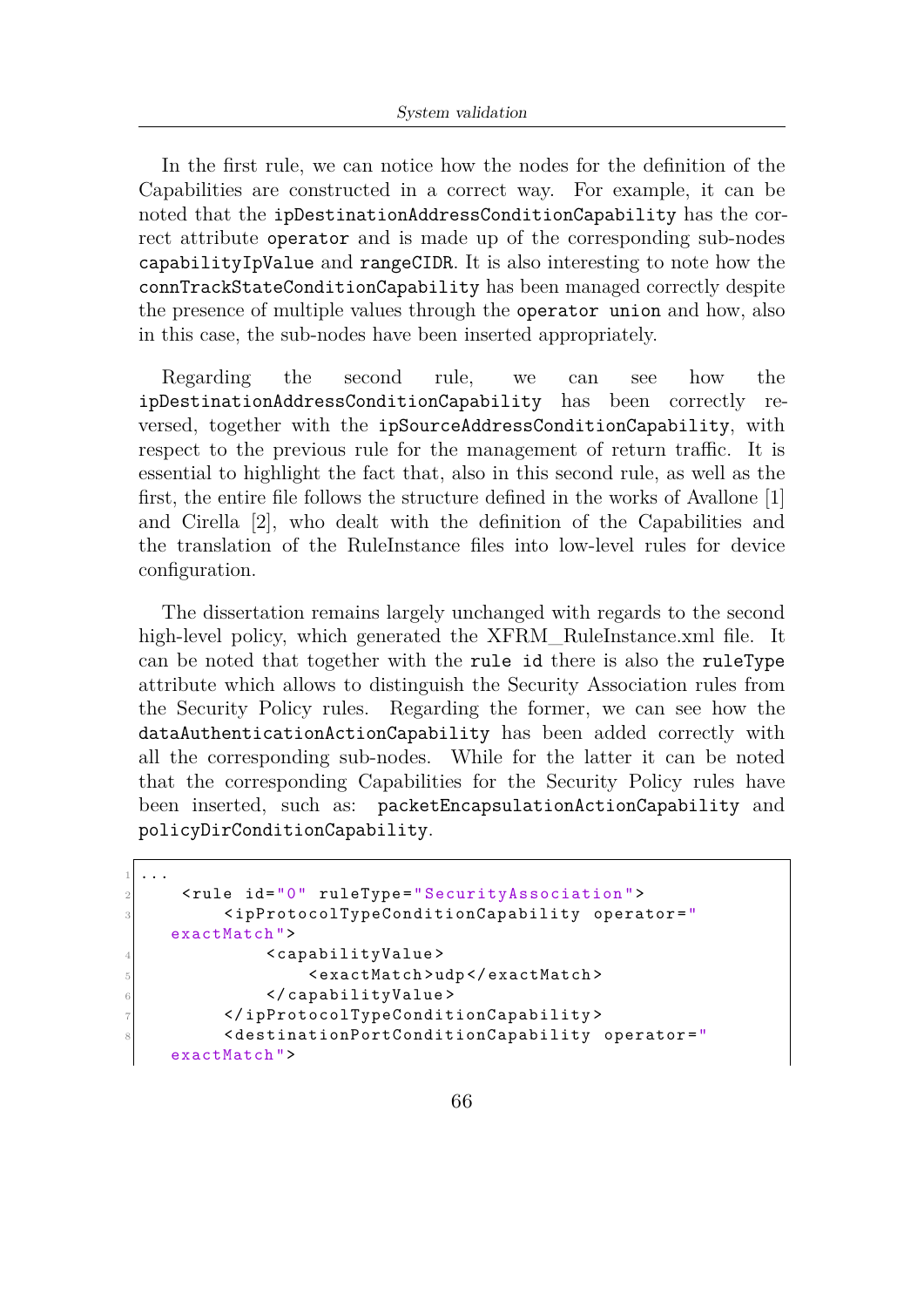In the first rule, we can notice how the nodes for the definition of the Capabilities are constructed in a correct way. For example, it can be noted that the `ipDestinationAddressConditionCapability` has the correct attribute `operator` and is made up of the corresponding sub-nodes `capabilityIpValue` and `rangeCIDR`. It is also interesting to note how the `connTrackStateConditionCapability` has been managed correctly despite the presence of multiple values through the `operator union` and how, also in this case, the sub-nodes have been inserted appropriately.

Regarding the second rule, we can see how the `ipDestinationAddressConditionCapability` has been correctly reversed, together with the `ipSourceAddressConditionCapability`, with respect to the previous rule for the management of return traffic. It is essential to highlight the fact that, also in this second rule, as well as the first, the entire file follows the structure defined in the works of Avallone [1] and Cirella [2], who dealt with the definition of the Capabilities and the translation of the RuleInstance files into low-level rules for device configuration.

The dissertation remains largely unchanged with regards to the second high-level policy, which generated the XFRM_RuleInstance.xml file. It can be noted that together with the `rule id` there is also the `ruleType` attribute which allows to distinguish the Security Association rules from the Security Policy rules. Regarding the former, we can see how the `dataAuthenticationActionCapability` has been added correctly with all the corresponding sub-nodes. While for the latter it can be noted that the corresponding Capabilities for the Security Policy rules have been inserted, such as: `packetEncapsulationActionCapability` and `policyDirConditionCapability`.

```
...
    <rule id="0" ruleType="SecurityAssociation">
        <ipProtocolTypeConditionCapability operator="exactMatch">
            <capabilityValue>
                <exactMatch>udp</exactMatch>
            </capabilityValue>
        </ipProtocolTypeConditionCapability>
        <destinationPortConditionCapability operator="exactMatch">
```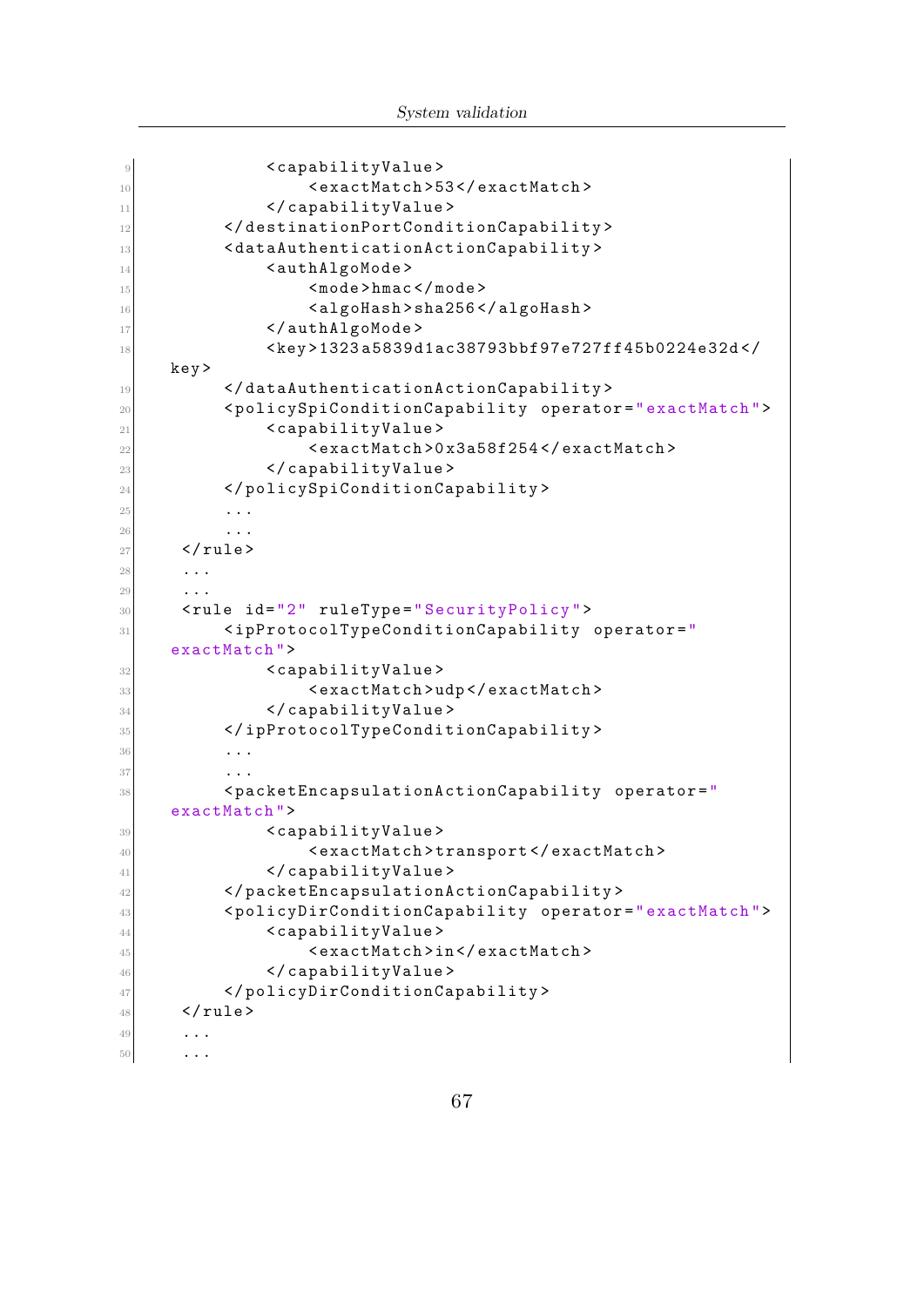```
            <capabilityValue>
                <exactMatch>53</exactMatch>
            </capabilityValue>
        </destinationPortConditionCapability>
        <dataAuthenticationActionCapability>
            <authAlgoMode>
                <mode>hmac</mode>
                <algoHash>sha256</algoHash>
            </authAlgoMode>
            <key>1323a5839d1ac38793bbf97e727ff45b0224e32d</key>
        </dataAuthenticationActionCapability>
        <policySpiConditionCapability operator="exactMatch">
            <capabilityValue>
                <exactMatch>0x3a58f254</exactMatch>
            </capabilityValue>
        </policySpiConditionCapability>
        ...
        ...
    </rule>
    ...
    ...
    <rule id="2" ruleType="SecurityPolicy">
        <ipProtocolTypeConditionCapability operator="exactMatch">
            <capabilityValue>
                <exactMatch>udp</exactMatch>
            </capabilityValue>
        </ipProtocolTypeConditionCapability>
        ...
        ...
        <packetEncapsulationActionCapability operator="exactMatch">
            <capabilityValue>
                <exactMatch>transport</exactMatch>
            </capabilityValue>
        </packetEncapsulationActionCapability>
        <policyDirConditionCapability operator="exactMatch">
            <capabilityValue>
                <exactMatch>in</exactMatch>
            </capabilityValue>
        </policyDirConditionCapability>
    </rule>
    ...
    ...
```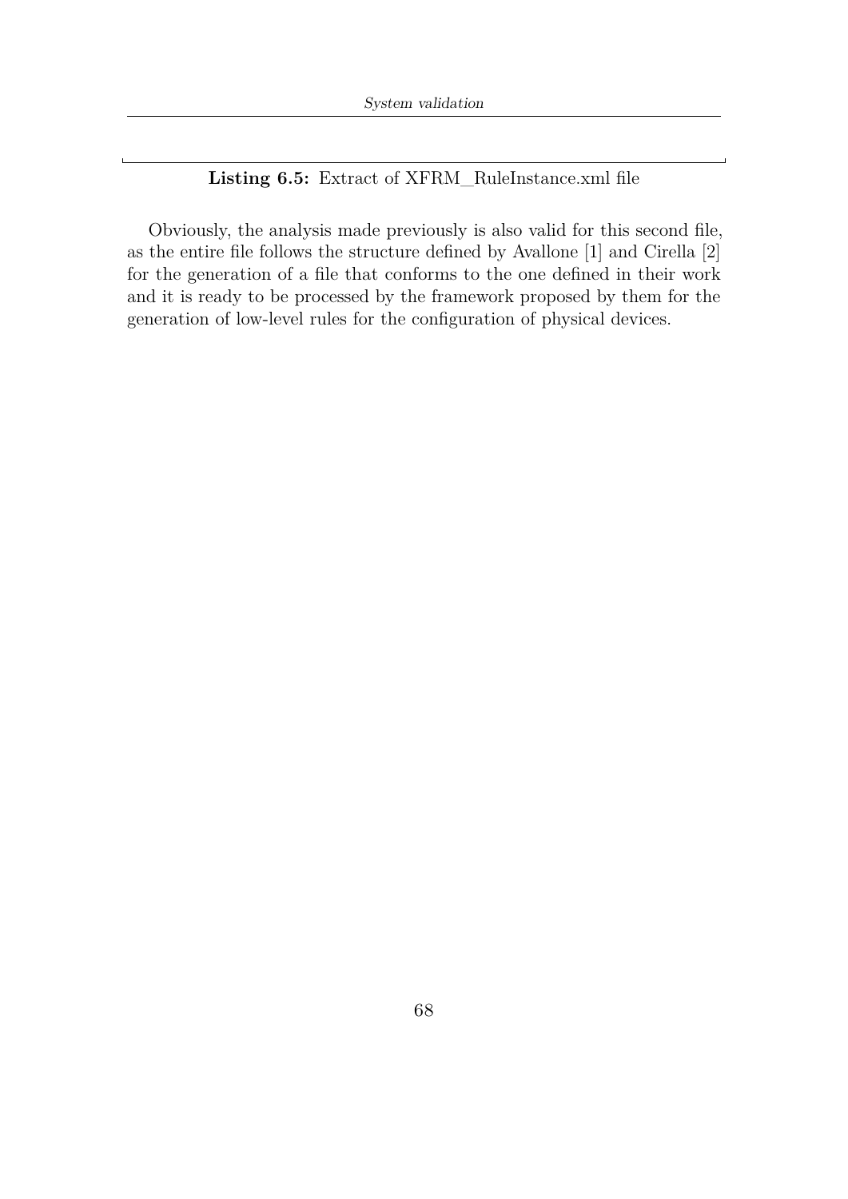**Listing 6.5:** Extract of XFRM_RuleInstance.xml file

Obviously, the analysis made previously is also valid for this second file, as the entire file follows the structure defined by Avallone [1] and Cirella [2] for the generation of a file that conforms to the one defined in their work and it is ready to be processed by the framework proposed by them for the generation of low-level rules for the configuration of physical devices.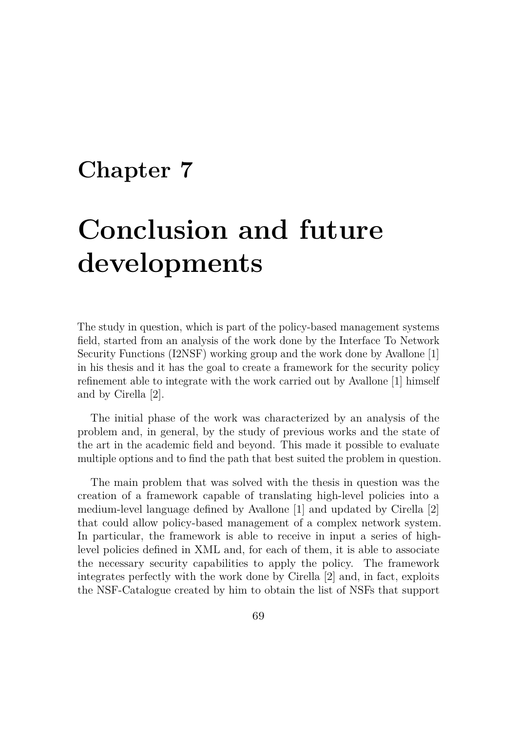# Chapter 7

# Conclusion and future developments

The study in question, which is part of the policy-based management systems field, started from an analysis of the work done by the Interface To Network Security Functions (I2NSF) working group and the work done by Avallone [1] in his thesis and it has the goal to create a framework for the security policy refinement able to integrate with the work carried out by Avallone [1] himself and by Cirella [2].

The initial phase of the work was characterized by an analysis of the problem and, in general, by the study of previous works and the state of the art in the academic field and beyond. This made it possible to evaluate multiple options and to find the path that best suited the problem in question.

The main problem that was solved with the thesis in question was the creation of a framework capable of translating high-level policies into a medium-level language defined by Avallone [1] and updated by Cirella [2] that could allow policy-based management of a complex network system. In particular, the framework is able to receive in input a series of high-level policies defined in XML and, for each of them, it is able to associate the necessary security capabilities to apply the policy. The framework integrates perfectly with the work done by Cirella [2] and, in fact, exploits the NSF-Catalogue created by him to obtain the list of NSFs that support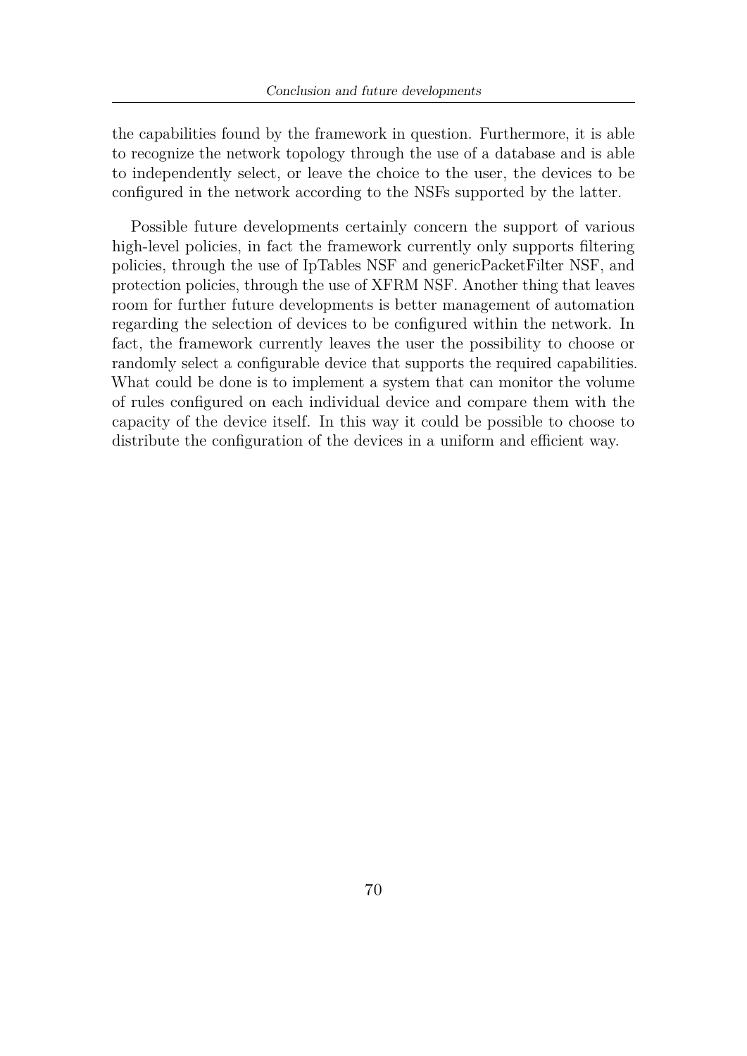the capabilities found by the framework in question. Furthermore, it is able to recognize the network topology through the use of a database and is able to independently select, or leave the choice to the user, the devices to be configured in the network according to the NSFs supported by the latter.

Possible future developments certainly concern the support of various high-level policies, in fact the framework currently only supports filtering policies, through the use of IpTables NSF and genericPacketFilter NSF, and protection policies, through the use of XFRM NSF. Another thing that leaves room for further future developments is better management of automation regarding the selection of devices to be configured within the network. In fact, the framework currently leaves the user the possibility to choose or randomly select a configurable device that supports the required capabilities. What could be done is to implement a system that can monitor the volume of rules configured on each individual device and compare them with the capacity of the device itself. In this way it could be possible to choose to distribute the configuration of the devices in a uniform and efficient way.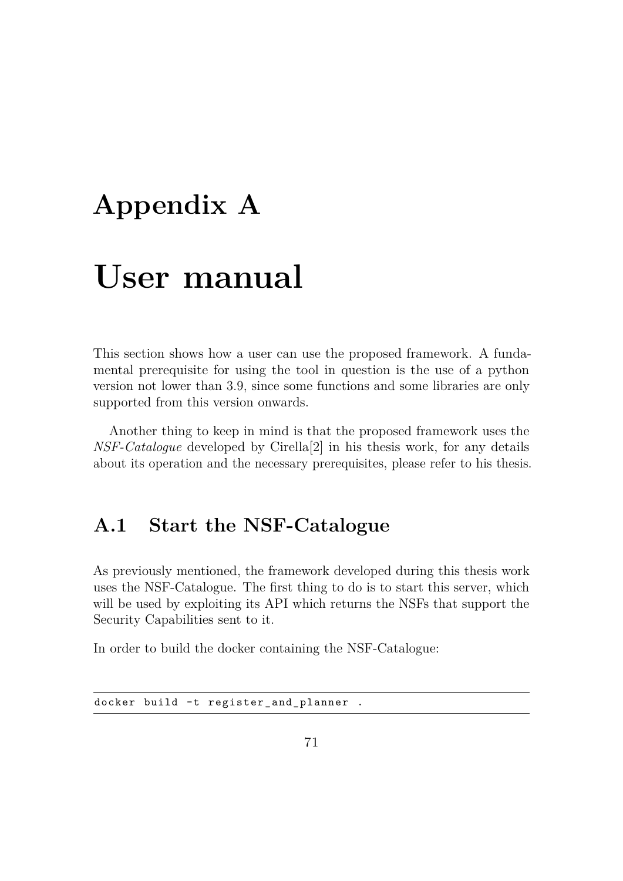# Appendix A

# User manual

This section shows how a user can use the proposed framework. A fundamental prerequisite for using the tool in question is the use of a python version not lower than 3.9, since some functions and some libraries are only supported from this version onwards.

Another thing to keep in mind is that the proposed framework uses the *NSF-Catalogue* developed by Cirella[2] in his thesis work, for any details about its operation and the necessary prerequisites, please refer to his thesis.

## A.1 Start the NSF-Catalogue

As previously mentioned, the framework developed during this thesis work uses the NSF-Catalogue. The first thing to do is to start this server, which will be used by exploiting its API which returns the NSFs that support the Security Capabilities sent to it.

In order to build the docker containing the NSF-Catalogue:

```
docker build -t register_and_planner .
```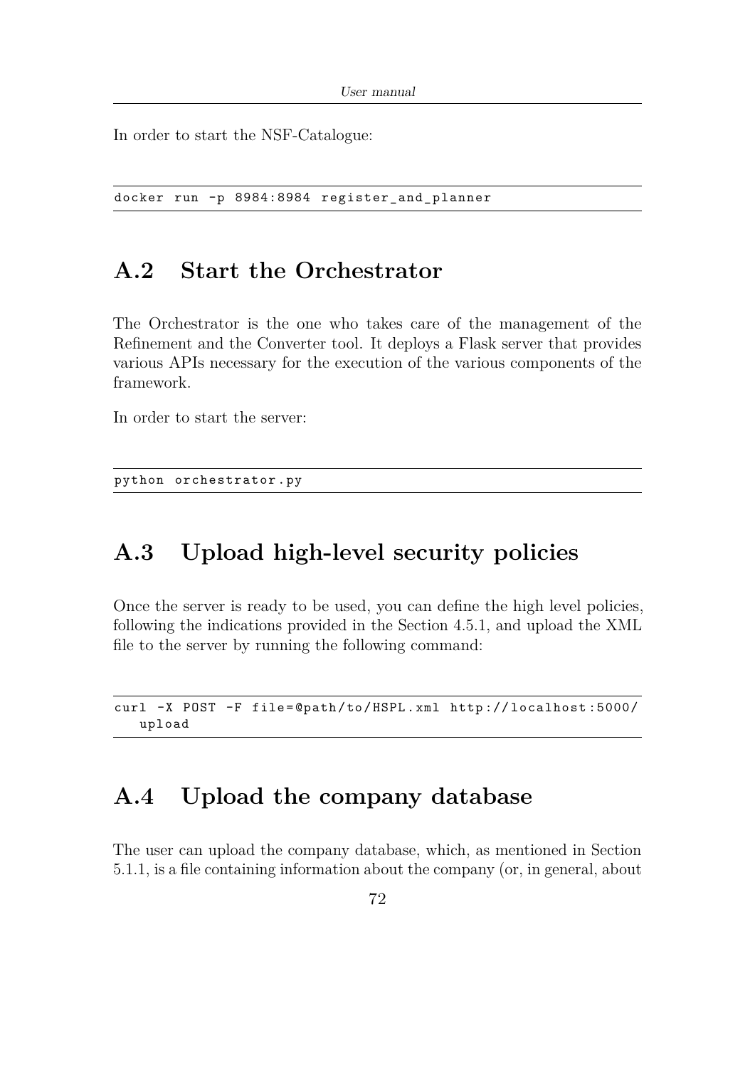In order to start the NSF-Catalogue:

```
docker run -p 8984:8984 register_and_planner
```

## A.2 Start the Orchestrator

The Orchestrator is the one who takes care of the management of the Refinement and the Converter tool. It deploys a Flask server that provides various APIs necessary for the execution of the various components of the framework.

In order to start the server:

```
python orchestrator.py
```

## A.3 Upload high-level security policies

Once the server is ready to be used, you can define the high level policies, following the indications provided in the Section 4.5.1, and upload the XML file to the server by running the following command:

```
curl -X POST -F file=@path/to/HSPL.xml http://localhost:5000/
   upload
```

## A.4 Upload the company database

The user can upload the company database, which, as mentioned in Section 5.1.1, is a file containing information about the company (or, in general, about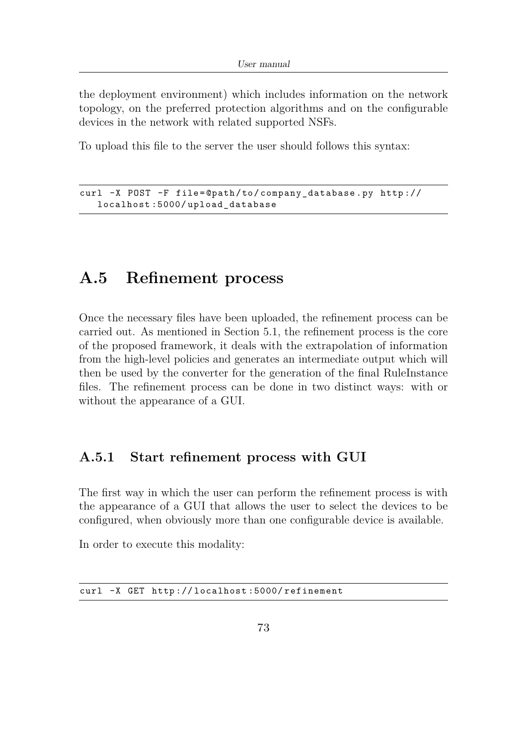the deployment environment) which includes information on the network topology, on the preferred protection algorithms and on the configurable devices in the network with related supported NSFs.

To upload this file to the server the user should follows this syntax:

```
curl -X POST -F file=@path/to/company_database.py http://
   localhost:5000/upload_database
```

## A.5 Refinement process

Once the necessary files have been uploaded, the refinement process can be carried out. As mentioned in Section 5.1, the refinement process is the core of the proposed framework, it deals with the extrapolation of information from the high-level policies and generates an intermediate output which will then be used by the converter for the generation of the final RuleInstance files. The refinement process can be done in two distinct ways: with or without the appearance of a GUI.

### A.5.1 Start refinement process with GUI

The first way in which the user can perform the refinement process is with the appearance of a GUI that allows the user to select the devices to be configured, when obviously more than one configurable device is available.

In order to execute this modality:

```
curl -X GET http://localhost:5000/refinement
```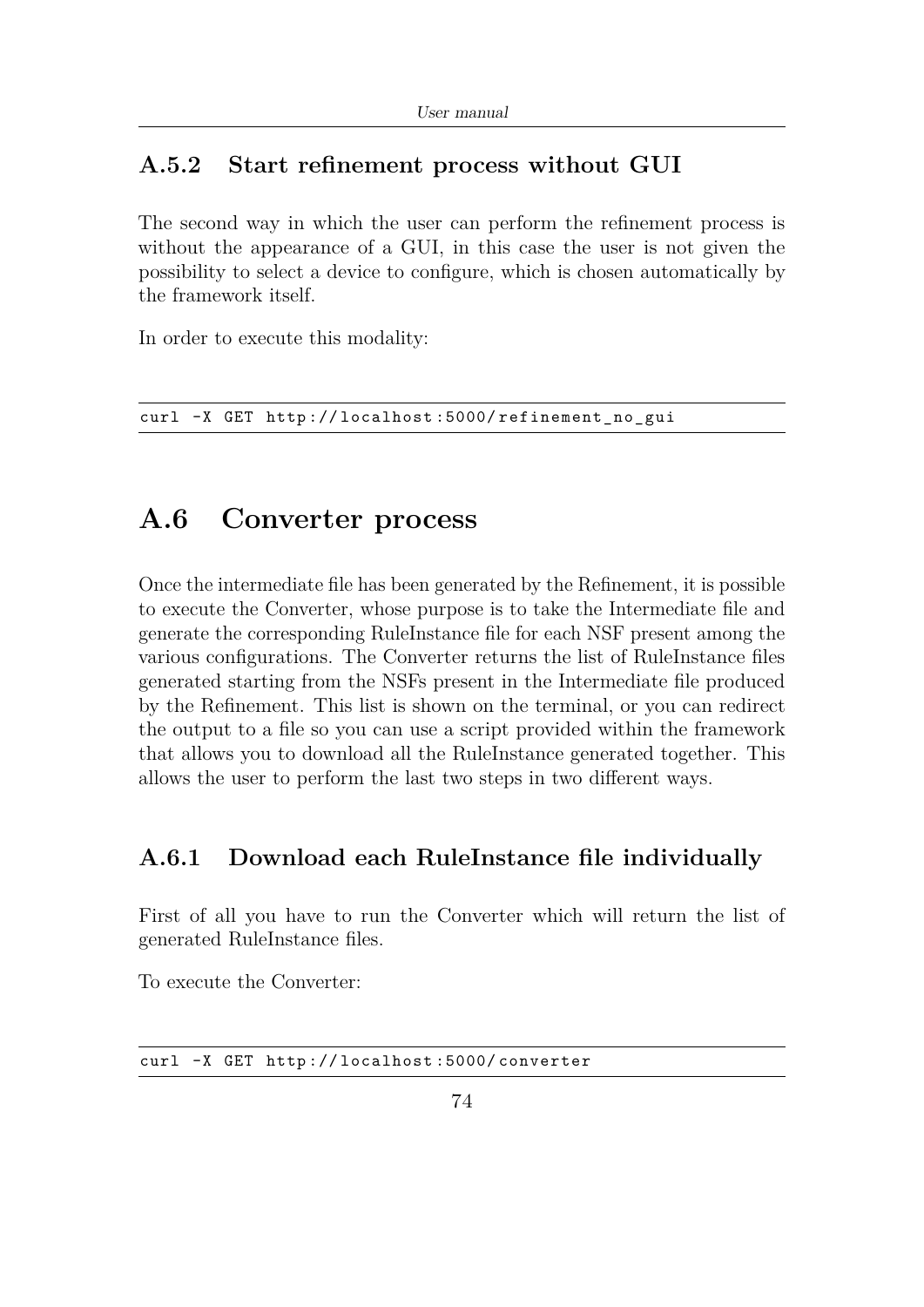### A.5.2 Start refinement process without GUI

The second way in which the user can perform the refinement process is without the appearance of a GUI, in this case the user is not given the possibility to select a device to configure, which is chosen automatically by the framework itself.

In order to execute this modality:

```
curl -X GET http://localhost:5000/refinement_no_gui
```

## A.6 Converter process

Once the intermediate file has been generated by the Refinement, it is possible to execute the Converter, whose purpose is to take the Intermediate file and generate the corresponding RuleInstance file for each NSF present among the various configurations. The Converter returns the list of RuleInstance files generated starting from the NSFs present in the Intermediate file produced by the Refinement. This list is shown on the terminal, or you can redirect the output to a file so you can use a script provided within the framework that allows you to download all the RuleInstance generated together. This allows the user to perform the last two steps in two different ways.

### A.6.1 Download each RuleInstance file individually

First of all you have to run the Converter which will return the list of generated RuleInstance files.

To execute the Converter:

```
curl -X GET http://localhost:5000/converter
```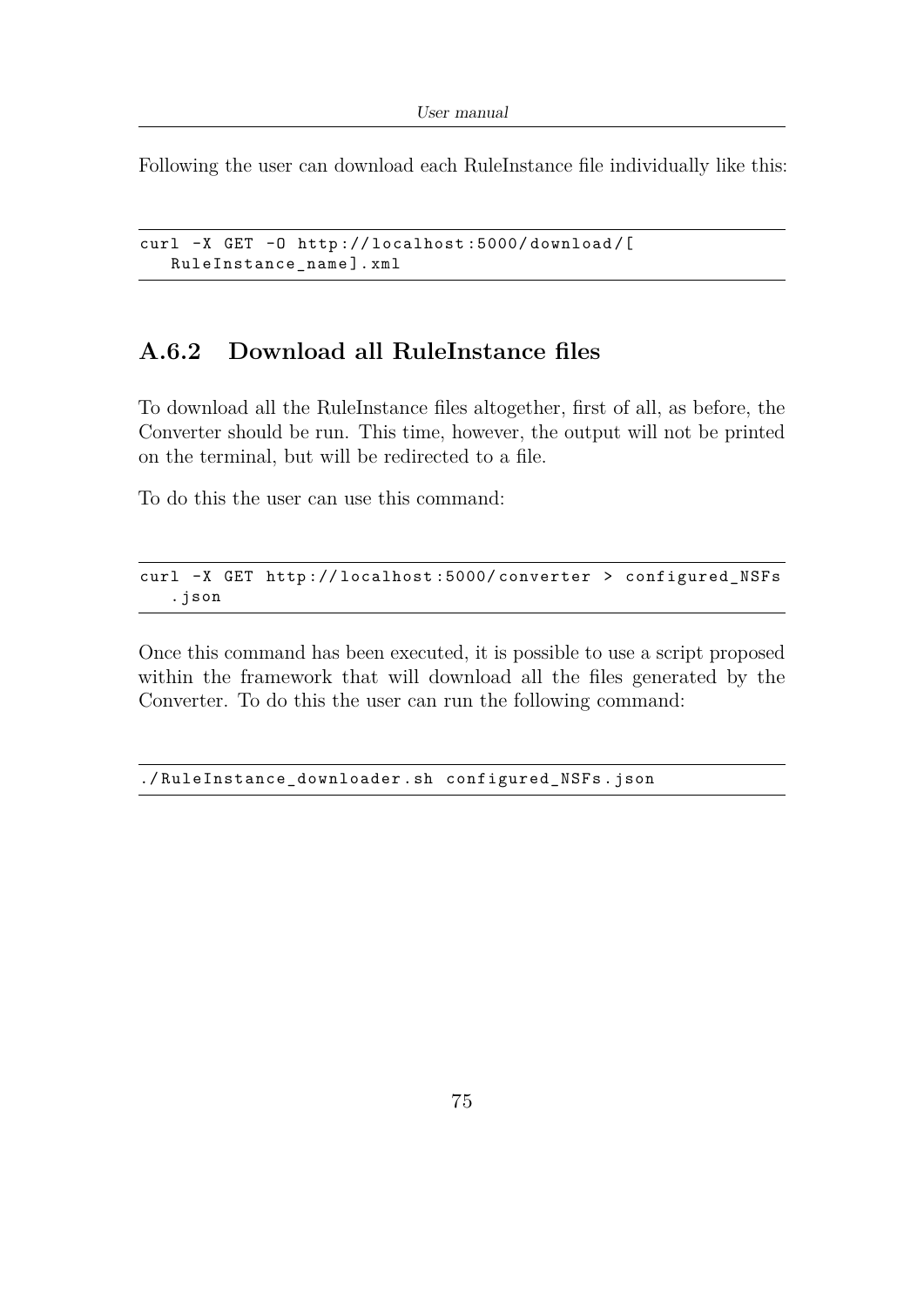Following the user can download each RuleInstance file individually like this:

```
curl -X GET -O http://localhost:5000/download/[
   RuleInstance_name].xml
```

### A.6.2 Download all RuleInstance files

To download all the RuleInstance files altogether, first of all, as before, the Converter should be run. This time, however, the output will not be printed on the terminal, but will be redirected to a file.

To do this the user can use this command:

```
curl -X GET http://localhost:5000/converter > configured_NSFs
   .json
```

Once this command has been executed, it is possible to use a script proposed within the framework that will download all the files generated by the Converter. To do this the user can run the following command:

```
./RuleInstance_downloader.sh configured_NSFs.json
```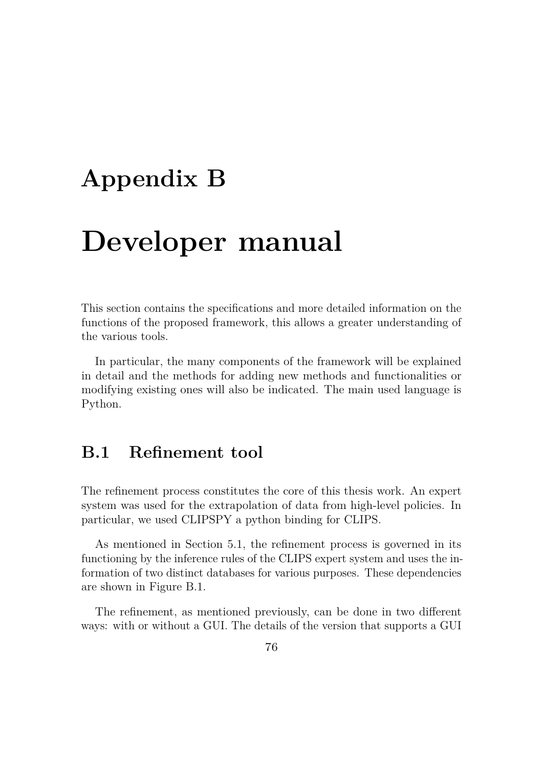# Appendix B

# Developer manual

This section contains the specifications and more detailed information on the functions of the proposed framework, this allows a greater understanding of the various tools.

In particular, the many components of the framework will be explained in detail and the methods for adding new methods and functionalities or modifying existing ones will also be indicated. The main used language is Python.

## B.1 Refinement tool

The refinement process constitutes the core of this thesis work. An expert system was used for the extrapolation of data from high-level policies. In particular, we used CLIPSPY a python binding for CLIPS.

As mentioned in Section 5.1, the refinement process is governed in its functioning by the inference rules of the CLIPS expert system and uses the information of two distinct databases for various purposes. These dependencies are shown in Figure B.1.

The refinement, as mentioned previously, can be done in two different ways: with or without a GUI. The details of the version that supports a GUI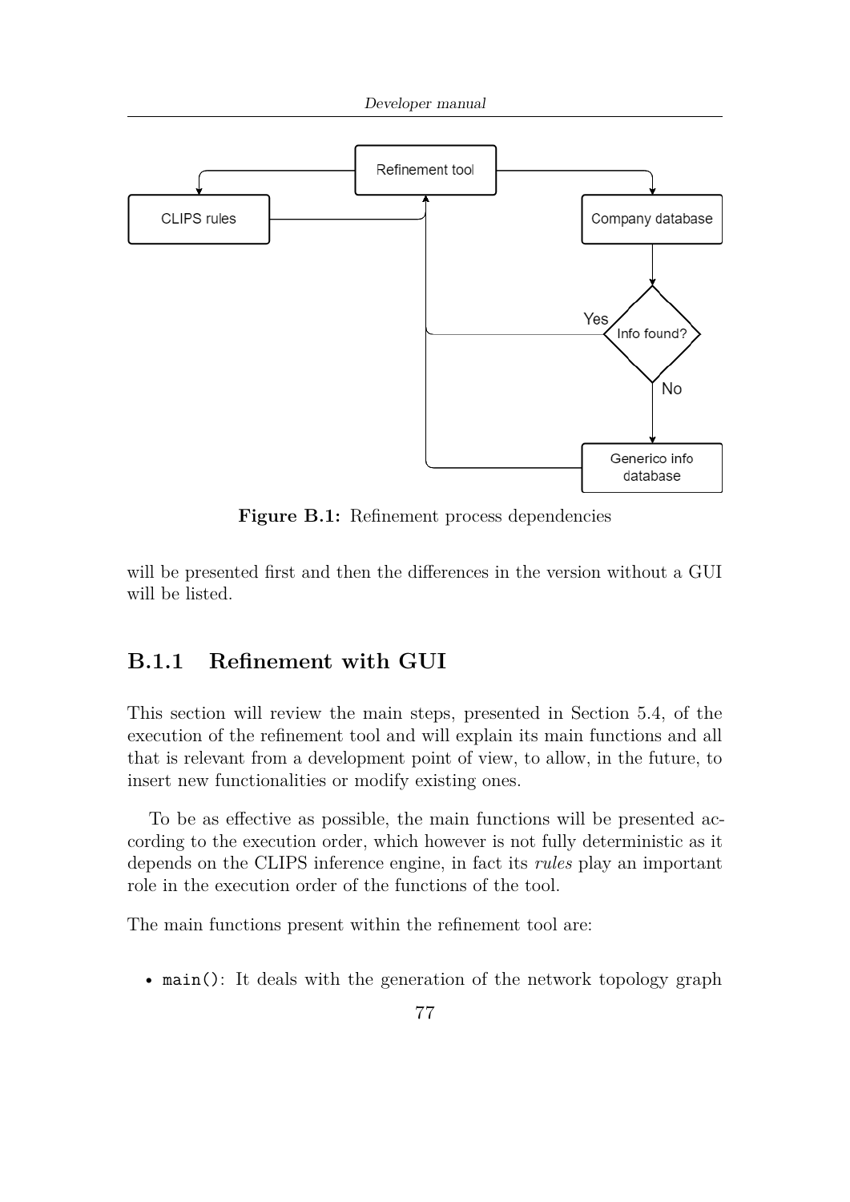**Figure B.1:** Refinement process dependencies

will be presented first and then the differences in the version without a GUI will be listed.

### B.1.1 Refinement with GUI

This section will review the main steps, presented in Section 5.4, of the execution of the refinement tool and will explain its main functions and all that is relevant from a development point of view, to allow, in the future, to insert new functionalities or modify existing ones.

To be as effective as possible, the main functions will be presented according to the execution order, which however is not fully deterministic as it depends on the CLIPS inference engine, in fact its *rules* play an important role in the execution order of the functions of the tool.

The main functions present within the refinement tool are:

- `main()`: It deals with the generation of the network topology graph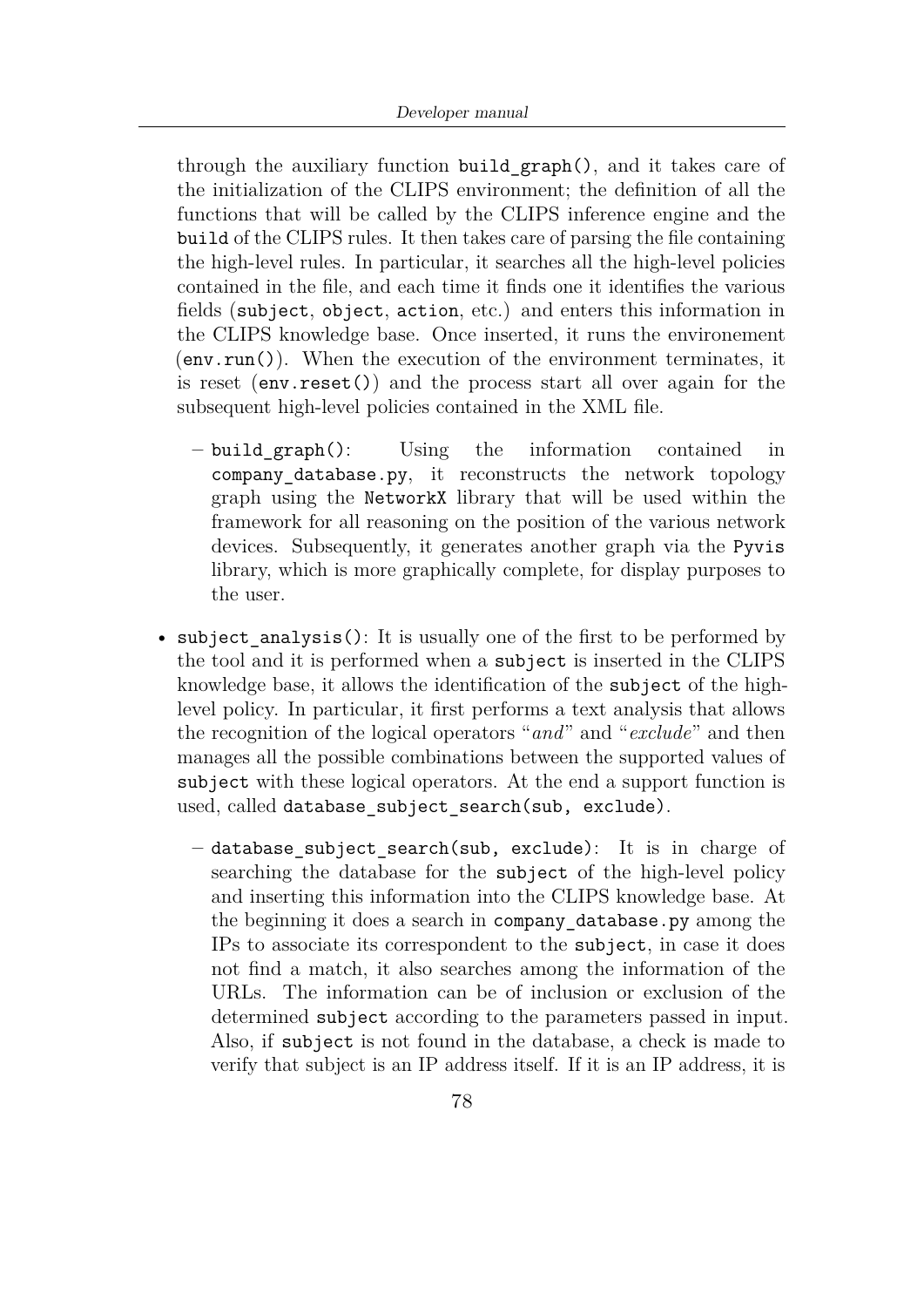through the auxiliary function `build_graph()`, and it takes care of the initialization of the CLIPS environment; the definition of all the functions that will be called by the CLIPS inference engine and the `build` of the CLIPS rules. It then takes care of parsing the file containing the high-level rules. In particular, it searches all the high-level policies contained in the file, and each time it finds one it identifies the various fields (`subject`, `object`, `action`, etc.) and enters this information in the CLIPS knowledge base. Once inserted, it runs the environement (`env.run()`). When the execution of the environment terminates, it is reset (`env.reset()`) and the process start all over again for the subsequent high-level policies contained in the XML file.

  - `build_graph()`: Using the information contained in `company_database.py`, it reconstructs the network topology graph using the `NetworkX` library that will be used within the framework for all reasoning on the position of the various network devices. Subsequently, it generates another graph via the `Pyvis` library, which is more graphically complete, for display purposes to the user.

- `subject_analysis()`: It is usually one of the first to be performed by the tool and it is performed when a `subject` is inserted in the CLIPS knowledge base, it allows the identification of the `subject` of the high-level policy. In particular, it first performs a text analysis that allows the recognition of the logical operators "*and*" and "*exclude*" and then manages all the possible combinations between the supported values of `subject` with these logical operators. At the end a support function is used, called `database_subject_search(sub, exclude)`.

  - `database_subject_search(sub, exclude)`: It is in charge of searching the database for the `subject` of the high-level policy and inserting this information into the CLIPS knowledge base. At the beginning it does a search in `company_database.py` among the IPs to associate its correspondent to the `subject`, in case it does not find a match, it also searches among the information of the URLs. The information can be of inclusion or exclusion of the determined `subject` according to the parameters passed in input. Also, if `subject` is not found in the database, a check is made to verify that subject is an IP address itself. If it is an IP address, it is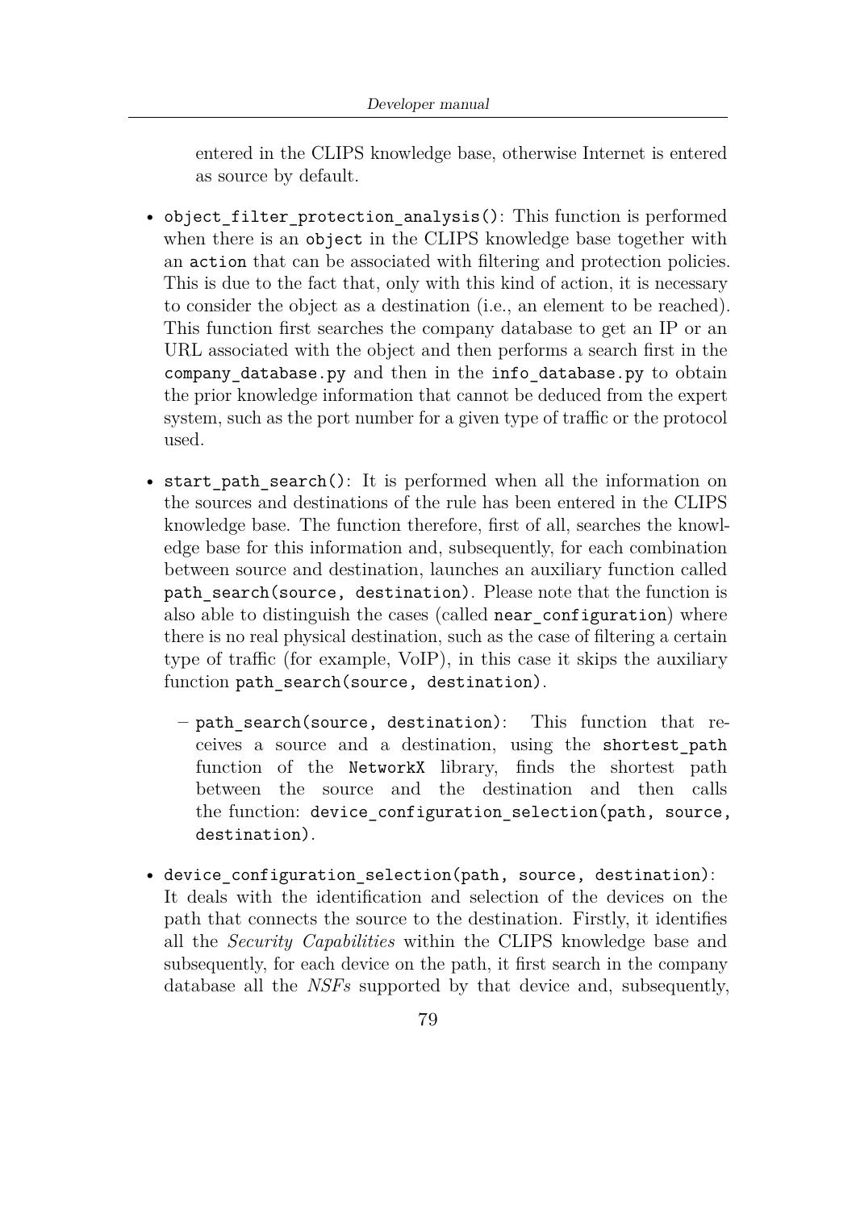entered in the CLIPS knowledge base, otherwise Internet is entered as source by default.

- `object_filter_protection_analysis()`: This function is performed when there is an `object` in the CLIPS knowledge base together with an `action` that can be associated with filtering and protection policies. This is due to the fact that, only with this kind of action, it is necessary to consider the object as a destination (i.e., an element to be reached). This function first searches the company database to get an IP or an URL associated with the object and then performs a search first in the `company_database.py` and then in the `info_database.py` to obtain the prior knowledge information that cannot be deduced from the expert system, such as the port number for a given type of traffic or the protocol used.

- `start_path_search()`: It is performed when all the information on the sources and destinations of the rule has been entered in the CLIPS knowledge base. The function therefore, first of all, searches the knowledge base for this information and, subsequently, for each combination between source and destination, launches an auxiliary function called `path_search(source, destination)`. Please note that the function is also able to distinguish the cases (called `near_configuration`) where there is no real physical destination, such as the case of filtering a certain type of traffic (for example, VoIP), in this case it skips the auxiliary function `path_search(source, destination)`.
  - `path_search(source, destination)`: This function that receives a source and a destination, using the `shortest_path` function of the `NetworkX` library, finds the shortest path between the source and the destination and then calls the function: `device_configuration_selection(path, source, destination)`.

- `device_configuration_selection(path, source, destination)`: It deals with the identification and selection of the devices on the path that connects the source to the destination. Firstly, it identifies all the *Security Capabilities* within the CLIPS knowledge base and subsequently, for each device on the path, it first search in the company database all the *NSFs* supported by that device and, subsequently,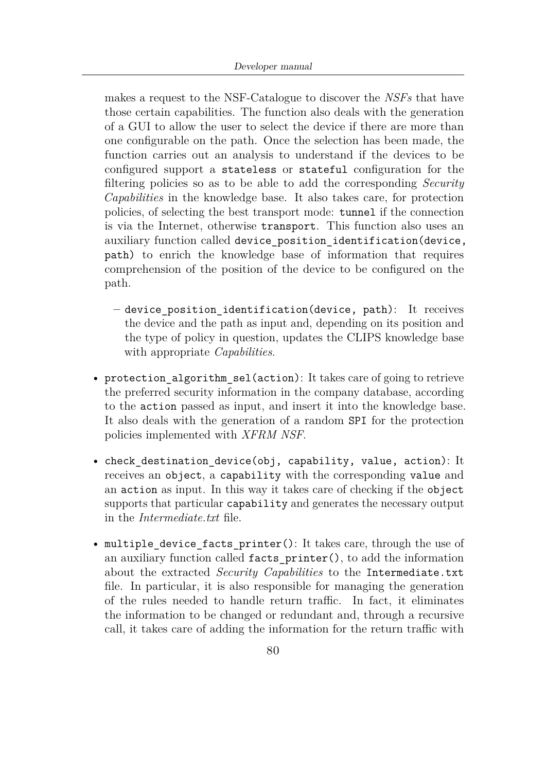makes a request to the NSF-Catalogue to discover the *NSFs* that have those certain capabilities. The function also deals with the generation of a GUI to allow the user to select the device if there are more than one configurable on the path. Once the selection has been made, the function carries out an analysis to understand if the devices to be configured support a `stateless` or `stateful` configuration for the filtering policies so as to be able to add the corresponding *Security Capabilities* in the knowledge base. It also takes care, for protection policies, of selecting the best transport mode: `tunnel` if the connection is via the Internet, otherwise `transport`. This function also uses an auxiliary function called `device_position_identification(device, path)` to enrich the knowledge base of information that requires comprehension of the position of the device to be configured on the path.

  - `device_position_identification(device, path)`: It receives the device and the path as input and, depending on its position and the type of policy in question, updates the CLIPS knowledge base with appropriate *Capabilities*.

- `protection_algorithm_sel(action)`: It takes care of going to retrieve the preferred security information in the company database, according to the `action` passed as input, and insert it into the knowledge base. It also deals with the generation of a random `SPI` for the protection policies implemented with *XFRM NSF*.

- `check_destination_device(obj, capability, value, action)`: It receives an `object`, a `capability` with the corresponding `value` and an `action` as input. In this way it takes care of checking if the `object` supports that particular `capability` and generates the necessary output in the *Intermediate.txt* file.

- `multiple_device_facts_printer()`: It takes care, through the use of an auxiliary function called `facts_printer()`, to add the information about the extracted *Security Capabilities* to the `Intermediate.txt` file. In particular, it is also responsible for managing the generation of the rules needed to handle return traffic. In fact, it eliminates the information to be changed or redundant and, through a recursive call, it takes care of adding the information for the return traffic with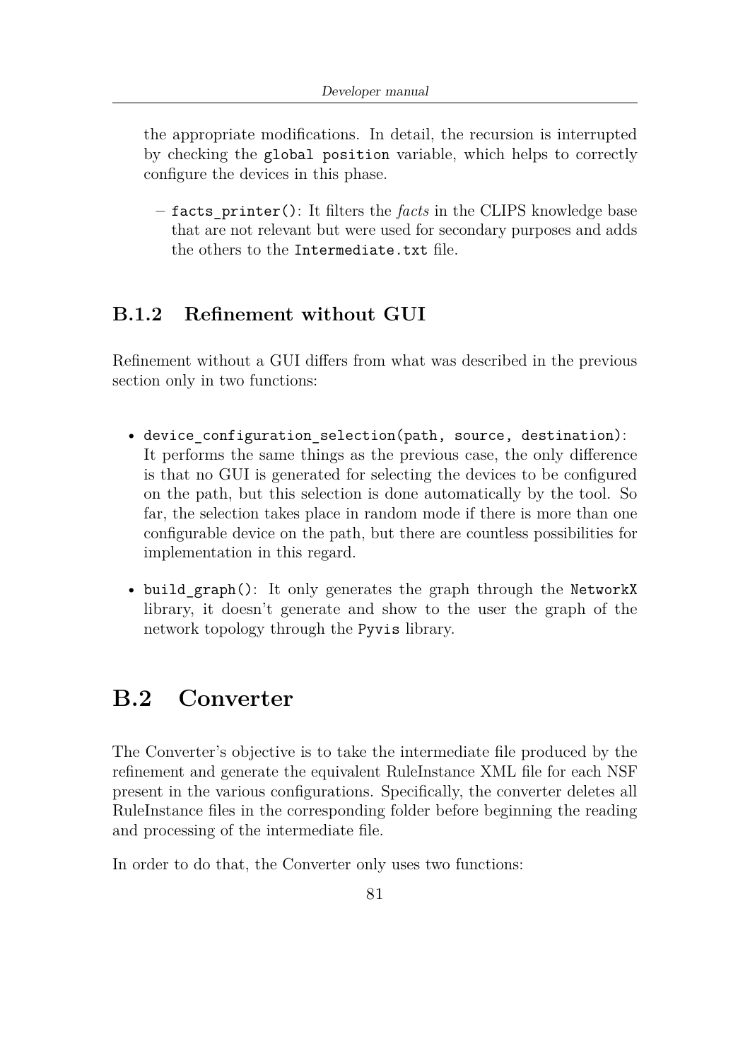the appropriate modifications. In detail, the recursion is interrupted by checking the `global position` variable, which helps to correctly configure the devices in this phase.

  - `facts_printer()`: It filters the *facts* in the CLIPS knowledge base that are not relevant but were used for secondary purposes and adds the others to the `Intermediate.txt` file.

### B.1.2 Refinement without GUI

Refinement without a GUI differs from what was described in the previous section only in two functions:

- `device_configuration_selection(path, source, destination)`: It performs the same things as the previous case, the only difference is that no GUI is generated for selecting the devices to be configured on the path, but this selection is done automatically by the tool. So far, the selection takes place in random mode if there is more than one configurable device on the path, but there are countless possibilities for implementation in this regard.
- `build_graph()`: It only generates the graph through the `NetworkX` library, it doesn't generate and show to the user the graph of the network topology through the `Pyvis` library.

## B.2 Converter

The Converter's objective is to take the intermediate file produced by the refinement and generate the equivalent RuleInstance XML file for each NSF present in the various configurations. Specifically, the converter deletes all RuleInstance files in the corresponding folder before beginning the reading and processing of the intermediate file.

In order to do that, the Converter only uses two functions: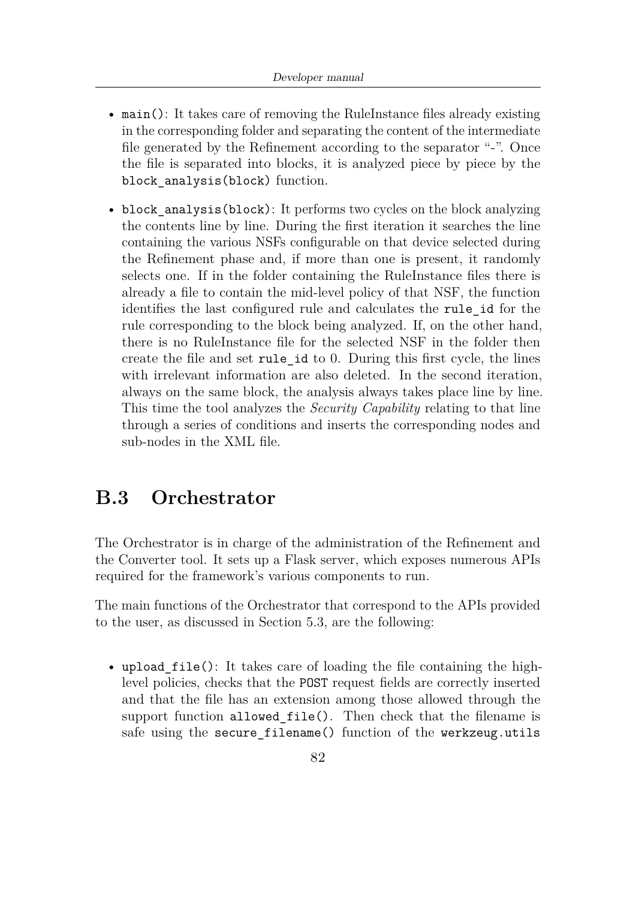- `main()`: It takes care of removing the RuleInstance files already existing in the corresponding folder and separating the content of the intermediate file generated by the Refinement according to the separator "-". Once the file is separated into blocks, it is analyzed piece by piece by the `block_analysis(block)` function.

- `block_analysis(block)`: It performs two cycles on the block analyzing the contents line by line. During the first iteration it searches the line containing the various NSFs configurable on that device selected during the Refinement phase and, if more than one is present, it randomly selects one. If in the folder containing the RuleInstance files there is already a file to contain the mid-level policy of that NSF, the function identifies the last configured rule and calculates the `rule_id` for the rule corresponding to the block being analyzed. If, on the other hand, there is no RuleInstance file for the selected NSF in the folder then create the file and set `rule_id` to 0. During this first cycle, the lines with irrelevant information are also deleted. In the second iteration, always on the same block, the analysis always takes place line by line. This time the tool analyzes the *Security Capability* relating to that line through a series of conditions and inserts the corresponding nodes and sub-nodes in the XML file.

## B.3 Orchestrator

The Orchestrator is in charge of the administration of the Refinement and the Converter tool. It sets up a Flask server, which exposes numerous APIs required for the framework's various components to run.

The main functions of the Orchestrator that correspond to the APIs provided to the user, as discussed in Section 5.3, are the following:

- `upload_file()`: It takes care of loading the file containing the high-level policies, checks that the `POST` request fields are correctly inserted and that the file has an extension among those allowed through the support function `allowed_file()`. Then check that the filename is safe using the `secure_filename()` function of the `werkzeug.utils`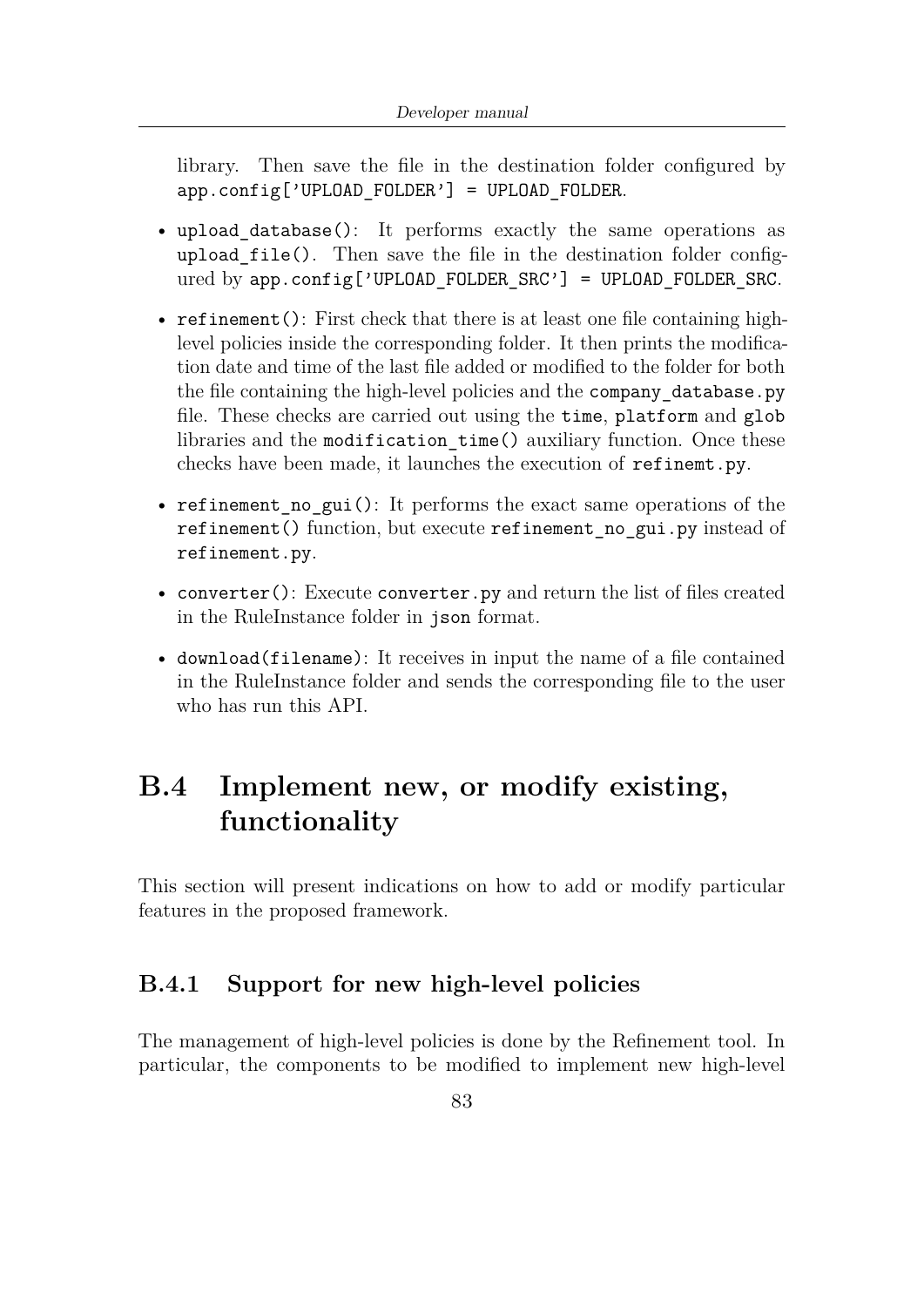library. Then save the file in the destination folder configured by `app.config['UPLOAD_FOLDER'] = UPLOAD_FOLDER`.

- `upload_database()`: It performs exactly the same operations as `upload_file()`. Then save the file in the destination folder configured by `app.config['UPLOAD_FOLDER_SRC'] = UPLOAD_FOLDER_SRC`.
- `refinement()`: First check that there is at least one file containing high-level policies inside the corresponding folder. It then prints the modification date and time of the last file added or modified to the folder for both the file containing the high-level policies and the `company_database.py` file. These checks are carried out using the `time`, `platform` and `glob` libraries and the `modification_time()` auxiliary function. Once these checks have been made, it launches the execution of `refinemt.py`.
- `refinement_no_gui()`: It performs the exact same operations of the `refinement()` function, but execute `refinement_no_gui.py` instead of `refinement.py`.
- `converter()`: Execute `converter.py` and return the list of files created in the RuleInstance folder in `json` format.
- `download(filename)`: It receives in input the name of a file contained in the RuleInstance folder and sends the corresponding file to the user who has run this API.

## B.4 Implement new, or modify existing, functionality

This section will present indications on how to add or modify particular features in the proposed framework.

### B.4.1 Support for new high-level policies

The management of high-level policies is done by the Refinement tool. In particular, the components to be modified to implement new high-level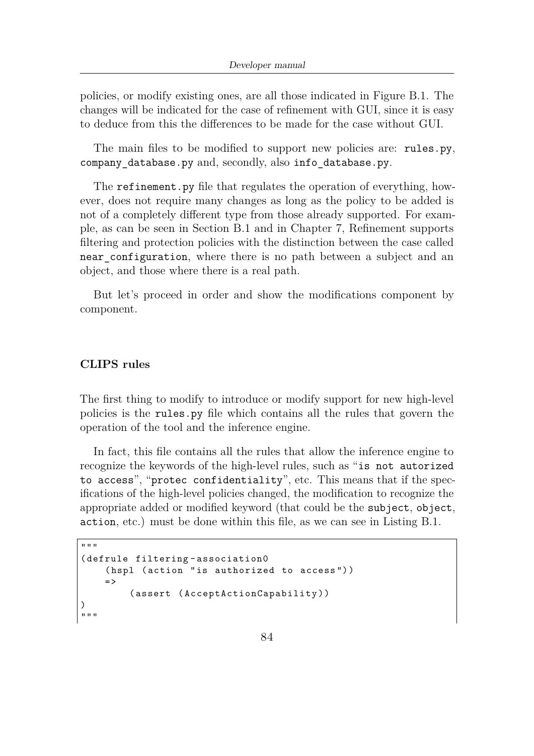policies, or modify existing ones, are all those indicated in Figure B.1. The changes will be indicated for the case of refinement with GUI, since it is easy to deduce from this the differences to be made for the case without GUI.

The main files to be modified to support new policies are: `rules.py`, `company_database.py` and, secondly, also `info_database.py`.

The `refinement.py` file that regulates the operation of everything, however, does not require many changes as long as the policy to be added is not of a completely different type from those already supported. For example, as can be seen in Section B.1 and in Chapter 7, Refinement supports filtering and protection policies with the distinction between the case called `near_configuration`, where there is no path between a subject and an object, and those where there is a real path.

But let's proceed in order and show the modifications component by component.

#### CLIPS rules

The first thing to modify to introduce or modify support for new high-level policies is the `rules.py` file which contains all the rules that govern the operation of the tool and the inference engine.

In fact, this file contains all the rules that allow the inference engine to recognize the keywords of the high-level rules, such as "`is not autorized to access`", "`protec confidentiality`", etc. This means that if the specifications of the high-level policies changed, the modification to recognize the appropriate added or modified keyword (that could be the `subject`, `object`, `action`, etc.) must be done within this file, as we can see in Listing B.1.

```
"""
(defrule filtering-association0
    (hspl (action "is authorized to access"))
    =>
        (assert (AcceptActionCapability))
)
"""
```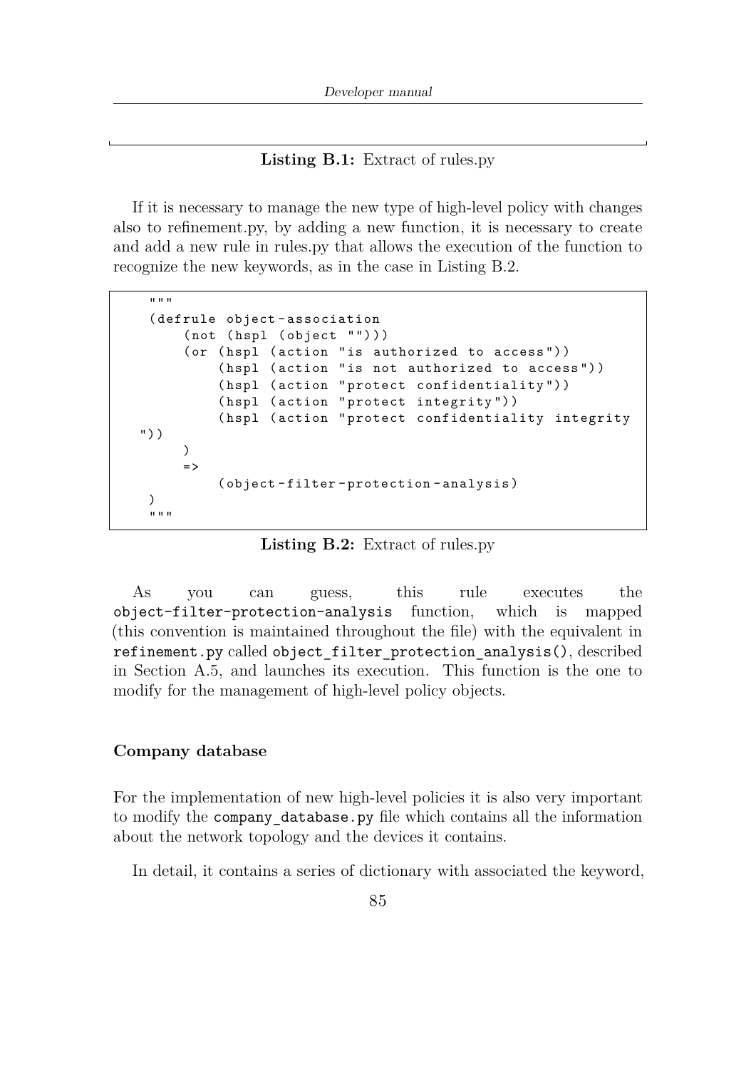**Listing B.1:** Extract of rules.py

If it is necessary to manage the new type of high-level policy with changes also to refinement.py, by adding a new function, it is necessary to create and add a new rule in rules.py that allows the execution of the function to recognize the new keywords, as in the case in Listing B.2.

```
    """
    (defrule object-association
        (not (hspl (object "")))
        (or (hspl (action "is authorized to access"))
            (hspl (action "is not authorized to access"))
            (hspl (action "protect confidentiality"))
            (hspl (action "protect integrity"))
            (hspl (action "protect confidentiality integrity
"))
        )
        =>
            (object-filter-protection-analysis)
    )
    """
```

**Listing B.2:** Extract of rules.py

As you can guess, this rule executes the `object-filter-protection-analysis` function, which is mapped (this convention is maintained throughout the file) with the equivalent in `refinement.py` called `object_filter_protection_analysis()`, described in Section A.5, and launches its execution. This function is the one to modify for the management of high-level policy objects.

#### Company database

For the implementation of new high-level policies it is also very important to modify the `company_database.py` file which contains all the information about the network topology and the devices it contains.

In detail, it contains a series of dictionary with associated the keyword,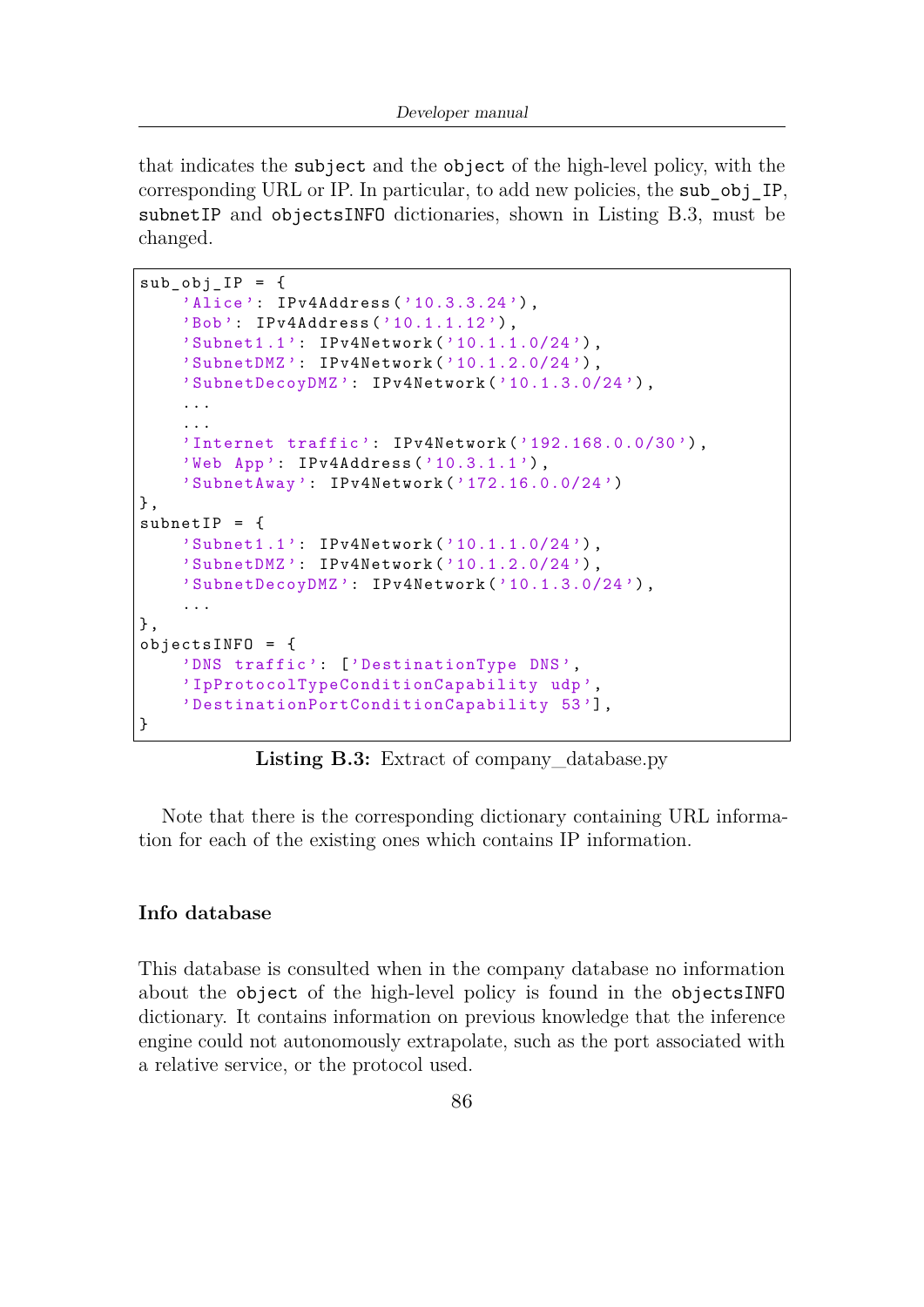that indicates the `subject` and the `object` of the high-level policy, with the corresponding URL or IP. In particular, to add new policies, the `sub_obj_IP`, `subnetIP` and `objectsINFO` dictionaries, shown in Listing B.3, must be changed.

```
sub_obj_IP = {
    'Alice': IPv4Address('10.3.3.24'),
    'Bob': IPv4Address('10.1.1.12'),
    'Subnet1.1': IPv4Network('10.1.1.0/24'),
    'SubnetDMZ': IPv4Network('10.1.2.0/24'),
    'SubnetDecoyDMZ': IPv4Network('10.1.3.0/24'),
    ...
    ...
    'Internet traffic': IPv4Network('192.168.0.0/30'),
    'Web App': IPv4Address('10.3.1.1'),
    'SubnetAway': IPv4Network('172.16.0.0/24')
},
subnetIP = {
    'Subnet1.1': IPv4Network('10.1.1.0/24'),
    'SubnetDMZ': IPv4Network('10.1.2.0/24'),
    'SubnetDecoyDMZ': IPv4Network('10.1.3.0/24'),
    ...
},
objectsINFO = {
    'DNS traffic': ['DestinationType DNS',
    'IpProtocolTypeConditionCapability udp',
    'DestinationPortConditionCapability 53'],
}
```

**Listing B.3:** Extract of company_database.py

Note that there is the corresponding dictionary containing URL information for each of the existing ones which contains IP information.

#### Info database

This database is consulted when in the company database no information about the `object` of the high-level policy is found in the `objectsINFO` dictionary. It contains information on previous knowledge that the inference engine could not autonomously extrapolate, such as the port associated with a relative service, or the protocol used.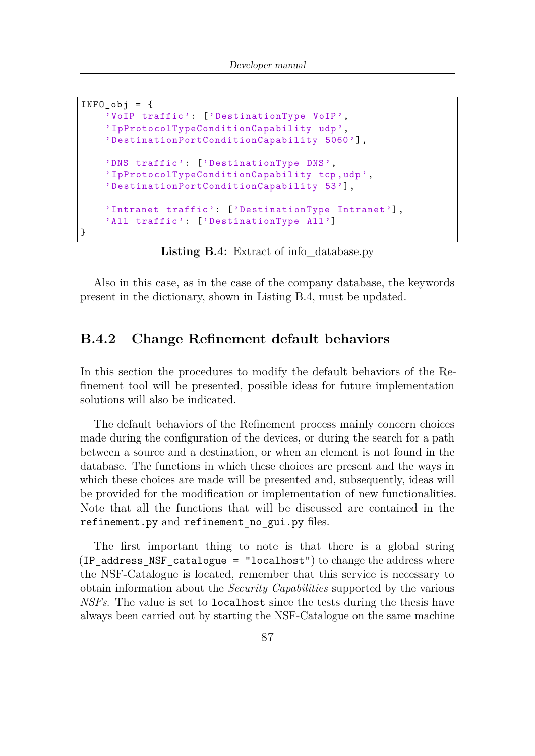```
INFO_obj = {
    'VoIP traffic': ['DestinationType VoIP',
    'IpProtocolTypeConditionCapability udp',
    'DestinationPortConditionCapability 5060'],

    'DNS traffic': ['DestinationType DNS',
    'IpProtocolTypeConditionCapability tcp,udp',
    'DestinationPortConditionCapability 53'],

    'Intranet traffic': ['DestinationType Intranet'],
    'All traffic': ['DestinationType All']
}
```

**Listing B.4:** Extract of info_database.py

Also in this case, as in the case of the company database, the keywords present in the dictionary, shown in Listing B.4, must be updated.

### B.4.2 Change Refinement default behaviors

In this section the procedures to modify the default behaviors of the Refinement tool will be presented, possible ideas for future implementation solutions will also be indicated.

The default behaviors of the Refinement process mainly concern choices made during the configuration of the devices, or during the search for a path between a source and a destination, or when an element is not found in the database. The functions in which these choices are present and the ways in which these choices are made will be presented and, subsequently, ideas will be provided for the modification or implementation of new functionalities. Note that all the functions that will be discussed are contained in the `refinement.py` and `refinement_no_gui.py` files.

The first important thing to note is that there is a global string (`IP_address_NSF_catalogue = "localhost"`) to change the address where the NSF-Catalogue is located, remember that this service is necessary to obtain information about the *Security Capabilities* supported by the various *NSFs*. The value is set to `localhost` since the tests during the thesis have always been carried out by starting the NSF-Catalogue on the same machine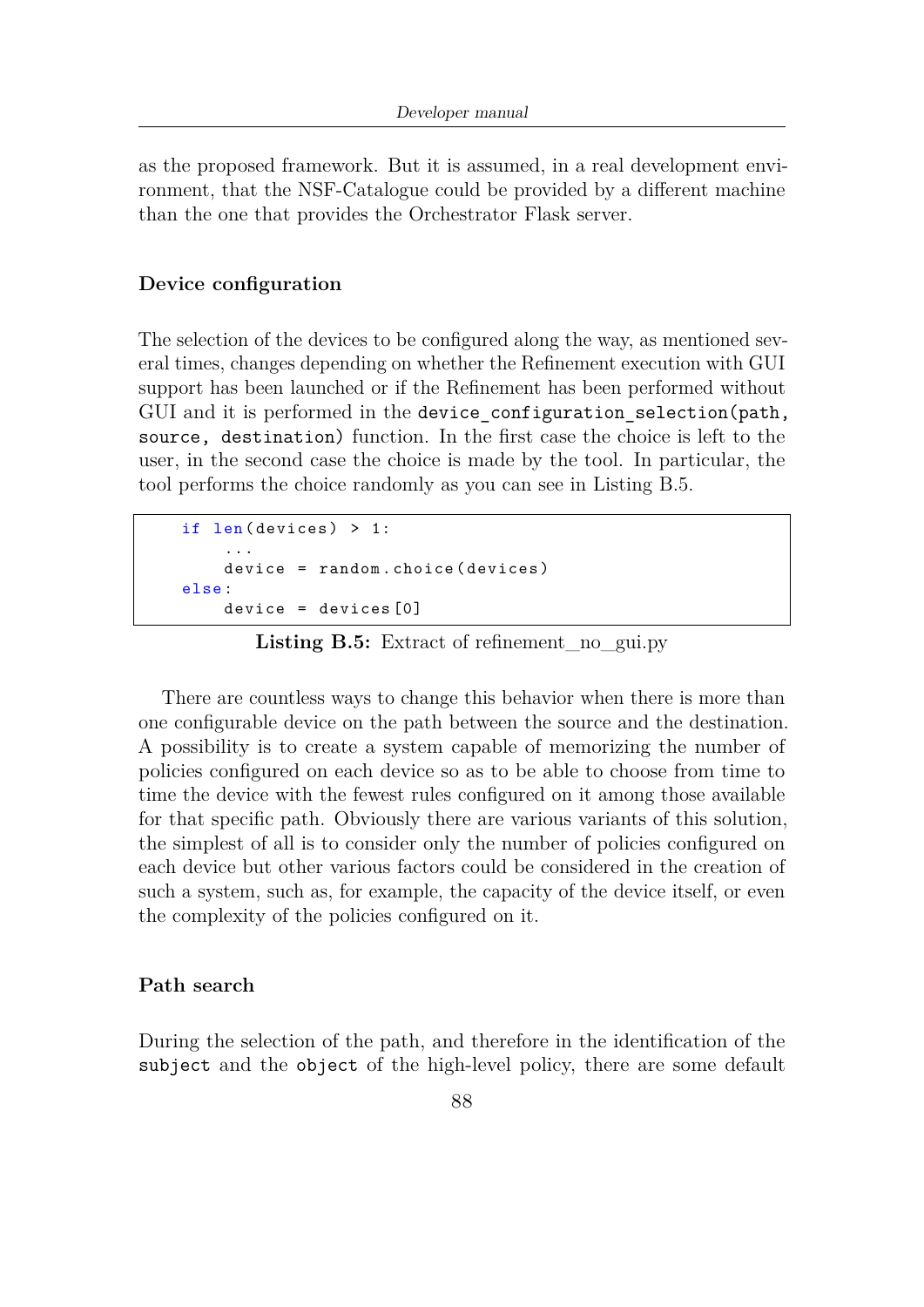as the proposed framework. But it is assumed, in a real development environment, that the NSF-Catalogue could be provided by a different machine than the one that provides the Orchestrator Flask server.

### Device configuration

The selection of the devices to be configured along the way, as mentioned several times, changes depending on whether the Refinement execution with GUI support has been launched or if the Refinement has been performed without GUI and it is performed in the `device_configuration_selection(path, source, destination)` function. In the first case the choice is left to the user, in the second case the choice is made by the tool. In particular, the tool performs the choice randomly as you can see in Listing B.5.

```
    if len(devices) > 1:
        ...
        device = random.choice(devices)
    else:
        device = devices[0]
```

**Listing B.5:** Extract of refinement_no_gui.py

There are countless ways to change this behavior when there is more than one configurable device on the path between the source and the destination. A possibility is to create a system capable of memorizing the number of policies configured on each device so as to be able to choose from time to time the device with the fewest rules configured on it among those available for that specific path. Obviously there are various variants of this solution, the simplest of all is to consider only the number of policies configured on each device but other various factors could be considered in the creation of such a system, such as, for example, the capacity of the device itself, or even the complexity of the policies configured on it.

### Path search

During the selection of the path, and therefore in the identification of the `subject` and the `object` of the high-level policy, there are some default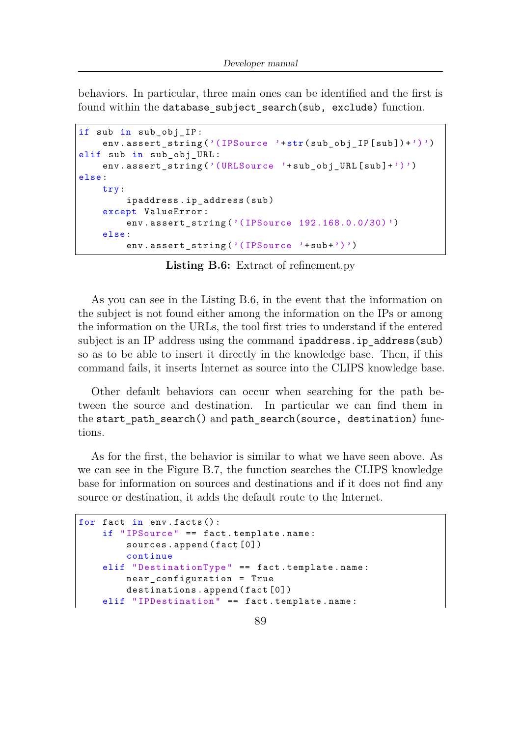behaviors. In particular, three main ones can be identified and the first is found within the `database_subject_search(sub, exclude)` function.

```
if sub in sub_obj_IP:
    env.assert_string('(IPSource '+str(sub_obj_IP[sub])+')')
elif sub in sub_obj_URL:
    env.assert_string('(URLSource '+sub_obj_URL[sub]+')')
else:
    try:
        ipaddress.ip_address(sub)
    except ValueError:
        env.assert_string('(IPSource 192.168.0.0/30)')
    else:
        env.assert_string('(IPSource '+sub+')')
```

**Listing B.6:** Extract of refinement.py

As you can see in the Listing B.6, in the event that the information on the subject is not found either among the information on the IPs or among the information on the URLs, the tool first tries to understand if the entered subject is an IP address using the command `ipaddress.ip_address(sub)` so as to be able to insert it directly in the knowledge base. Then, if this command fails, it inserts Internet as source into the CLIPS knowledge base.

Other default behaviors can occur when searching for the path between the source and destination. In particular we can find them in the `start_path_search()` and `path_search(source, destination)` functions.

As for the first, the behavior is similar to what we have seen above. As we can see in the Figure B.7, the function searches the CLIPS knowledge base for information on sources and destinations and if it does not find any source or destination, it adds the default route to the Internet.

```
for fact in env.facts():
    if "IPSource" == fact.template.name:
        sources.append(fact[0])
        continue
    elif "DestinationType" == fact.template.name:
        near_configuration = True
        destinations.append(fact[0])
    elif "IPDestination" == fact.template.name:
```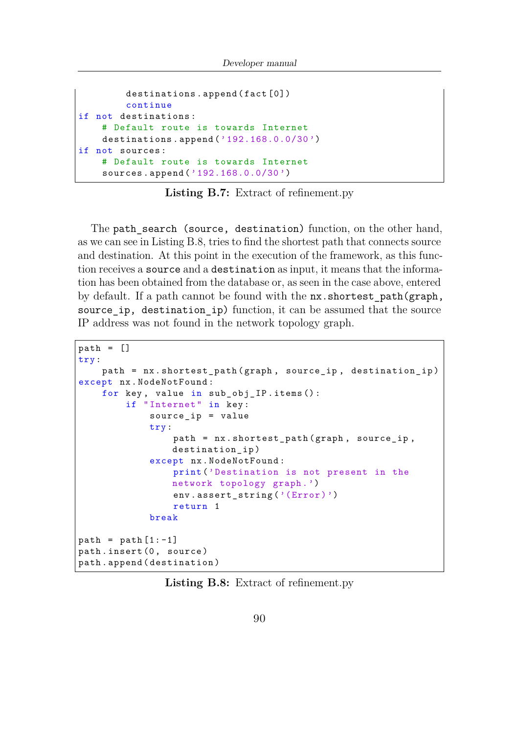```
        destinations.append(fact[0])
        continue
if not destinations:
    # Default route is towards Internet
    destinations.append('192.168.0.0/30')
if not sources:
    # Default route is towards Internet
    sources.append('192.168.0.0/30')
```

**Listing B.7:** Extract of refinement.py

The `path_search (source, destination)` function, on the other hand, as we can see in Listing B.8, tries to find the shortest path that connects source and destination. At this point in the execution of the framework, as this function receives a `source` and a `destination` as input, it means that the information has been obtained from the database or, as seen in the case above, entered by default. If a path cannot be found with the `nx.shortest_path(graph, source_ip, destination_ip)` function, it can be assumed that the source IP address was not found in the network topology graph.

```
path = []
try:
    path = nx.shortest_path(graph, source_ip, destination_ip)
except nx.NodeNotFound:
    for key, value in sub_obj_IP.items():
        if "Internet" in key:
            source_ip = value
            try:
                path = nx.shortest_path(graph, source_ip,
                destination_ip)
            except nx.NodeNotFound:
                print('Destination is not present in the
                network topology graph.')
                env.assert_string('(Error)')
                return 1
            break

path = path[1:-1]
path.insert(0, source)
path.append(destination)
```

**Listing B.8:** Extract of refinement.py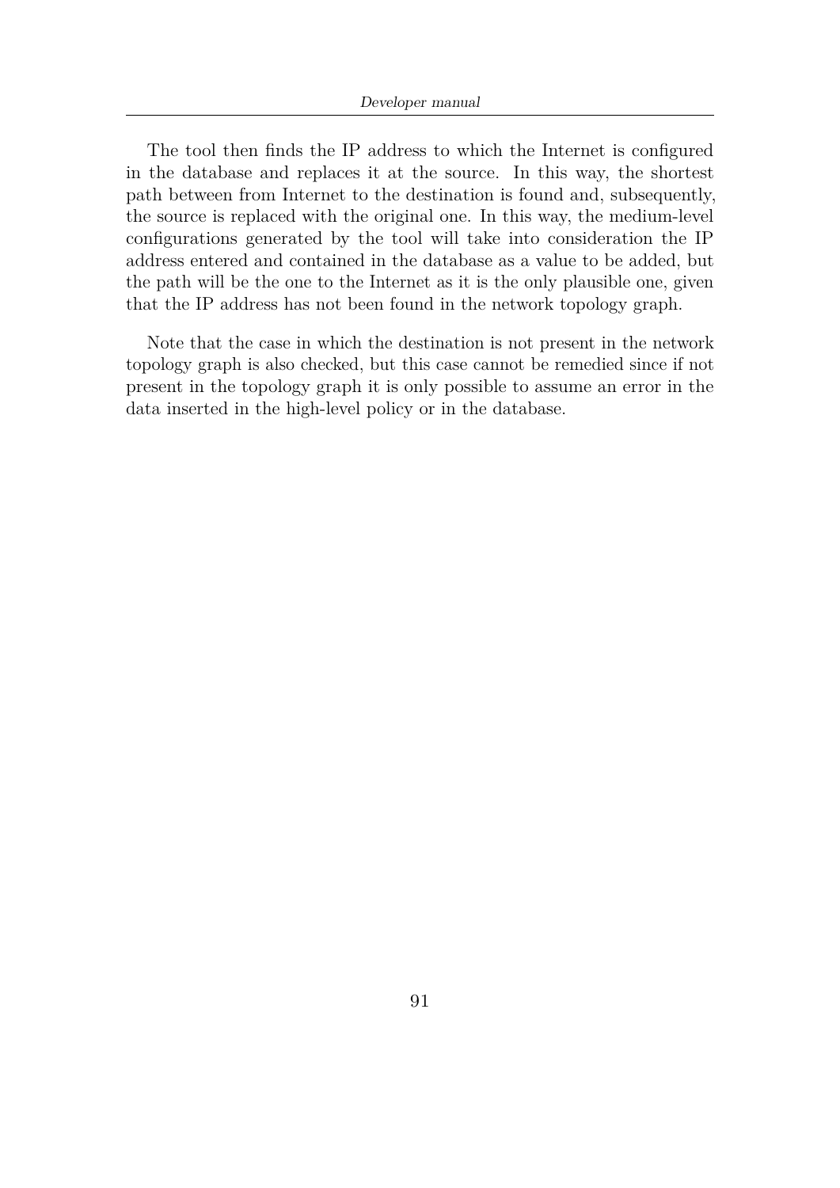The tool then finds the IP address to which the Internet is configured in the database and replaces it at the source. In this way, the shortest path between from Internet to the destination is found and, subsequently, the source is replaced with the original one. In this way, the medium-level configurations generated by the tool will take into consideration the IP address entered and contained in the database as a value to be added, but the path will be the one to the Internet as it is the only plausible one, given that the IP address has not been found in the network topology graph.

Note that the case in which the destination is not present in the network topology graph is also checked, but this case cannot be remedied since if not present in the topology graph it is only possible to assume an error in the data inserted in the high-level policy or in the database.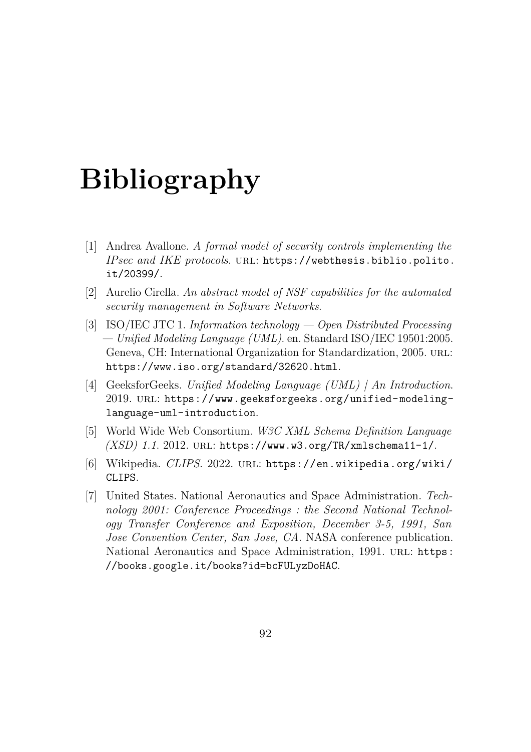# Bibliography

[1] Andrea Avallone. *A formal model of security controls implementing the IPsec and IKE protocols*. URL: https://webthesis.biblio.polito.it/20399/.

[2] Aurelio Cirella. *An abstract model of NSF capabilities for the automated security management in Software Networks*.

[3] ISO/IEC JTC 1. *Information technology — Open Distributed Processing — Unified Modeling Language (UML)*. en. Standard ISO/IEC 19501:2005. Geneva, CH: International Organization for Standardization, 2005. URL: https://www.iso.org/standard/32620.html.

[4] GeeksforGeeks. *Unified Modeling Language (UML) | An Introduction*. 2019. URL: https://www.geeksforgeeks.org/unified-modeling-language-uml-introduction.

[5] World Wide Web Consortium. *W3C XML Schema Definition Language (XSD) 1.1*. 2012. URL: https://www.w3.org/TR/xmlschema11-1/.

[6] Wikipedia. *CLIPS*. 2022. URL: https://en.wikipedia.org/wiki/CLIPS.

[7] United States. National Aeronautics and Space Administration. *Technology 2001: Conference Proceedings : the Second National Technology Transfer Conference and Exposition, December 3-5, 1991, San Jose Convention Center, San Jose, CA*. NASA conference publication. National Aeronautics and Space Administration, 1991. URL: https://books.google.it/books?id=bcFULyzDoHAC.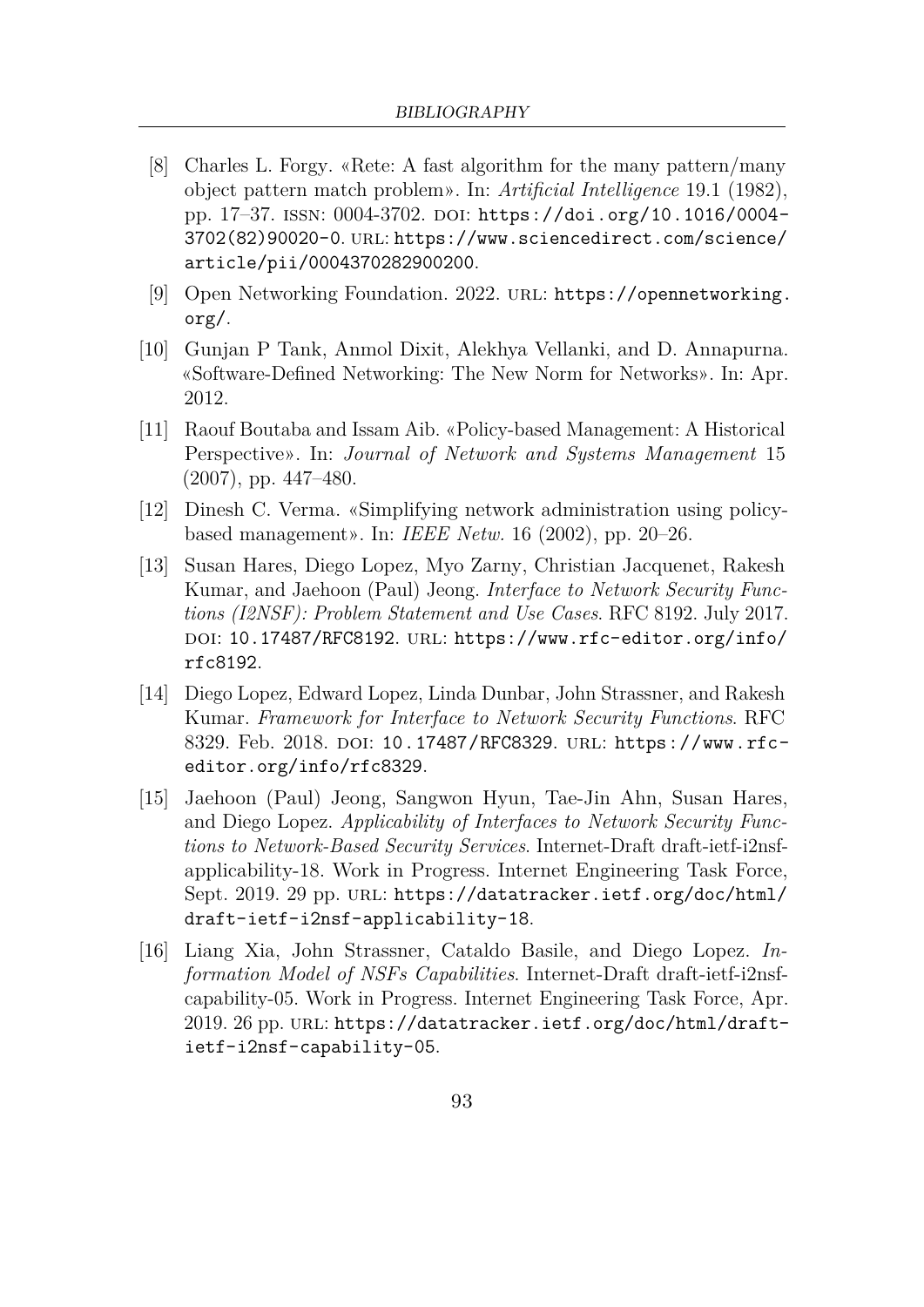[8] Charles L. Forgy. «Rete: A fast algorithm for the many pattern/many object pattern match problem». In: *Artificial Intelligence* 19.1 (1982), pp. 17–37. ISSN: 0004-3702. DOI: https://doi.org/10.1016/0004-3702(82)90020-0. URL: https://www.sciencedirect.com/science/article/pii/0004370282900200.

[9] Open Networking Foundation. 2022. URL: https://opennetworking.org/.

[10] Gunjan P Tank, Anmol Dixit, Alekhya Vellanki, and D. Annapurna. «Software-Defined Networking: The New Norm for Networks». In: Apr. 2012.

[11] Raouf Boutaba and Issam Aib. «Policy-based Management: A Historical Perspective». In: *Journal of Network and Systems Management* 15 (2007), pp. 447–480.

[12] Dinesh C. Verma. «Simplifying network administration using policy-based management». In: *IEEE Netw.* 16 (2002), pp. 20–26.

[13] Susan Hares, Diego Lopez, Myo Zarny, Christian Jacquenet, Rakesh Kumar, and Jaehoon (Paul) Jeong. *Interface to Network Security Functions (I2NSF): Problem Statement and Use Cases*. RFC 8192. July 2017. DOI: 10.17487/RFC8192. URL: https://www.rfc-editor.org/info/rfc8192.

[14] Diego Lopez, Edward Lopez, Linda Dunbar, John Strassner, and Rakesh Kumar. *Framework for Interface to Network Security Functions*. RFC 8329. Feb. 2018. DOI: 10.17487/RFC8329. URL: https://www.rfc-editor.org/info/rfc8329.

[15] Jaehoon (Paul) Jeong, Sangwon Hyun, Tae-Jin Ahn, Susan Hares, and Diego Lopez. *Applicability of Interfaces to Network Security Functions to Network-Based Security Services*. Internet-Draft draft-ietf-i2nsf-applicability-18. Work in Progress. Internet Engineering Task Force, Sept. 2019. 29 pp. URL: https://datatracker.ietf.org/doc/html/draft-ietf-i2nsf-applicability-18.

[16] Liang Xia, John Strassner, Cataldo Basile, and Diego Lopez. *Information Model of NSFs Capabilities*. Internet-Draft draft-ietf-i2nsf-capability-05. Work in Progress. Internet Engineering Task Force, Apr. 2019. 26 pp. URL: https://datatracker.ietf.org/doc/html/draft-ietf-i2nsf-capability-05.